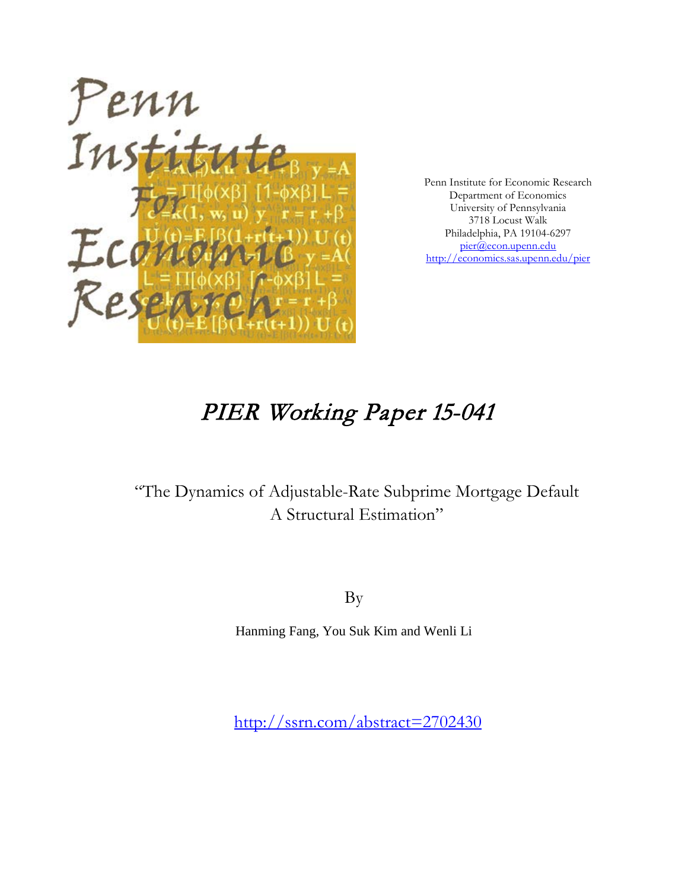Penn Institute for Economic Research
Department of Economics
University of Pennsylvania
3718 Locust Walk
Philadelphia, PA 19104-6297
pier@econ.upenn.edu
http://economics.sas.upenn.edu/pier

# *PIER Working Paper 15-041*

## "The Dynamics of Adjustable-Rate Subprime Mortgage Default A Structural Estimation"

By

Hanming Fang, You Suk Kim and Wenli Li

http://ssrn.com/abstract=2702430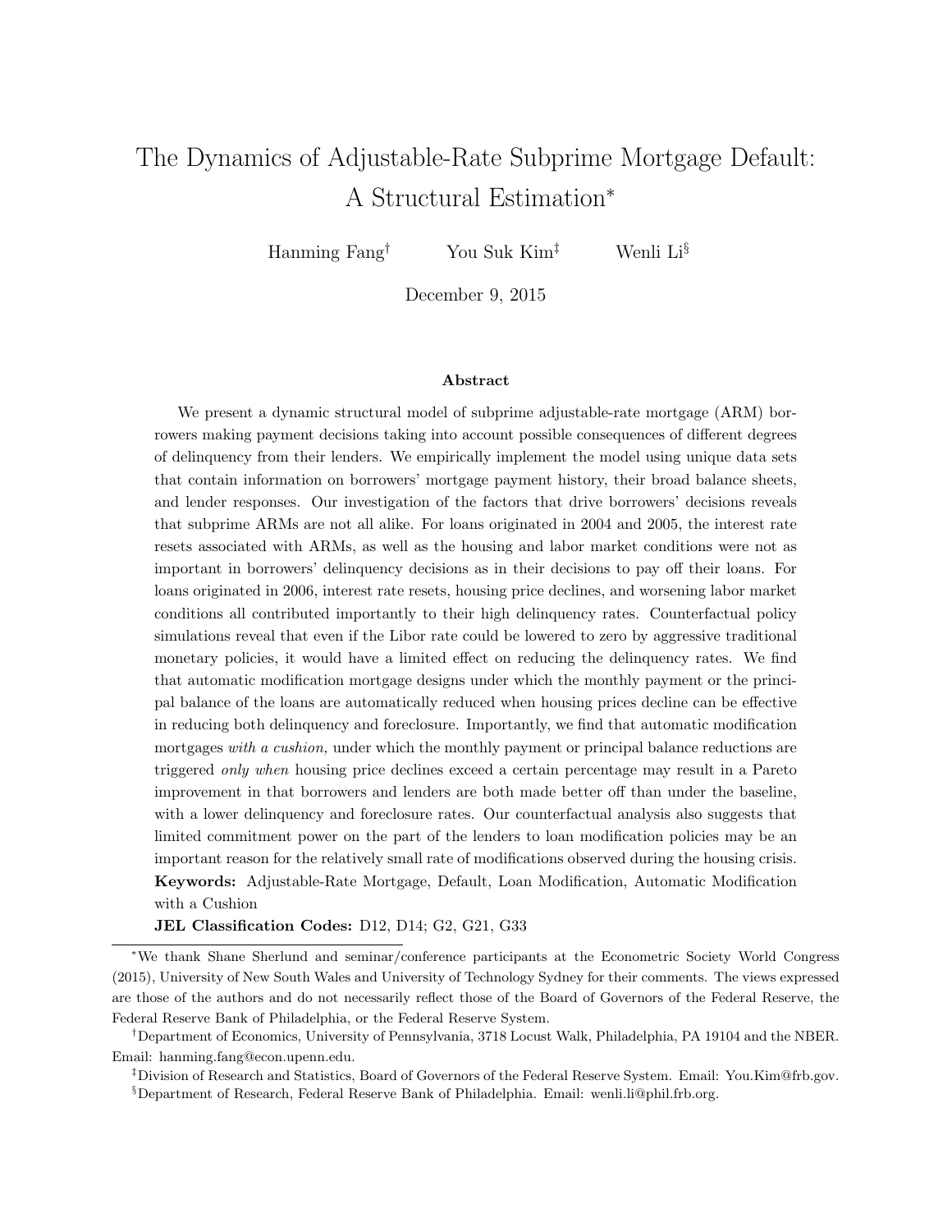# The Dynamics of Adjustable-Rate Subprime Mortgage Default: A Structural Estimation*

Hanming Fang† You Suk Kim‡ Wenli Li§

December 9, 2015

### Abstract

We present a dynamic structural model of subprime adjustable-rate mortgage (ARM) borrowers making payment decisions taking into account possible consequences of different degrees of delinquency from their lenders. We empirically implement the model using unique data sets that contain information on borrowers' mortgage payment history, their broad balance sheets, and lender responses. Our investigation of the factors that drive borrowers' decisions reveals that subprime ARMs are not all alike. For loans originated in 2004 and 2005, the interest rate resets associated with ARMs, as well as the housing and labor market conditions were not as important in borrowers' delinquency decisions as in their decisions to pay off their loans. For loans originated in 2006, interest rate resets, housing price declines, and worsening labor market conditions all contributed importantly to their high delinquency rates. Counterfactual policy simulations reveal that even if the Libor rate could be lowered to zero by aggressive traditional monetary policies, it would have a limited effect on reducing the delinquency rates. We find that automatic modification mortgage designs under which the monthly payment or the principal balance of the loans are automatically reduced when housing prices decline can be effective in reducing both delinquency and foreclosure. Importantly, we find that automatic modification mortgages *with a cushion,* under which the monthly payment or principal balance reductions are triggered *only when* housing price declines exceed a certain percentage may result in a Pareto improvement in that borrowers and lenders are both made better off than under the baseline, with a lower delinquency and foreclosure rates. Our counterfactual analysis also suggests that limited commitment power on the part of the lenders to loan modification policies may be an important reason for the relatively small rate of modifications observed during the housing crisis.

**Keywords:** Adjustable-Rate Mortgage, Default, Loan Modification, Automatic Modification with a Cushion

**JEL Classification Codes:** D12, D14; G2, G21, G33

---

*We thank Shane Sherlund and seminar/conference participants at the Econometric Society World Congress (2015), University of New South Wales and University of Technology Sydney for their comments. The views expressed are those of the authors and do not necessarily reflect those of the Board of Governors of the Federal Reserve, the Federal Reserve Bank of Philadelphia, or the Federal Reserve System.

†Department of Economics, University of Pennsylvania, 3718 Locust Walk, Philadelphia, PA 19104 and the NBER. Email: hanming.fang@econ.upenn.edu.

‡Division of Research and Statistics, Board of Governors of the Federal Reserve System. Email: You.Kim@frb.gov.

§Department of Research, Federal Reserve Bank of Philadelphia. Email: wenli.li@phil.frb.org.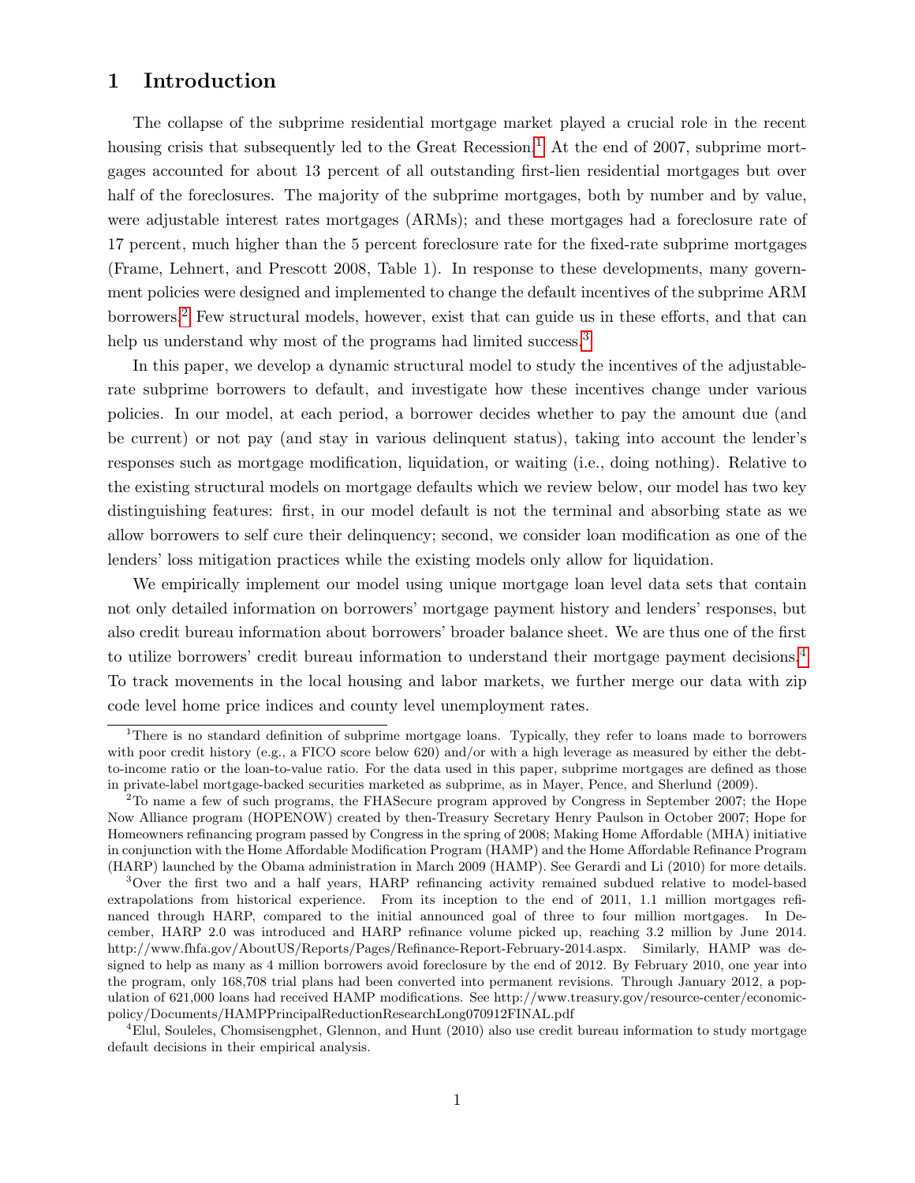# 1 Introduction

The collapse of the subprime residential mortgage market played a crucial role in the recent housing crisis that subsequently led to the Great Recession.[1] At the end of 2007, subprime mortgages accounted for about 13 percent of all outstanding first-lien residential mortgages but over half of the foreclosures. The majority of the subprime mortgages, both by number and by value, were adjustable interest rates mortgages (ARMs); and these mortgages had a foreclosure rate of 17 percent, much higher than the 5 percent foreclosure rate for the fixed-rate subprime mortgages (Frame, Lehnert, and Prescott 2008, Table 1). In response to these developments, many government policies were designed and implemented to change the default incentives of the subprime ARM borrowers.[2] Few structural models, however, exist that can guide us in these efforts, and that can help us understand why most of the programs had limited success.[3]

In this paper, we develop a dynamic structural model to study the incentives of the adjustable-rate subprime borrowers to default, and investigate how these incentives change under various policies. In our model, at each period, a borrower decides whether to pay the amount due (and be current) or not pay (and stay in various delinquent status), taking into account the lender's responses such as mortgage modification, liquidation, or waiting (i.e., doing nothing). Relative to the existing structural models on mortgage defaults which we review below, our model has two key distinguishing features: first, in our model default is not the terminal and absorbing state as we allow borrowers to self cure their delinquency; second, we consider loan modification as one of the lenders' loss mitigation practices while the existing models only allow for liquidation.

We empirically implement our model using unique mortgage loan level data sets that contain not only detailed information on borrowers' mortgage payment history and lenders' responses, but also credit bureau information about borrowers' broader balance sheet. We are thus one of the first to utilize borrowers' credit bureau information to understand their mortgage payment decisions.[4] To track movements in the local housing and labor markets, we further merge our data with zip code level home price indices and county level unemployment rates.

---

[1] There is no standard definition of subprime mortgage loans. Typically, they refer to loans made to borrowers with poor credit history (e.g., a FICO score below 620) and/or with a high leverage as measured by either the debt-to-income ratio or the loan-to-value ratio. For the data used in this paper, subprime mortgages are defined as those in private-label mortgage-backed securities marketed as subprime, as in Mayer, Pence, and Sherlund (2009).

[2] To name a few of such programs, the FHASecure program approved by Congress in September 2007; the Hope Now Alliance program (HOPENOW) created by then-Treasury Secretary Henry Paulson in October 2007; Hope for Homeowners refinancing program passed by Congress in the spring of 2008; Making Home Affordable (MHA) initiative in conjunction with the Home Affordable Modification Program (HAMP) and the Home Affordable Refinance Program (HARP) launched by the Obama administration in March 2009 (HAMP). See Gerardi and Li (2010) for more details.

[3] Over the first two and a half years, HARP refinancing activity remained subdued relative to model-based extrapolations from historical experience. From its inception to the end of 2011, 1.1 million mortgages refinanced through HARP, compared to the initial announced goal of three to four million mortgages. In December, HARP 2.0 was introduced and HARP refinance volume picked up, reaching 3.2 million by June 2014. http://www.fhfa.gov/AboutUS/Reports/Pages/Refinance-Report-February-2014.aspx. Similarly, HAMP was designed to help as many as 4 million borrowers avoid foreclosure by the end of 2012. By February 2010, one year into the program, only 168,708 trial plans had been converted into permanent revisions. Through January 2012, a population of 621,000 loans had received HAMP modifications. See http://www.treasury.gov/resource-center/economic-policy/Documents/HAMPPrincipalReductionResearchLong070912FINAL.pdf

[4] Elul, Souleles, Chomsisengphet, Glennon, and Hunt (2010) also use credit bureau information to study mortgage default decisions in their empirical analysis.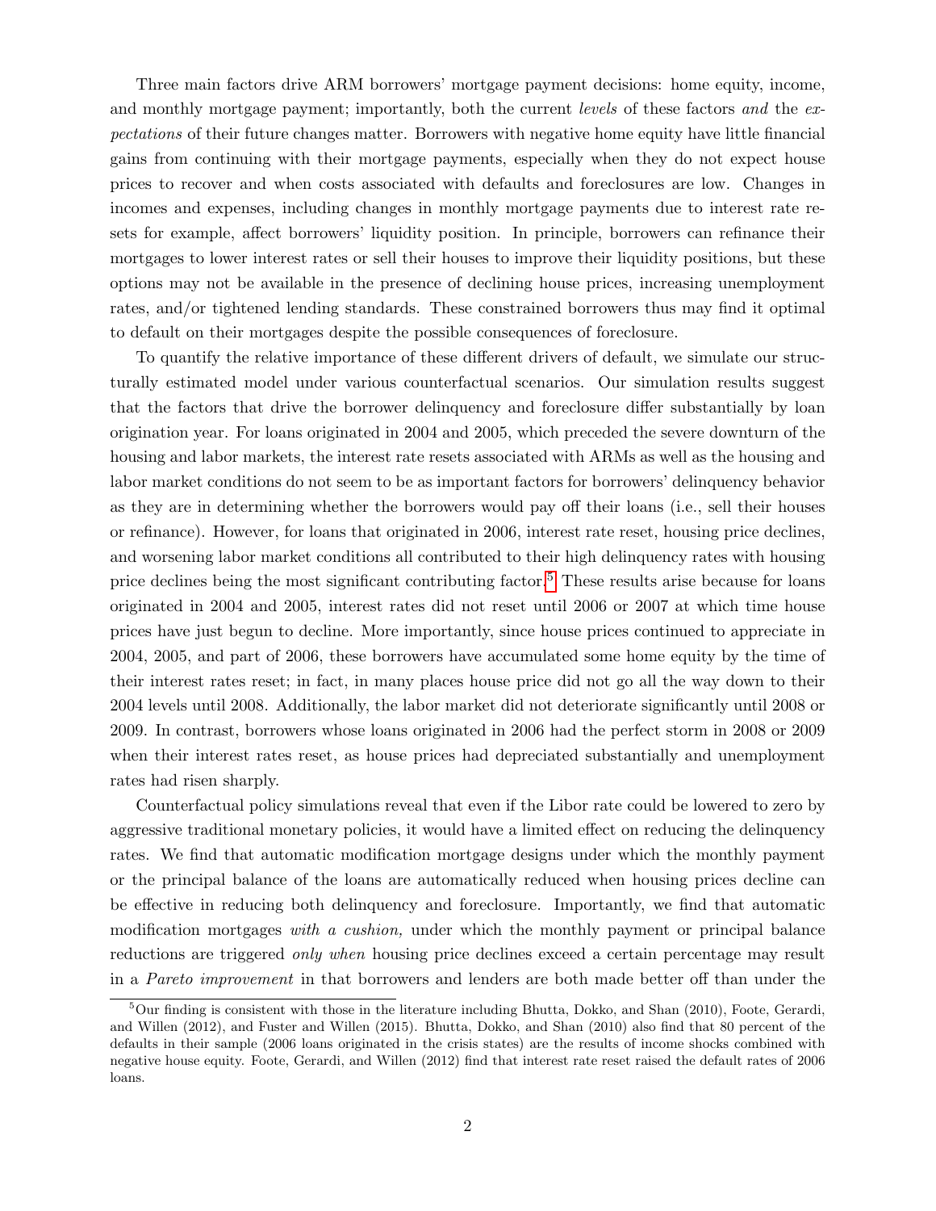Three main factors drive ARM borrowers' mortgage payment decisions: home equity, income, and monthly mortgage payment; importantly, both the current *levels* of these factors *and* the *expectations* of their future changes matter. Borrowers with negative home equity have little financial gains from continuing with their mortgage payments, especially when they do not expect house prices to recover and when costs associated with defaults and foreclosures are low. Changes in incomes and expenses, including changes in monthly mortgage payments due to interest rate resets for example, affect borrowers' liquidity position. In principle, borrowers can refinance their mortgages to lower interest rates or sell their houses to improve their liquidity positions, but these options may not be available in the presence of declining house prices, increasing unemployment rates, and/or tightened lending standards. These constrained borrowers thus may find it optimal to default on their mortgages despite the possible consequences of foreclosure.

To quantify the relative importance of these different drivers of default, we simulate our structurally estimated model under various counterfactual scenarios. Our simulation results suggest that the factors that drive the borrower delinquency and foreclosure differ substantially by loan origination year. For loans originated in 2004 and 2005, which preceded the severe downturn of the housing and labor markets, the interest rate resets associated with ARMs as well as the housing and labor market conditions do not seem to be as important factors for borrowers' delinquency behavior as they are in determining whether the borrowers would pay off their loans (i.e., sell their houses or refinance). However, for loans that originated in 2006, interest rate reset, housing price declines, and worsening labor market conditions all contributed to their high delinquency rates with housing price declines being the most significant contributing factor.[5] These results arise because for loans originated in 2004 and 2005, interest rates did not reset until 2006 or 2007 at which time house prices have just begun to decline. More importantly, since house prices continued to appreciate in 2004, 2005, and part of 2006, these borrowers have accumulated some home equity by the time of their interest rates reset; in fact, in many places house price did not go all the way down to their 2004 levels until 2008. Additionally, the labor market did not deteriorate significantly until 2008 or 2009. In contrast, borrowers whose loans originated in 2006 had the perfect storm in 2008 or 2009 when their interest rates reset, as house prices had depreciated substantially and unemployment rates had risen sharply.

Counterfactual policy simulations reveal that even if the Libor rate could be lowered to zero by aggressive traditional monetary policies, it would have a limited effect on reducing the delinquency rates. We find that automatic modification mortgage designs under which the monthly payment or the principal balance of the loans are automatically reduced when housing prices decline can be effective in reducing both delinquency and foreclosure. Importantly, we find that automatic modification mortgages *with a cushion,* under which the monthly payment or principal balance reductions are triggered *only when* housing price declines exceed a certain percentage may result in a *Pareto improvement* in that borrowers and lenders are both made better off than under the

[5] Our finding is consistent with those in the literature including Bhutta, Dokko, and Shan (2010), Foote, Gerardi, and Willen (2012), and Fuster and Willen (2015). Bhutta, Dokko, and Shan (2010) also find that 80 percent of the defaults in their sample (2006 loans originated in the crisis states) are the results of income shocks combined with negative house equity. Foote, Gerardi, and Willen (2012) find that interest rate reset raised the default rates of 2006 loans.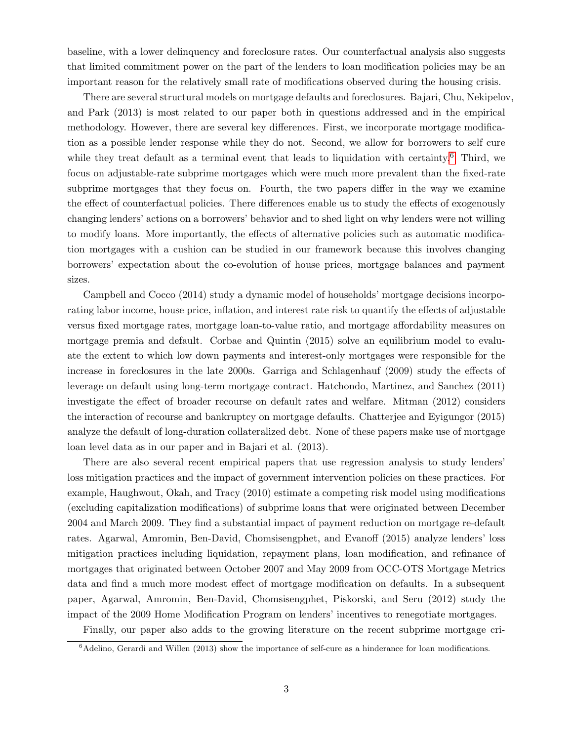baseline, with a lower delinquency and foreclosure rates. Our counterfactual analysis also suggests that limited commitment power on the part of the lenders to loan modification policies may be an important reason for the relatively small rate of modifications observed during the housing crisis.

There are several structural models on mortgage defaults and foreclosures. Bajari, Chu, Nekipelov, and Park (2013) is most related to our paper both in questions addressed and in the empirical methodology. However, there are several key differences. First, we incorporate mortgage modification as a possible lender response while they do not. Second, we allow for borrowers to self cure while they treat default as a terminal event that leads to liquidation with certainty.[6] Third, we focus on adjustable-rate subprime mortgages which were much more prevalent than the fixed-rate subprime mortgages that they focus on. Fourth, the two papers differ in the way we examine the effect of counterfactual policies. There differences enable us to study the effects of exogenously changing lenders' actions on a borrowers' behavior and to shed light on why lenders were not willing to modify loans. More importantly, the effects of alternative policies such as automatic modification mortgages with a cushion can be studied in our framework because this involves changing borrowers' expectation about the co-evolution of house prices, mortgage balances and payment sizes.

Campbell and Cocco (2014) study a dynamic model of households' mortgage decisions incorporating labor income, house price, inflation, and interest rate risk to quantify the effects of adjustable versus fixed mortgage rates, mortgage loan-to-value ratio, and mortgage affordability measures on mortgage premia and default. Corbae and Quintin (2015) solve an equilibrium model to evaluate the extent to which low down payments and interest-only mortgages were responsible for the increase in foreclosures in the late 2000s. Garriga and Schlagenhauf (2009) study the effects of leverage on default using long-term mortgage contract. Hatchondo, Martinez, and Sanchez (2011) investigate the effect of broader recourse on default rates and welfare. Mitman (2012) considers the interaction of recourse and bankruptcy on mortgage defaults. Chatterjee and Eyigungor (2015) analyze the default of long-duration collateralized debt. None of these papers make use of mortgage loan level data as in our paper and in Bajari et al. (2013).

There are also several recent empirical papers that use regression analysis to study lenders' loss mitigation practices and the impact of government intervention policies on these practices. For example, Haughwout, Okah, and Tracy (2010) estimate a competing risk model using modifications (excluding capitalization modifications) of subprime loans that were originated between December 2004 and March 2009. They find a substantial impact of payment reduction on mortgage re-default rates. Agarwal, Amromin, Ben-David, Chomsisengphet, and Evanoff (2015) analyze lenders' loss mitigation practices including liquidation, repayment plans, loan modification, and refinance of mortgages that originated between October 2007 and May 2009 from OCC-OTS Mortgage Metrics data and find a much more modest effect of mortgage modification on defaults. In a subsequent paper, Agarwal, Amromin, Ben-David, Chomsisengphet, Piskorski, and Seru (2012) study the impact of the 2009 Home Modification Program on lenders' incentives to renegotiate mortgages.

Finally, our paper also adds to the growing literature on the recent subprime mortgage cri-

[6] Adelino, Gerardi and Willen (2013) show the importance of self-cure as a hinderance for loan modifications.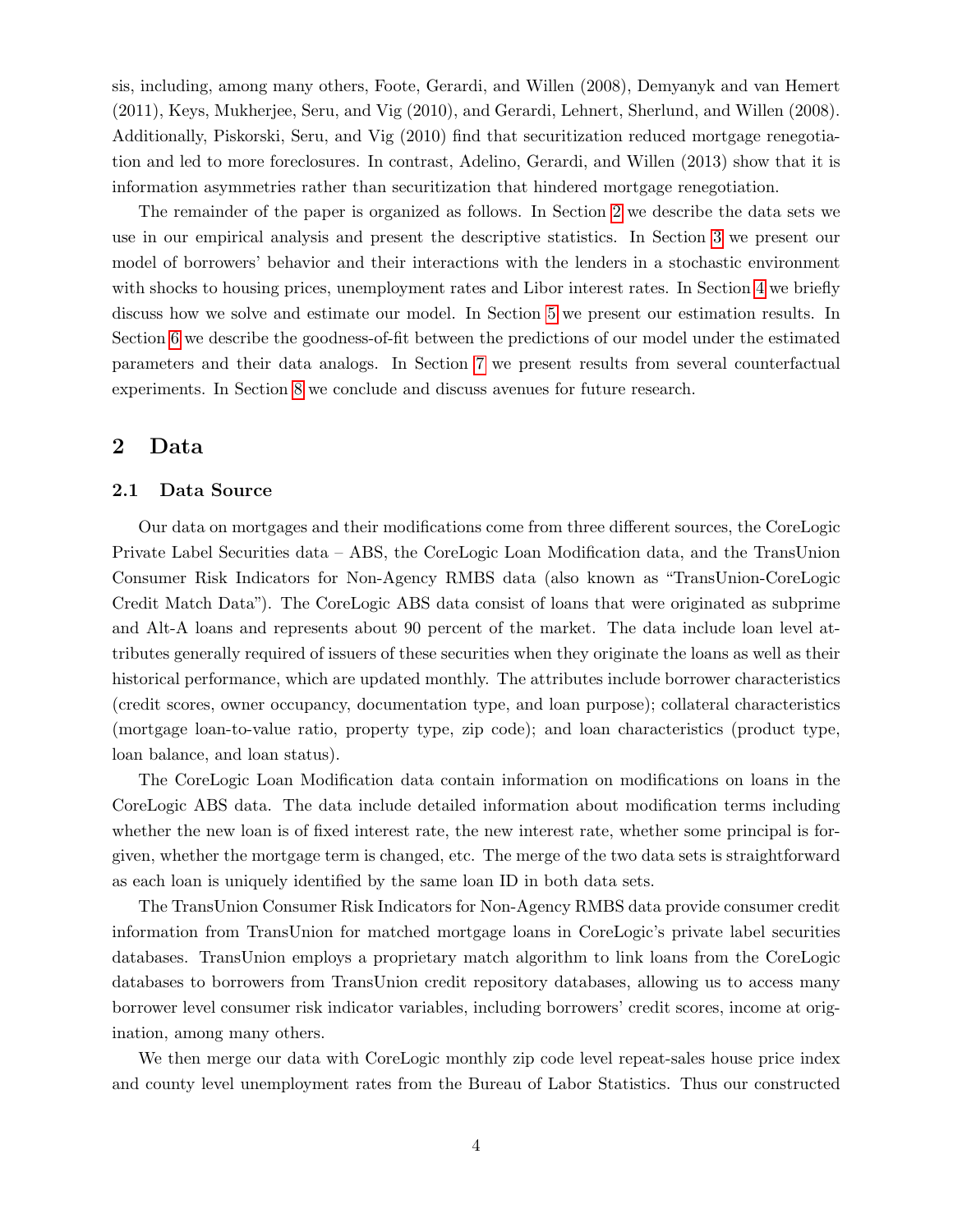sis, including, among many others, Foote, Gerardi, and Willen (2008), Demyanyk and van Hemert (2011), Keys, Mukherjee, Seru, and Vig (2010), and Gerardi, Lehnert, Sherlund, and Willen (2008). Additionally, Piskorski, Seru, and Vig (2010) find that securitization reduced mortgage renegotiation and led to more foreclosures. In contrast, Adelino, Gerardi, and Willen (2013) show that it is information asymmetries rather than securitization that hindered mortgage renegotiation.

The remainder of the paper is organized as follows. In Section 2 we describe the data sets we use in our empirical analysis and present the descriptive statistics. In Section 3 we present our model of borrowers' behavior and their interactions with the lenders in a stochastic environment with shocks to housing prices, unemployment rates and Libor interest rates. In Section 4 we briefly discuss how we solve and estimate our model. In Section 5 we present our estimation results. In Section 6 we describe the goodness-of-fit between the predictions of our model under the estimated parameters and their data analogs. In Section 7 we present results from several counterfactual experiments. In Section 8 we conclude and discuss avenues for future research.

# 2 Data

## 2.1 Data Source

Our data on mortgages and their modifications come from three different sources, the CoreLogic Private Label Securities data – ABS, the CoreLogic Loan Modification data, and the TransUnion Consumer Risk Indicators for Non-Agency RMBS data (also known as "TransUnion-CoreLogic Credit Match Data"). The CoreLogic ABS data consist of loans that were originated as subprime and Alt-A loans and represents about 90 percent of the market. The data include loan level attributes generally required of issuers of these securities when they originate the loans as well as their historical performance, which are updated monthly. The attributes include borrower characteristics (credit scores, owner occupancy, documentation type, and loan purpose); collateral characteristics (mortgage loan-to-value ratio, property type, zip code); and loan characteristics (product type, loan balance, and loan status).

The CoreLogic Loan Modification data contain information on modifications on loans in the CoreLogic ABS data. The data include detailed information about modification terms including whether the new loan is of fixed interest rate, the new interest rate, whether some principal is forgiven, whether the mortgage term is changed, etc. The merge of the two data sets is straightforward as each loan is uniquely identified by the same loan ID in both data sets.

The TransUnion Consumer Risk Indicators for Non-Agency RMBS data provide consumer credit information from TransUnion for matched mortgage loans in CoreLogic's private label securities databases. TransUnion employs a proprietary match algorithm to link loans from the CoreLogic databases to borrowers from TransUnion credit repository databases, allowing us to access many borrower level consumer risk indicator variables, including borrowers' credit scores, income at origination, among many others.

We then merge our data with CoreLogic monthly zip code level repeat-sales house price index and county level unemployment rates from the Bureau of Labor Statistics. Thus our constructed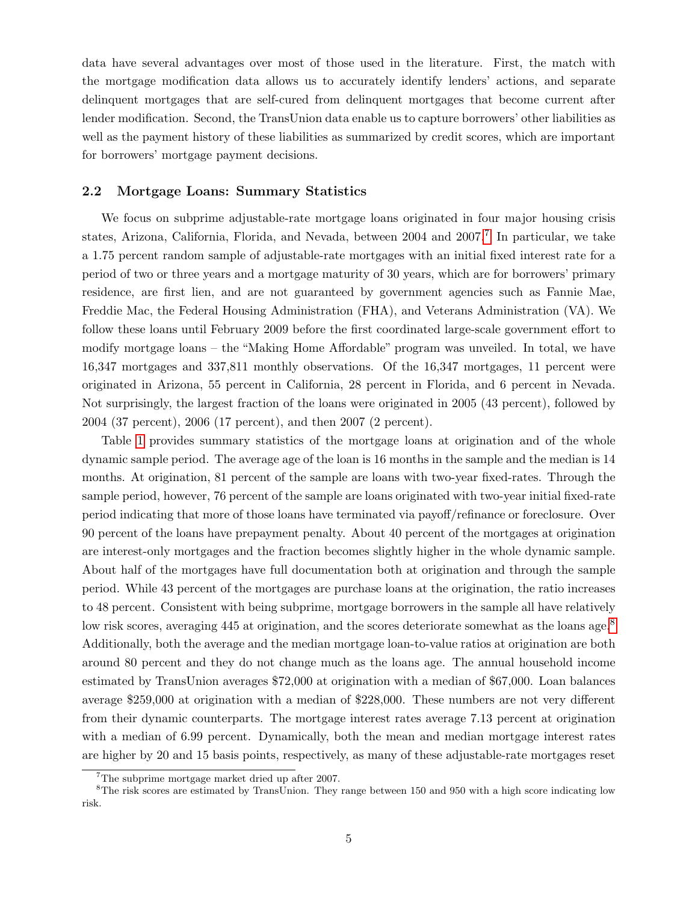data have several advantages over most of those used in the literature. First, the match with the mortgage modification data allows us to accurately identify lenders' actions, and separate delinquent mortgages that are self-cured from delinquent mortgages that become current after lender modification. Second, the TransUnion data enable us to capture borrowers' other liabilities as well as the payment history of these liabilities as summarized by credit scores, which are important for borrowers' mortgage payment decisions.

## 2.2 Mortgage Loans: Summary Statistics

We focus on subprime adjustable-rate mortgage loans originated in four major housing crisis states, Arizona, California, Florida, and Nevada, between 2004 and 2007.[7] In particular, we take a 1.75 percent random sample of adjustable-rate mortgages with an initial fixed interest rate for a period of two or three years and a mortgage maturity of 30 years, which are for borrowers' primary residence, are first lien, and are not guaranteed by government agencies such as Fannie Mae, Freddie Mac, the Federal Housing Administration (FHA), and Veterans Administration (VA). We follow these loans until February 2009 before the first coordinated large-scale government effort to modify mortgage loans – the "Making Home Affordable" program was unveiled. In total, we have 16,347 mortgages and 337,811 monthly observations. Of the 16,347 mortgages, 11 percent were originated in Arizona, 55 percent in California, 28 percent in Florida, and 6 percent in Nevada. Not surprisingly, the largest fraction of the loans were originated in 2005 (43 percent), followed by 2004 (37 percent), 2006 (17 percent), and then 2007 (2 percent).

Table 1 provides summary statistics of the mortgage loans at origination and of the whole dynamic sample period. The average age of the loan is 16 months in the sample and the median is 14 months. At origination, 81 percent of the sample are loans with two-year fixed-rates. Through the sample period, however, 76 percent of the sample are loans originated with two-year initial fixed-rate period indicating that more of those loans have terminated via payoff/refinance or foreclosure. Over 90 percent of the loans have prepayment penalty. About 40 percent of the mortgages at origination are interest-only mortgages and the fraction becomes slightly higher in the whole dynamic sample. About half of the mortgages have full documentation both at origination and through the sample period. While 43 percent of the mortgages are purchase loans at the origination, the ratio increases to 48 percent. Consistent with being subprime, mortgage borrowers in the sample all have relatively low risk scores, averaging 445 at origination, and the scores deteriorate somewhat as the loans age.[8] Additionally, both the average and the median mortgage loan-to-value ratios at origination are both around 80 percent and they do not change much as the loans age. The annual household income estimated by TransUnion averages $72,000 at origination with a median of $67,000. Loan balances average $259,000 at origination with a median of $228,000. These numbers are not very different from their dynamic counterparts. The mortgage interest rates average 7.13 percent at origination with a median of 6.99 percent. Dynamically, both the mean and median mortgage interest rates are higher by 20 and 15 basis points, respectively, as many of these adjustable-rate mortgages reset

[7] The subprime mortgage market dried up after 2007.

[8] The risk scores are estimated by TransUnion. They range between 150 and 950 with a high score indicating low risk.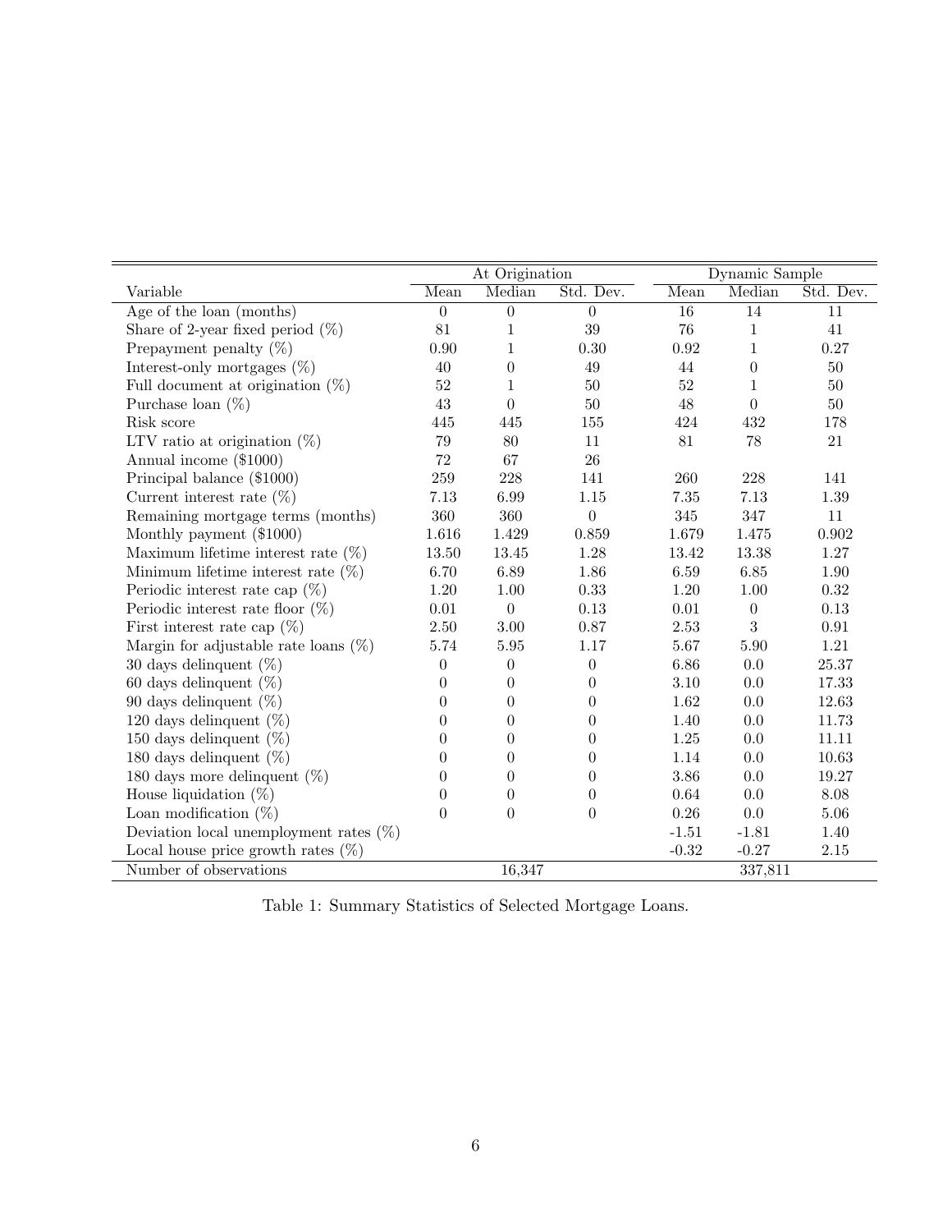| Variable | At Origination | | | Dynamic Sample | | |
|---|---|---|---|---|---|---|
| | Mean | Median | Std. Dev. | Mean | Median | Std. Dev. |
| Age of the loan (months) | 0 | 0 | 0 | 16 | 14 | 11 |
| Share of 2-year fixed period (%) | 81 | 1 | 39 | 76 | 1 | 41 |
| Prepayment penalty (%) | 0.90 | 1 | 0.30 | 0.92 | 1 | 0.27 |
| Interest-only mortgages (%) | 40 | 0 | 49 | 44 | 0 | 50 |
| Full document at origination (%) | 52 | 1 | 50 | 52 | 1 | 50 |
| Purchase loan (%) | 43 | 0 | 50 | 48 | 0 | 50 |
| Risk score | 445 | 445 | 155 | 424 | 432 | 178 |
| LTV ratio at origination (%) | 79 | 80 | 11 | 81 | 78 | 21 |
| Annual income ($1000) | 72 | 67 | 26 | | | |
| Principal balance ($1000) | 259 | 228 | 141 | 260 | 228 | 141 |
| Current interest rate (%) | 7.13 | 6.99 | 1.15 | 7.35 | 7.13 | 1.39 |
| Remaining mortgage terms (months) | 360 | 360 | 0 | 345 | 347 | 11 |
| Monthly payment ($1000) | 1.616 | 1.429 | 0.859 | 1.679 | 1.475 | 0.902 |
| Maximum lifetime interest rate (%) | 13.50 | 13.45 | 1.28 | 13.42 | 13.38 | 1.27 |
| Minimum lifetime interest rate (%) | 6.70 | 6.89 | 1.86 | 6.59 | 6.85 | 1.90 |
| Periodic interest rate cap (%) | 1.20 | 1.00 | 0.33 | 1.20 | 1.00 | 0.32 |
| Periodic interest rate floor (%) | 0.01 | 0 | 0.13 | 0.01 | 0 | 0.13 |
| First interest rate cap (%) | 2.50 | 3.00 | 0.87 | 2.53 | 3 | 0.91 |
| Margin for adjustable rate loans (%) | 5.74 | 5.95 | 1.17 | 5.67 | 5.90 | 1.21 |
| 30 days delinquent (%) | 0 | 0 | 0 | 6.86 | 0.0 | 25.37 |
| 60 days delinquent (%) | 0 | 0 | 0 | 3.10 | 0.0 | 17.33 |
| 90 days delinquent (%) | 0 | 0 | 0 | 1.62 | 0.0 | 12.63 |
| 120 days delinquent (%) | 0 | 0 | 0 | 1.40 | 0.0 | 11.73 |
| 150 days delinquent (%) | 0 | 0 | 0 | 1.25 | 0.0 | 11.11 |
| 180 days delinquent (%) | 0 | 0 | 0 | 1.14 | 0.0 | 10.63 |
| 180 days more delinquent (%) | 0 | 0 | 0 | 3.86 | 0.0 | 19.27 |
| House liquidation (%) | 0 | 0 | 0 | 0.64 | 0.0 | 8.08 |
| Loan modification (%) | 0 | 0 | 0 | 0.26 | 0.0 | 5.06 |
| Deviation local unemployment rates (%) | | | | -1.51 | -1.81 | 1.40 |
| Local house price growth rates (%) | | | | -0.32 | -0.27 | 2.15 |
| Number of observations | | 16,347 | | | 337,811 | |

Table 1: Summary Statistics of Selected Mortgage Loans.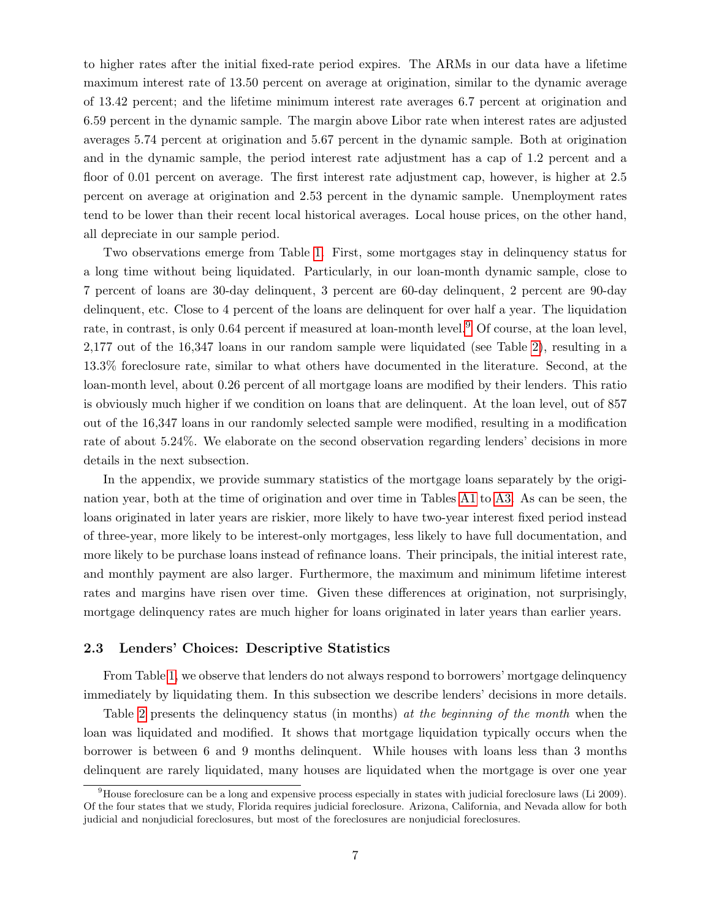to higher rates after the initial fixed-rate period expires. The ARMs in our data have a lifetime maximum interest rate of 13.50 percent on average at origination, similar to the dynamic average of 13.42 percent; and the lifetime minimum interest rate averages 6.7 percent at origination and 6.59 percent in the dynamic sample. The margin above Libor rate when interest rates are adjusted averages 5.74 percent at origination and 5.67 percent in the dynamic sample. Both at origination and in the dynamic sample, the period interest rate adjustment has a cap of 1.2 percent and a floor of 0.01 percent on average. The first interest rate adjustment cap, however, is higher at 2.5 percent on average at origination and 2.53 percent in the dynamic sample. Unemployment rates tend to be lower than their recent local historical averages. Local house prices, on the other hand, all depreciate in our sample period.

Two observations emerge from Table 1. First, some mortgages stay in delinquency status for a long time without being liquidated. Particularly, in our loan-month dynamic sample, close to 7 percent of loans are 30-day delinquent, 3 percent are 60-day delinquent, 2 percent are 90-day delinquent, etc. Close to 4 percent of the loans are delinquent for over half a year. The liquidation rate, in contrast, is only 0.64 percent if measured at loan-month level.[9] Of course, at the loan level, 2,177 out of the 16,347 loans in our random sample were liquidated (see Table 2), resulting in a 13.3% foreclosure rate, similar to what others have documented in the literature. Second, at the loan-month level, about 0.26 percent of all mortgage loans are modified by their lenders. This ratio is obviously much higher if we condition on loans that are delinquent. At the loan level, out of 857 out of the 16,347 loans in our randomly selected sample were modified, resulting in a modification rate of about 5.24%. We elaborate on the second observation regarding lenders' decisions in more details in the next subsection.

In the appendix, we provide summary statistics of the mortgage loans separately by the origination year, both at the time of origination and over time in Tables A1 to A3. As can be seen, the loans originated in later years are riskier, more likely to have two-year interest fixed period instead of three-year, more likely to be interest-only mortgages, less likely to have full documentation, and more likely to be purchase loans instead of refinance loans. Their principals, the initial interest rate, and monthly payment are also larger. Furthermore, the maximum and minimum lifetime interest rates and margins have risen over time. Given these differences at origination, not surprisingly, mortgage delinquency rates are much higher for loans originated in later years than earlier years.

### 2.3 Lenders' Choices: Descriptive Statistics

From Table 1, we observe that lenders do not always respond to borrowers' mortgage delinquency immediately by liquidating them. In this subsection we describe lenders' decisions in more details.

Table 2 presents the delinquency status (in months) *at the beginning of the month* when the loan was liquidated and modified. It shows that mortgage liquidation typically occurs when the borrower is between 6 and 9 months delinquent. While houses with loans less than 3 months delinquent are rarely liquidated, many houses are liquidated when the mortgage is over one year

[9] House foreclosure can be a long and expensive process especially in states with judicial foreclosure laws (Li 2009). Of the four states that we study, Florida requires judicial foreclosure. Arizona, California, and Nevada allow for both judicial and nonjudicial foreclosures, but most of the foreclosures are nonjudicial foreclosures.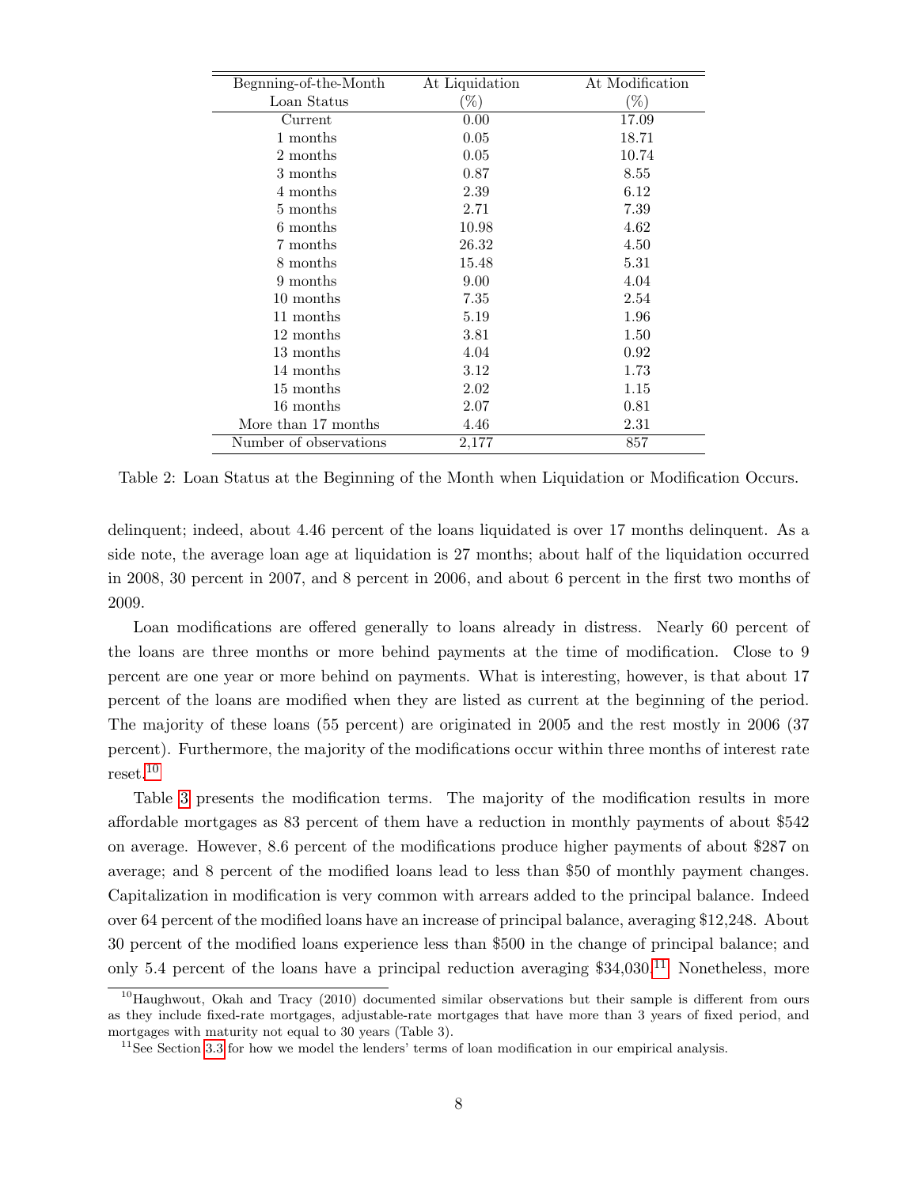| Begnning-of-the-Month Loan Status | At Liquidation (%) | At Modification (%) |
|---|---|---|
| Current | 0.00 | 17.09 |
| 1 months | 0.05 | 18.71 |
| 2 months | 0.05 | 10.74 |
| 3 months | 0.87 | 8.55 |
| 4 months | 2.39 | 6.12 |
| 5 months | 2.71 | 7.39 |
| 6 months | 10.98 | 4.62 |
| 7 months | 26.32 | 4.50 |
| 8 months | 15.48 | 5.31 |
| 9 months | 9.00 | 4.04 |
| 10 months | 7.35 | 2.54 |
| 11 months | 5.19 | 1.96 |
| 12 months | 3.81 | 1.50 |
| 13 months | 4.04 | 0.92 |
| 14 months | 3.12 | 1.73 |
| 15 months | 2.02 | 1.15 |
| 16 months | 2.07 | 0.81 |
| More than 17 months | 4.46 | 2.31 |
| Number of observations | 2,177 | 857 |

Table 2: Loan Status at the Beginning of the Month when Liquidation or Modification Occurs.

delinquent; indeed, about 4.46 percent of the loans liquidated is over 17 months delinquent. As a side note, the average loan age at liquidation is 27 months; about half of the liquidation occurred in 2008, 30 percent in 2007, and 8 percent in 2006, and about 6 percent in the first two months of 2009.

Loan modifications are offered generally to loans already in distress. Nearly 60 percent of the loans are three months or more behind payments at the time of modification. Close to 9 percent are one year or more behind on payments. What is interesting, however, is that about 17 percent of the loans are modified when they are listed as current at the beginning of the period. The majority of these loans (55 percent) are originated in 2005 and the rest mostly in 2006 (37 percent). Furthermore, the majority of the modifications occur within three months of interest rate reset.[10]

Table 3 presents the modification terms. The majority of the modification results in more affordable mortgages as 83 percent of them have a reduction in monthly payments of about $542 on average. However, 8.6 percent of the modifications produce higher payments of about $287 on average; and 8 percent of the modified loans lead to less than $50 of monthly payment changes. Capitalization in modification is very common with arrears added to the principal balance. Indeed over 64 percent of the modified loans have an increase of principal balance, averaging $12,248. About 30 percent of the modified loans experience less than $500 in the change of principal balance; and only 5.4 percent of the loans have a principal reduction averaging $34,030.[11] Nonetheless, more

[10] Haughwout, Okah and Tracy (2010) documented similar observations but their sample is different from ours as they include fixed-rate mortgages, adjustable-rate mortgages that have more than 3 years of fixed period, and mortgages with maturity not equal to 30 years (Table 3).

[11] See Section 3.3 for how we model the lenders' terms of loan modification in our empirical analysis.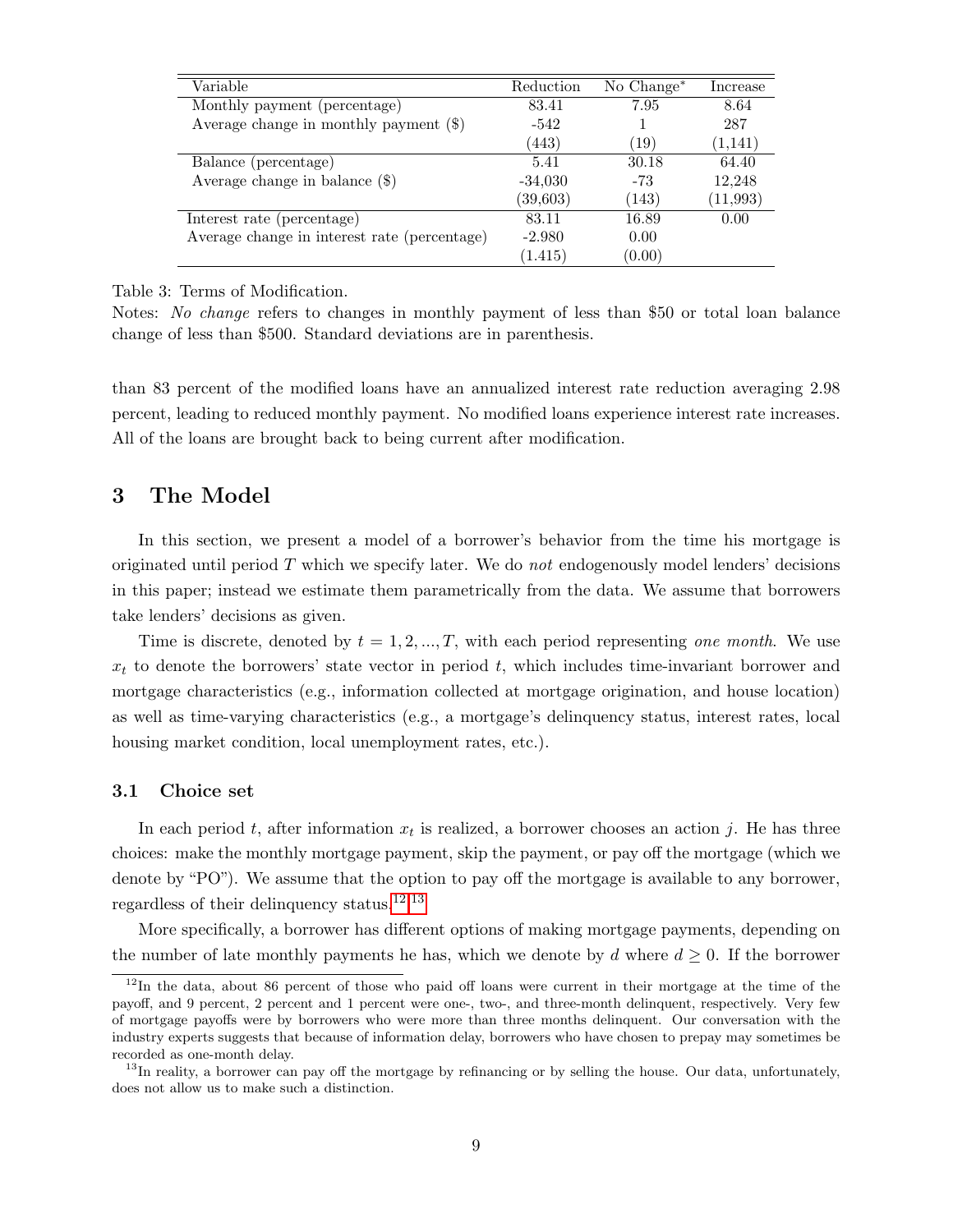| Variable | Reduction | No Change* | Increase |
|---|---|---|---|
| Monthly payment (percentage) | 83.41 | 7.95 | 8.64 |
| Average change in monthly payment ($) | -542 | 1 | 287 |
| | (443) | (19) | (1,141) |
| Balance (percentage) | 5.41 | 30.18 | 64.40 |
| Average change in balance ($) | -34,030 | -73 | 12,248 |
| | (39,603) | (143) | (11,993) |
| Interest rate (percentage) | 83.11 | 16.89 | 0.00 |
| Average change in interest rate (percentage) | -2.980 | 0.00 | |
| | (1.415) | (0.00) | |

Table 3: Terms of Modification.

Notes: *No change* refers to changes in monthly payment of less than $50 or total loan balance change of less than $500. Standard deviations are in parenthesis.

than 83 percent of the modified loans have an annualized interest rate reduction averaging 2.98 percent, leading to reduced monthly payment. No modified loans experience interest rate increases. All of the loans are brought back to being current after modification.

## 3 The Model

In this section, we present a model of a borrower's behavior from the time his mortgage is originated until period $T$ which we specify later. We do *not* endogenously model lenders' decisions in this paper; instead we estimate them parametrically from the data. We assume that borrowers take lenders' decisions as given.

Time is discrete, denoted by $t = 1, 2, ..., T$, with each period representing *one month*. We use $x_t$ to denote the borrowers' state vector in period $t$, which includes time-invariant borrower and mortgage characteristics (e.g., information collected at mortgage origination, and house location) as well as time-varying characteristics (e.g., a mortgage's delinquency status, interest rates, local housing market condition, local unemployment rates, etc.).

### 3.1 Choice set

In each period $t$, after information $x_t$ is realized, a borrower chooses an action $j$. He has three choices: make the monthly mortgage payment, skip the payment, or pay off the mortgage (which we denote by "PO"). We assume that the option to pay off the mortgage is available to any borrower, regardless of their delinquency status.[12,13]

More specifically, a borrower has different options of making mortgage payments, depending on the number of late monthly payments he has, which we denote by $d$ where $d \geq 0$. If the borrower

[12] In the data, about 86 percent of those who paid off loans were current in their mortgage at the time of the payoff, and 9 percent, 2 percent and 1 percent were one-, two-, and three-month delinquent, respectively. Very few of mortgage payoffs were by borrowers who were more than three months delinquent. Our conversation with the industry experts suggests that because of information delay, borrowers who have chosen to prepay may sometimes be recorded as one-month delay.

[13] In reality, a borrower can pay off the mortgage by refinancing or by selling the house. Our data, unfortunately, does not allow us to make such a distinction.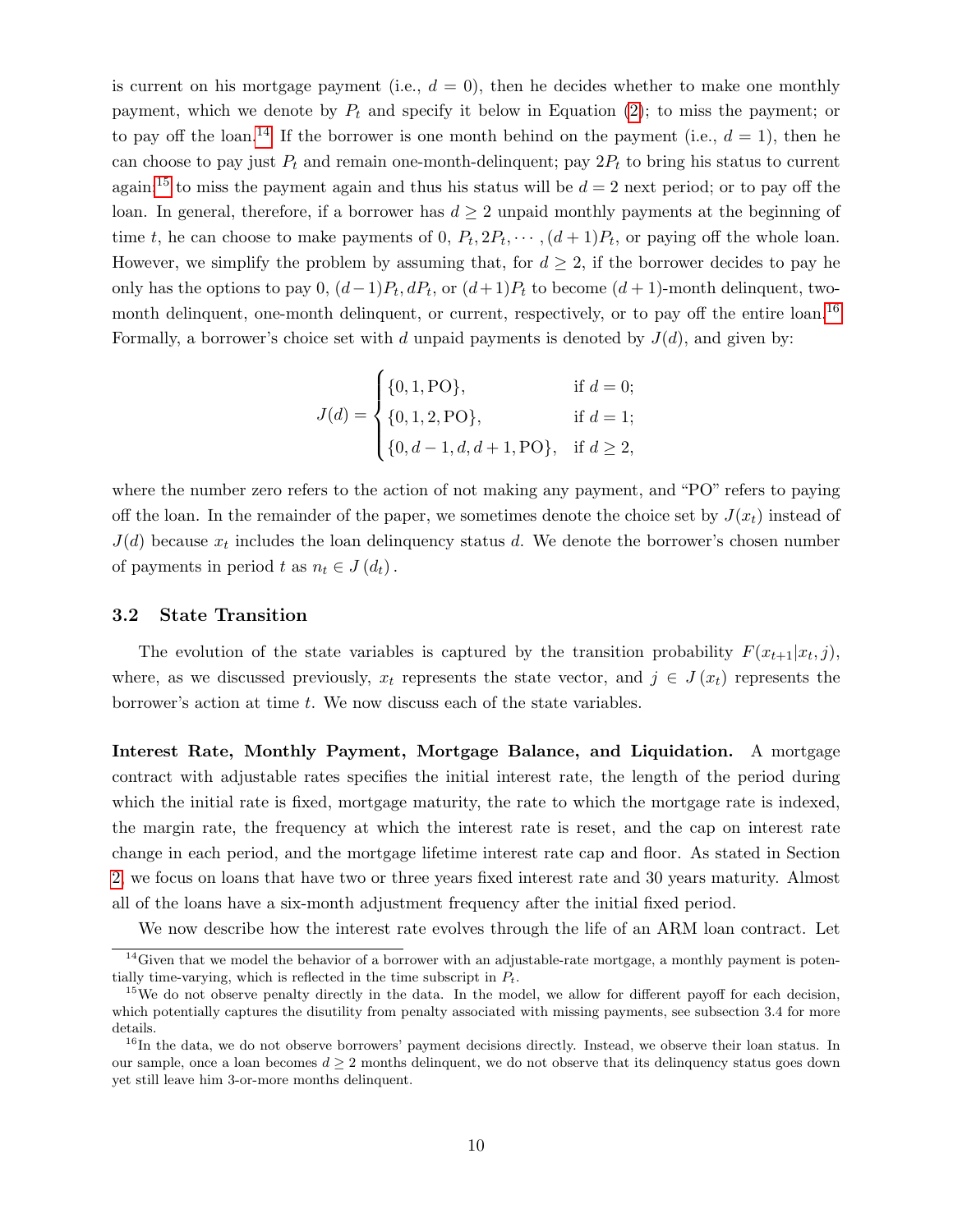is current on his mortgage payment (i.e., $d = 0$), then he decides whether to make one monthly payment, which we denote by $P_t$ and specify it below in Equation (2); to miss the payment; or to pay off the loan.[14] If the borrower is one month behind on the payment (i.e., $d = 1$), then he can choose to pay just $P_t$ and remain one-month-delinquent; pay $2P_t$ to bring his status to current again;[15] to miss the payment again and thus his status will be $d = 2$ next period; or to pay off the loan. In general, therefore, if a borrower has $d \geq 2$ unpaid monthly payments at the beginning of time $t$, he can choose to make payments of $0$, $P_t, 2P_t, \cdots, (d+1)P_t$, or paying off the whole loan. However, we simplify the problem by assuming that, for $d \geq 2$, if the borrower decides to pay he only has the options to pay $0$, $(d-1)P_t, dP_t$, or $(d+1)P_t$ to become $(d+1)$-month delinquent, two-month delinquent, one-month delinquent, or current, respectively, or to pay off the entire loan.[16] Formally, a borrower's choice set with $d$ unpaid payments is denoted by $J(d)$, and given by:

$$
J(d) = \begin{cases} \{0, 1, \text{PO}\}, & \text{if } d = 0; \\ \{0, 1, 2, \text{PO}\}, & \text{if } d = 1; \\ \{0, d-1, d, d+1, \text{PO}\}, & \text{if } d \geq 2, \end{cases}
$$

where the number zero refers to the action of not making any payment, and "PO" refers to paying off the loan. In the remainder of the paper, we sometimes denote the choice set by $J(x_t)$ instead of $J(d)$ because $x_t$ includes the loan delinquency status $d$. We denote the borrower's chosen number of payments in period $t$ as $n_t \in J(d_t)$.

### 3.2 State Transition

The evolution of the state variables is captured by the transition probability $F(x_{t+1}|x_t, j)$, where, as we discussed previously, $x_t$ represents the state vector, and $j \in J(x_t)$ represents the borrower's action at time $t$. We now discuss each of the state variables.

**Interest Rate, Monthly Payment, Mortgage Balance, and Liquidation.** A mortgage contract with adjustable rates specifies the initial interest rate, the length of the period during which the initial rate is fixed, mortgage maturity, the rate to which the mortgage rate is indexed, the margin rate, the frequency at which the interest rate is reset, and the cap on interest rate change in each period, and the mortgage lifetime interest rate cap and floor. As stated in Section 2, we focus on loans that have two or three years fixed interest rate and 30 years maturity. Almost all of the loans have a six-month adjustment frequency after the initial fixed period.

We now describe how the interest rate evolves through the life of an ARM loan contract. Let

[14] Given that we model the behavior of a borrower with an adjustable-rate mortgage, a monthly payment is potentially time-varying, which is reflected in the time subscript in $P_t$.

[15] We do not observe penalty directly in the data. In the model, we allow for different payoff for each decision, which potentially captures the disutility from penalty associated with missing payments, see subsection 3.4 for more details.

[16] In the data, we do not observe borrowers' payment decisions directly. Instead, we observe their loan status. In our sample, once a loan becomes $d \geq 2$ months delinquent, we do not observe that its delinquency status goes down yet still leave him 3-or-more months delinquent.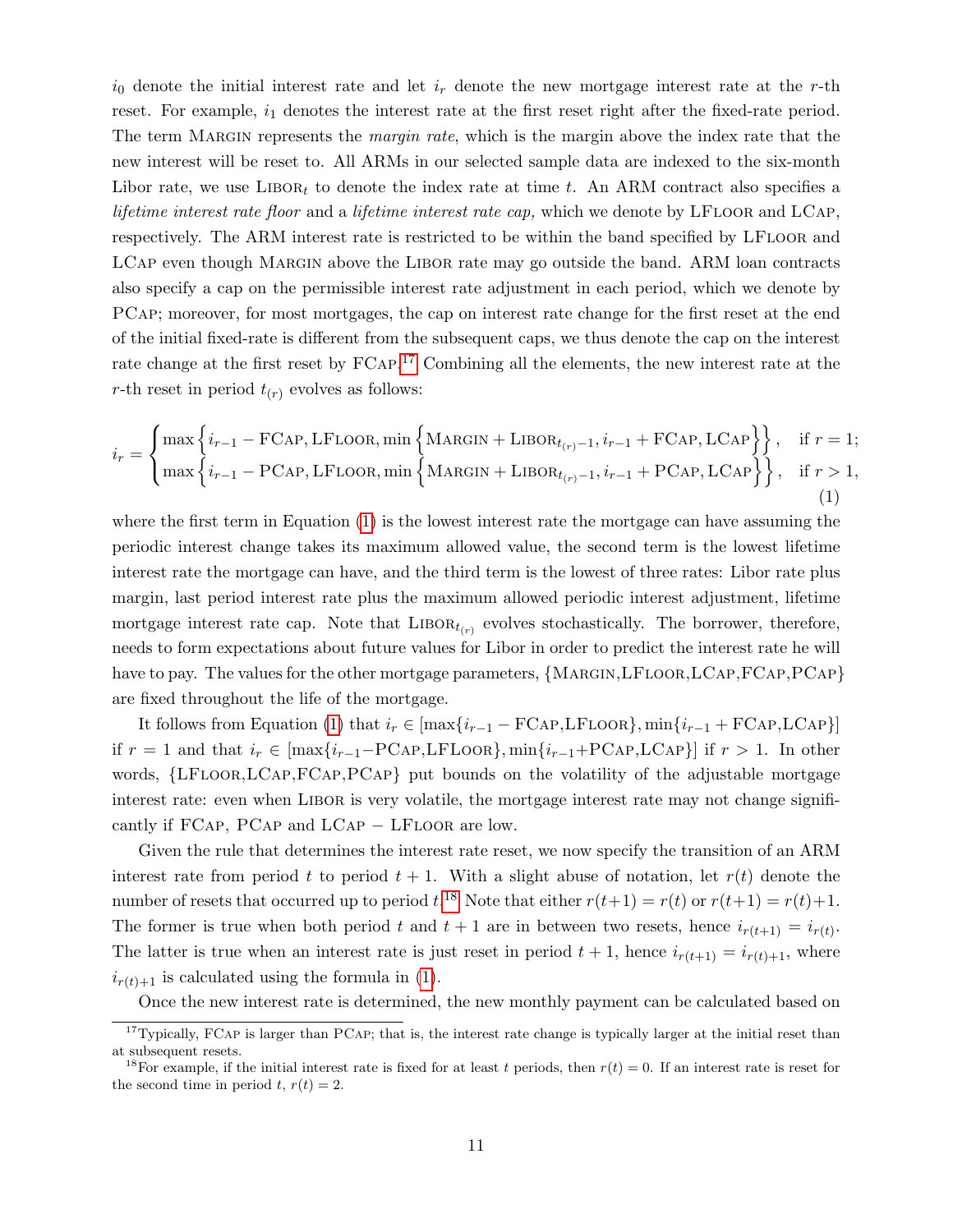$i_0$ denote the initial interest rate and let $i_r$ denote the new mortgage interest rate at the $r$-th reset. For example, $i_1$ denotes the interest rate at the first reset right after the fixed-rate period. The term MARGIN represents the *margin rate*, which is the margin above the index rate that the new interest will be reset to. All ARMs in our selected sample data are indexed to the six-month Libor rate, we use $\text{LIBOR}_t$ to denote the index rate at time $t$. An ARM contract also specifies a *lifetime interest rate floor* and a *lifetime interest rate cap,* which we denote by LFLOOR and LCAP, respectively. The ARM interest rate is restricted to be within the band specified by LFLOOR and LCAP even though MARGIN above the LIBOR rate may go outside the band. ARM loan contracts also specify a cap on the permissible interest rate adjustment in each period, which we denote by PCAP; moreover, for most mortgages, the cap on interest rate change for the first reset at the end of the initial fixed-rate is different from the subsequent caps, we thus denote the cap on the interest rate change at the first reset by FCAP.[17] Combining all the elements, the new interest rate at the $r$-th reset in period $t_{(r)}$ evolves as follows:

$$i_r = \begin{cases} \max\left\{i_{r-1} - \text{FCAP}, \text{LFLOOR}, \min\left\{\text{MARGIN} + \text{LIBOR}_{t_{(r)}-1}, i_{r-1} + \text{FCAP}, \text{LCAP}\right\}\right\}, & \text{if } r = 1; \\ \max\left\{i_{r-1} - \text{PCAP}, \text{LFLOOR}, \min\left\{\text{MARGIN} + \text{LIBOR}_{t_{(r)}-1}, i_{r-1} + \text{PCAP}, \text{LCAP}\right\}\right\}, & \text{if } r > 1, \end{cases} \tag{1}$$

where the first term in Equation (1) is the lowest interest rate the mortgage can have assuming the periodic interest change takes its maximum allowed value, the second term is the lowest lifetime interest rate the mortgage can have, and the third term is the lowest of three rates: Libor rate plus margin, last period interest rate plus the maximum allowed periodic interest adjustment, lifetime mortgage interest rate cap. Note that $\text{LIBOR}_{t_{(r)}}$ evolves stochastically. The borrower, therefore, needs to form expectations about future values for Libor in order to predict the interest rate he will have to pay. The values for the other mortgage parameters, {MARGIN,LFLOOR,LCAP,FCAP,PCAP} are fixed throughout the life of the mortgage.

It follows from Equation (1) that $i_r \in [\max\{i_{r-1} - \text{FCAP}, \text{LFLOOR}\}, \min\{i_{r-1} + \text{FCAP}, \text{LCAP}\}]$ if $r = 1$ and that $i_r \in [\max\{i_{r-1} - \text{PCAP}, \text{LFLOOR}\}, \min\{i_{r-1} + \text{PCAP}, \text{LCAP}\}]$ if $r > 1$. In other words, {LFLOOR,LCAP,FCAP,PCAP} put bounds on the volatility of the adjustable mortgage interest rate: even when LIBOR is very volatile, the mortgage interest rate may not change significantly if FCAP, PCAP and LCAP − LFLOOR are low.

Given the rule that determines the interest rate reset, we now specify the transition of an ARM interest rate from period $t$ to period $t + 1$. With a slight abuse of notation, let $r(t)$ denote the number of resets that occurred up to period $t$.[18] Note that either $r(t+1) = r(t)$ or $r(t+1) = r(t)+1$. The former is true when both period $t$ and $t + 1$ are in between two resets, hence $i_{r(t+1)} = i_{r(t)}$. The latter is true when an interest rate is just reset in period $t + 1$, hence $i_{r(t+1)} = i_{r(t)+1}$, where $i_{r(t)+1}$ is calculated using the formula in (1).

Once the new interest rate is determined, the new monthly payment can be calculated based on

[17] Typically, FCAP is larger than PCAP; that is, the interest rate change is typically larger at the initial reset than at subsequent resets.

[18] For example, if the initial interest rate is fixed for at least $t$ periods, then $r(t) = 0$. If an interest rate is reset for the second time in period $t$, $r(t) = 2$.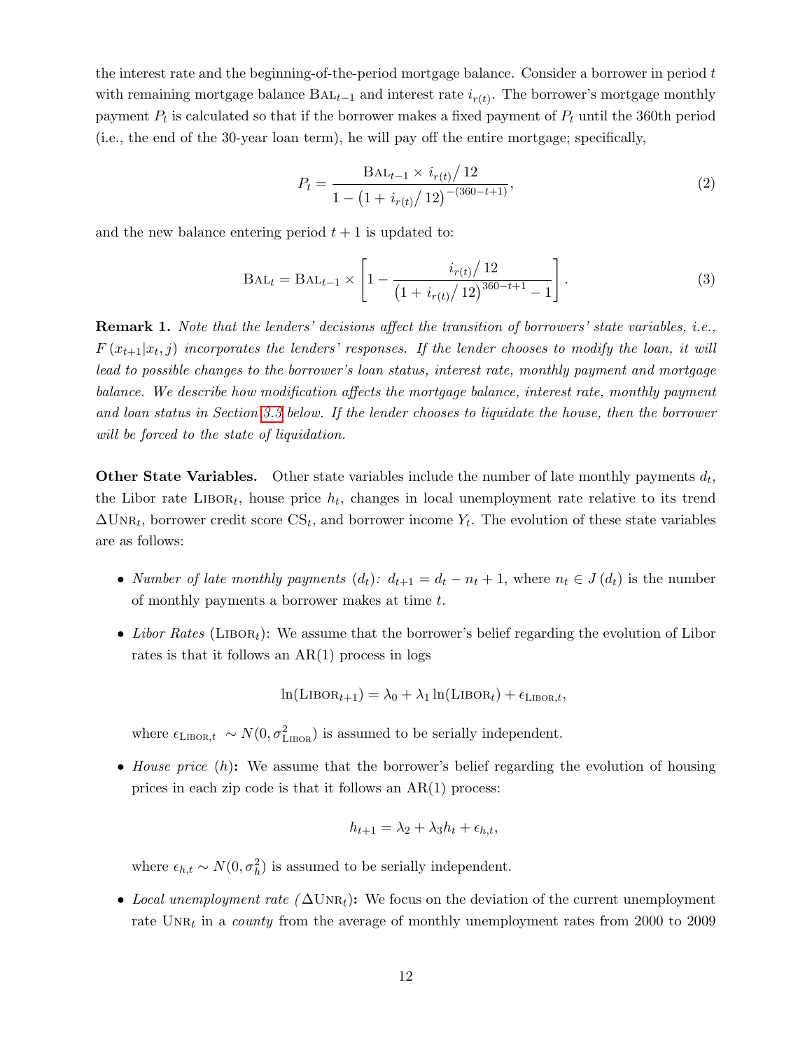the interest rate and the beginning-of-the-period mortgage balance. Consider a borrower in period $t$ with remaining mortgage balance $\text{Bal}_{t-1}$ and interest rate $i_{r(t)}$. The borrower's mortgage monthly payment $P_t$ is calculated so that if the borrower makes a fixed payment of $P_t$ until the 360th period (i.e., the end of the 30-year loan term), he will pay off the entire mortgage; specifically,

$$P_t = \frac{\text{Bal}_{t-1} \times i_{r(t)} / 12}{1 - \left(1 + i_{r(t)} / 12\right)^{-(360-t+1)}}, \tag{2}$$

and the new balance entering period $t+1$ is updated to:

$$\text{Bal}_t = \text{Bal}_{t-1} \times \left[1 - \frac{i_{r(t)} / 12}{\left(1 + i_{r(t)} / 12\right)^{360-t+1} - 1}\right]. \tag{3}$$

**Remark 1.** *Note that the lenders' decisions affect the transition of borrowers' state variables, i.e., $F(x_{t+1}|x_t, j)$ incorporates the lenders' responses. If the lender chooses to modify the loan, it will lead to possible changes to the borrower's loan status, interest rate, monthly payment and mortgage balance. We describe how modification affects the mortgage balance, interest rate, monthly payment and loan status in Section 3.3 below. If the lender chooses to liquidate the house, then the borrower will be forced to the state of liquidation.*

**Other State Variables.** Other state variables include the number of late monthly payments $d_t$, the Libor rate $\text{Libor}_t$, house price $h_t$, changes in local unemployment rate relative to its trend $\Delta\text{Unr}_t$, borrower credit score $\text{CS}_t$, and borrower income $Y_t$. The evolution of these state variables are as follows:

- *Number of late monthly payments ($d_t$):* $d_{t+1} = d_t - n_t + 1$, where $n_t \in J(d_t)$ is the number of monthly payments a borrower makes at time $t$.
- *Libor Rates* ($\text{Libor}_t$): We assume that the borrower's belief regarding the evolution of Libor rates is that it follows an AR(1) process in logs

$$\ln(\text{Libor}_{t+1}) = \lambda_0 + \lambda_1 \ln(\text{Libor}_t) + \epsilon_{\text{Libor},t},$$

  where $\epsilon_{\text{Libor},t} \sim N(0, \sigma^2_{\text{Libor}})$ is assumed to be serially independent.
- *House price* ($h$)**:** We assume that the borrower's belief regarding the evolution of housing prices in each zip code is that it follows an AR(1) process:

$$h_{t+1} = \lambda_2 + \lambda_3 h_t + \epsilon_{h,t},$$

  where $\epsilon_{h,t} \sim N(0, \sigma^2_h)$ is assumed to be serially independent.
- *Local unemployment rate ($\Delta\text{Unr}_t$)***:** We focus on the deviation of the current unemployment rate $\text{Unr}_t$ in a *county* from the average of monthly unemployment rates from 2000 to 2009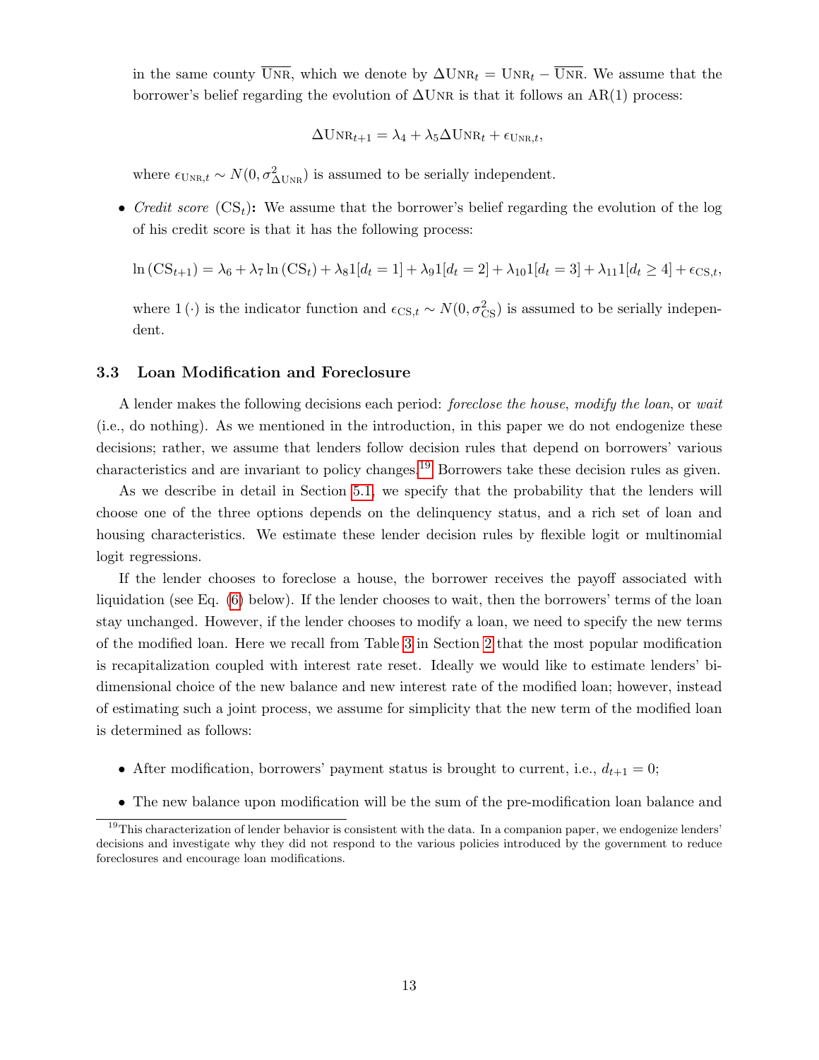in the same county $\overline{\text{UNR}}$, which we denote by $\Delta\text{UNR}_t = \text{UNR}_t - \overline{\text{UNR}}$. We assume that the borrower's belief regarding the evolution of $\Delta$UNR is that it follows an AR(1) process:

$$\Delta\text{UNR}_{t+1} = \lambda_4 + \lambda_5 \Delta\text{UNR}_t + \epsilon_{\text{UNR},t},$$

where $\epsilon_{\text{UNR},t} \sim N(0, \sigma^2_{\Delta\text{UNR}})$ is assumed to be serially independent.

- *Credit score* ($\text{CS}_t$)**:** We assume that the borrower's belief regarding the evolution of the log of his credit score is that it has the following process:

$$\ln(\text{CS}_{t+1}) = \lambda_6 + \lambda_7 \ln(\text{CS}_t) + \lambda_8 1[d_t = 1] + \lambda_9 1[d_t = 2] + \lambda_{10} 1[d_t = 3] + \lambda_{11} 1[d_t \geq 4] + \epsilon_{\text{CS},t},$$

  where $1(\cdot)$ is the indicator function and $\epsilon_{\text{CS},t} \sim N(0, \sigma^2_{\text{CS}})$ is assumed to be serially independent.

### 3.3 Loan Modification and Foreclosure

A lender makes the following decisions each period: *foreclose the house*, *modify the loan*, or *wait* (i.e., do nothing). As we mentioned in the introduction, in this paper we do not endogenize these decisions; rather, we assume that lenders follow decision rules that depend on borrowers' various characteristics and are invariant to policy changes.[19] Borrowers take these decision rules as given.

As we describe in detail in Section 5.1, we specify that the probability that the lenders will choose one of the three options depends on the delinquency status, and a rich set of loan and housing characteristics. We estimate these lender decision rules by flexible logit or multinomial logit regressions.

If the lender chooses to foreclose a house, the borrower receives the payoff associated with liquidation (see Eq. (6) below). If the lender chooses to wait, then the borrowers' terms of the loan stay unchanged. However, if the lender chooses to modify a loan, we need to specify the new terms of the modified loan. Here we recall from Table 3 in Section 2 that the most popular modification is recapitalization coupled with interest rate reset. Ideally we would like to estimate lenders' bi-dimensional choice of the new balance and new interest rate of the modified loan; however, instead of estimating such a joint process, we assume for simplicity that the new term of the modified loan is determined as follows:

- After modification, borrowers' payment status is brought to current, i.e., $d_{t+1} = 0$;
- The new balance upon modification will be the sum of the pre-modification loan balance and

[19] This characterization of lender behavior is consistent with the data. In a companion paper, we endogenize lenders' decisions and investigate why they did not respond to the various policies introduced by the government to reduce foreclosures and encourage loan modifications.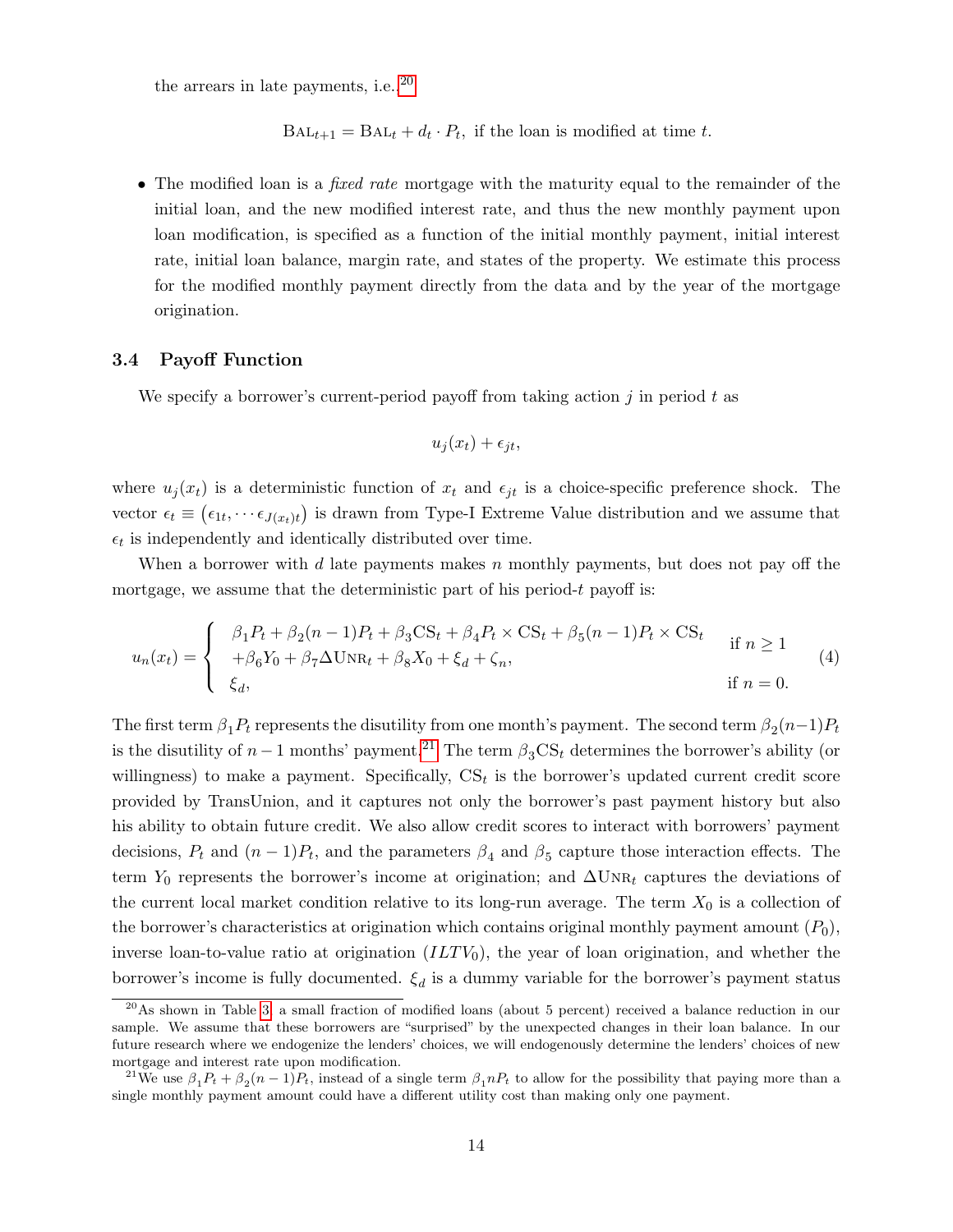the arrears in late payments, i.e.[20]

$$\text{BAL}_{t+1} = \text{BAL}_t + d_t \cdot P_t, \text{ if the loan is modified at time } t.$$

- The modified loan is a *fixed rate* mortgage with the maturity equal to the remainder of the initial loan, and the new modified interest rate, and thus the new monthly payment upon loan modification, is specified as a function of the initial monthly payment, initial interest rate, initial loan balance, margin rate, and states of the property. We estimate this process for the modified monthly payment directly from the data and by the year of the mortgage origination.

### 3.4 Payoff Function

We specify a borrower's current-period payoff from taking action $j$ in period $t$ as

$$u_j(x_t) + \epsilon_{jt},$$

where $u_j(x_t)$ is a deterministic function of $x_t$ and $\epsilon_{jt}$ is a choice-specific preference shock. The vector $\epsilon_t \equiv \left(\epsilon_{1t}, \cdots \epsilon_{J(x_t)t}\right)$ is drawn from Type-I Extreme Value distribution and we assume that $\epsilon_t$ is independently and identically distributed over time.

When a borrower with $d$ late payments makes $n$ monthly payments, but does not pay off the mortgage, we assume that the deterministic part of his period-$t$ payoff is:

$$u_n(x_t) = \begin{cases} \beta_1 P_t + \beta_2 (n-1) P_t + \beta_3 \text{CS}_t + \beta_4 P_t \times \text{CS}_t + \beta_5 (n-1) P_t \times \text{CS}_t & \text{if } n \geq 1 \\ +\beta_6 Y_0 + \beta_7 \Delta\text{UNR}_t + \beta_8 X_0 + \xi_d + \zeta_n, & \\ \xi_d, & \text{if } n = 0. \end{cases} \tag{4}$$

The first term $\beta_1 P_t$ represents the disutility from one month's payment. The second term $\beta_2(n-1)P_t$ is the disutility of $n-1$ months' payment.[21] The term $\beta_3 \text{CS}_t$ determines the borrower's ability (or willingness) to make a payment. Specifically, $\text{CS}_t$ is the borrower's updated current credit score provided by TransUnion, and it captures not only the borrower's past payment history but also his ability to obtain future credit. We also allow credit scores to interact with borrowers' payment decisions, $P_t$ and $(n-1)P_t$, and the parameters $\beta_4$ and $\beta_5$ capture those interaction effects. The term $Y_0$ represents the borrower's income at origination; and $\Delta\text{UNR}_t$ captures the deviations of the current local market condition relative to its long-run average. The term $X_0$ is a collection of the borrower's characteristics at origination which contains original monthly payment amount ($P_0$), inverse loan-to-value ratio at origination ($ILTV_0$), the year of loan origination, and whether the borrower's income is fully documented. $\xi_d$ is a dummy variable for the borrower's payment status

[20] As shown in Table 3, a small fraction of modified loans (about 5 percent) received a balance reduction in our sample. We assume that these borrowers are "surprised" by the unexpected changes in their loan balance. In our future research where we endogenize the lenders' choices, we will endogenously determine the lenders' choices of new mortgage and interest rate upon modification.

[21] We use $\beta_1 P_t + \beta_2(n-1)P_t$, instead of a single term $\beta_1 n P_t$ to allow for the possibility that paying more than a single monthly payment amount could have a different utility cost than making only one payment.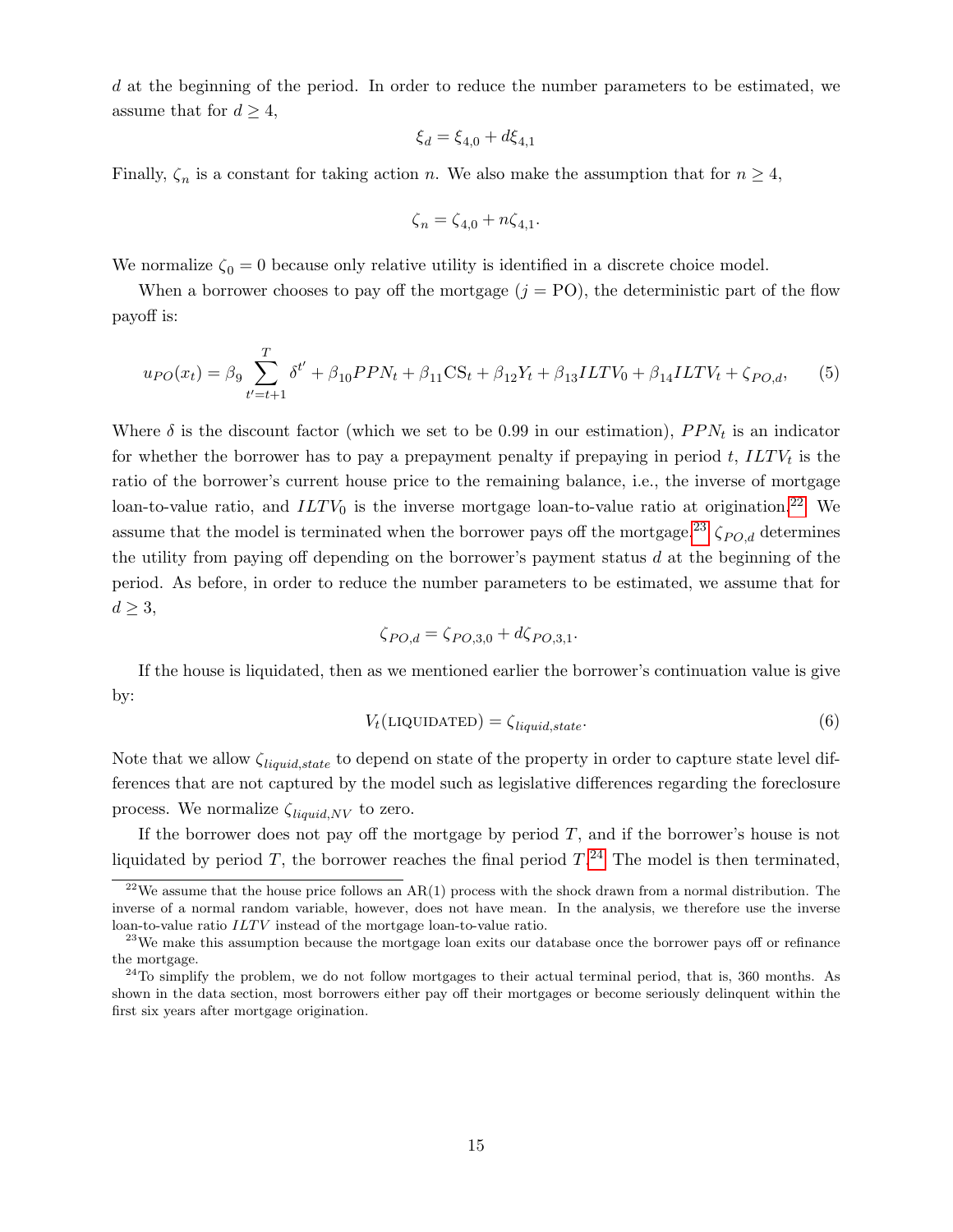$d$ at the beginning of the period. In order to reduce the number parameters to be estimated, we assume that for $d \geq 4$,

$$\xi_d = \xi_{4,0} + d\xi_{4,1}$$

Finally, $\zeta_n$ is a constant for taking action $n$. We also make the assumption that for $n \geq 4$,

$$\zeta_n = \zeta_{4,0} + n\zeta_{4,1}.$$

We normalize $\zeta_0 = 0$ because only relative utility is identified in a discrete choice model.

When a borrower chooses to pay off the mortgage ($j$ = PO), the deterministic part of the flow payoff is:

$$u_{PO}(x_t) = \beta_9 \sum_{t'=t+1}^{T} \delta^{t'} + \beta_{10} PPN_t + \beta_{11} \text{CS}_t + \beta_{12} Y_t + \beta_{13} ILTV_0 + \beta_{14} ILTV_t + \zeta_{PO,d}, \quad (5)$$

Where $\delta$ is the discount factor (which we set to be 0.99 in our estimation), $PPN_t$ is an indicator for whether the borrower has to pay a prepayment penalty if prepaying in period $t$, $ILTV_t$ is the ratio of the borrower's current house price to the remaining balance, i.e., the inverse of mortgage loan-to-value ratio, and $ILTV_0$ is the inverse mortgage loan-to-value ratio at origination.[22] We assume that the model is terminated when the borrower pays off the mortgage.[23] $\zeta_{PO,d}$ determines the utility from paying off depending on the borrower's payment status $d$ at the beginning of the period. As before, in order to reduce the number parameters to be estimated, we assume that for $d \geq 3$,

$$\zeta_{PO,d} = \zeta_{PO,3,0} + d\zeta_{PO,3,1}.$$

If the house is liquidated, then as we mentioned earlier the borrower's continuation value is give by:

$$V_t(\text{LIQUIDATED}) = \zeta_{liquid,state}. \quad (6)$$

Note that we allow $\zeta_{liquid,state}$ to depend on state of the property in order to capture state level differences that are not captured by the model such as legislative differences regarding the foreclosure process. We normalize $\zeta_{liquid,NV}$ to zero.

If the borrower does not pay off the mortgage by period $T$, and if the borrower's house is not liquidated by period $T$, the borrower reaches the final period $T$.[24] The model is then terminated,

---

[22] We assume that the house price follows an AR(1) process with the shock drawn from a normal distribution. The inverse of a normal random variable, however, does not have mean. In the analysis, we therefore use the inverse loan-to-value ratio $ILTV$ instead of the mortgage loan-to-value ratio.

[23] We make this assumption because the mortgage loan exits our database once the borrower pays off or refinance the mortgage.

[24] To simplify the problem, we do not follow mortgages to their actual terminal period, that is, 360 months. As shown in the data section, most borrowers either pay off their mortgages or become seriously delinquent within the first six years after mortgage origination.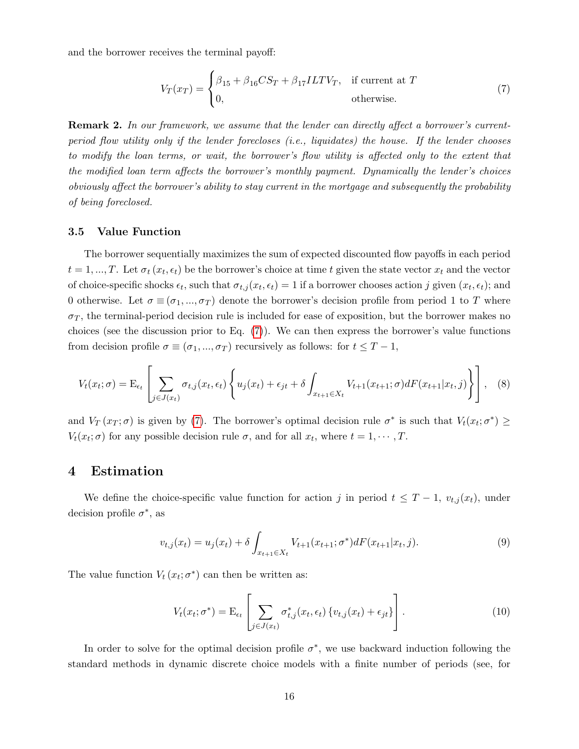and the borrower receives the terminal payoff:

$$V_T(x_T) = \begin{cases} \beta_{15} + \beta_{16} CS_T + \beta_{17} ILTV_T, & \text{if current at } T \\ 0, & \text{otherwise.} \end{cases} \tag{7}$$

**Remark 2.** *In our framework, we assume that the lender can directly affect a borrower's current-period flow utility only if the lender forecloses (i.e., liquidates) the house. If the lender chooses to modify the loan terms, or wait, the borrower's flow utility is affected only to the extent that the modified loan term affects the borrower's monthly payment. Dynamically the lender's choices obviously affect the borrower's ability to stay current in the mortgage and subsequently the probability of being foreclosed.*

### 3.5 Value Function

The borrower sequentially maximizes the sum of expected discounted flow payoffs in each period $t = 1, ..., T$. Let $\sigma_t(x_t, \epsilon_t)$ be the borrower's choice at time $t$ given the state vector $x_t$ and the vector of choice-specific shocks $\epsilon_t$, such that $\sigma_{t,j}(x_t, \epsilon_t) = 1$ if a borrower chooses action $j$ given $(x_t, \epsilon_t)$; and 0 otherwise. Let $\sigma \equiv (\sigma_1, ..., \sigma_T)$ denote the borrower's decision profile from period 1 to $T$ where $\sigma_T$, the terminal-period decision rule is included for ease of exposition, but the borrower makes no choices (see the discussion prior to Eq. (7)). We can then express the borrower's value functions from decision profile $\sigma \equiv (\sigma_1, ..., \sigma_T)$ recursively as follows: for $t \leq T-1$,

$$V_t(x_t; \sigma) = \mathrm{E}_{\epsilon_t}\left[\sum_{j \in J(x_t)} \sigma_{t,j}(x_t, \epsilon_t)\left\{u_j(x_t) + \epsilon_{jt} + \delta \int_{x_{t+1} \in X_t} V_{t+1}(x_{t+1}; \sigma) dF(x_{t+1}|x_t, j)\right\}\right], \tag{8}$$

and $V_T(x_T; \sigma)$ is given by (7). The borrower's optimal decision rule $\sigma^*$ is such that $V_t(x_t; \sigma^*) \geq V_t(x_t; \sigma)$ for any possible decision rule $\sigma$, and for all $x_t$, where $t = 1, \cdots, T$.

## 4 Estimation

We define the choice-specific value function for action $j$ in period $t \leq T-1$, $v_{t,j}(x_t)$, under decision profile $\sigma^*$, as

$$v_{t,j}(x_t) = u_j(x_t) + \delta \int_{x_{t+1} \in X_t} V_{t+1}(x_{t+1}; \sigma^*) dF(x_{t+1}|x_t, j). \tag{9}$$

The value function $V_t(x_t; \sigma^*)$ can then be written as:

$$V_t(x_t; \sigma^*) = \mathrm{E}_{\epsilon_t}\left[\sum_{j \in J(x_t)} \sigma^*_{t,j}(x_t, \epsilon_t)\left\{v_{t,j}(x_t) + \epsilon_{jt}\right\}\right]. \tag{10}$$

In order to solve for the optimal decision profile $\sigma^*$, we use backward induction following the standard methods in dynamic discrete choice models with a finite number of periods (see, for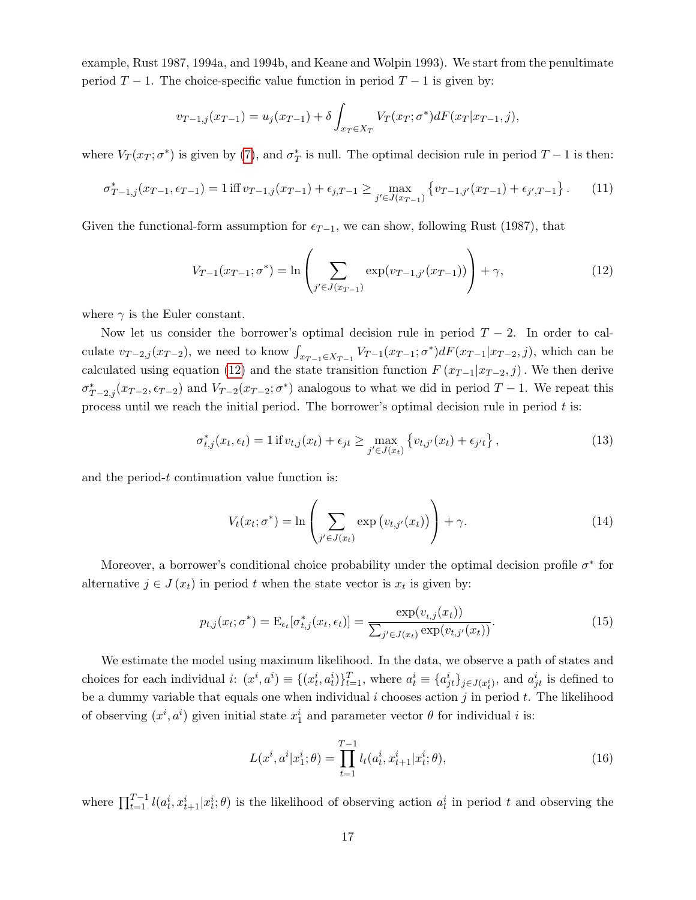example, Rust 1987, 1994a, and 1994b, and Keane and Wolpin 1993). We start from the penultimate period $T-1$. The choice-specific value function in period $T-1$ is given by:

$$v_{T-1,j}(x_{T-1}) = u_j(x_{T-1}) + \delta \int_{x_T \in X_T} V_T(x_T;\sigma^*) dF(x_T|x_{T-1}, j),$$

where $V_T(x_T;\sigma^*)$ is given by (7), and $\sigma^*_T$ is null. The optimal decision rule in period $T-1$ is then:

$$\sigma^*_{T-1,j}(x_{T-1}, \epsilon_{T-1}) = 1 \text{ iff } v_{T-1,j}(x_{T-1}) + \epsilon_{j,T-1} \geq \max_{j' \in J(x_{T-1})} \left\{ v_{T-1,j'}(x_{T-1}) + \epsilon_{j',T-1} \right\}. \tag{11}$$

Given the functional-form assumption for $\epsilon_{T-1}$, we can show, following Rust (1987), that

$$V_{T-1}(x_{T-1};\sigma^*) = \ln \left( \sum_{j' \in J(x_{T-1})} \exp(v_{T-1,j'}(x_{T-1})) \right) + \gamma, \tag{12}$$

where $\gamma$ is the Euler constant.

Now let us consider the borrower's optimal decision rule in period $T-2$. In order to calculate $v_{T-2,j}(x_{T-2})$, we need to know $\int_{x_{T-1} \in X_{T-1}} V_{T-1}(x_{T-1};\sigma^*) dF(x_{T-1}|x_{T-2}, j)$, which can be calculated using equation (12) and the state transition function $F(x_{T-1}|x_{T-2}, j)$. We then derive $\sigma^*_{T-2,j}(x_{T-2}, \epsilon_{T-2})$ and $V_{T-2}(x_{T-2};\sigma^*)$ analogous to what we did in period $T-1$. We repeat this process until we reach the initial period. The borrower's optimal decision rule in period $t$ is:

$$\sigma^*_{t,j}(x_t, \epsilon_t) = 1 \text{ if } v_{t,j}(x_t) + \epsilon_{jt} \geq \max_{j' \in J(x_t)} \left\{ v_{t,j'}(x_t) + \epsilon_{j't} \right\}, \tag{13}$$

and the period-$t$ continuation value function is:

$$V_t(x_t;\sigma^*) = \ln \left( \sum_{j' \in J(x_t)} \exp\left(v_{t,j'}(x_t)\right) \right) + \gamma. \tag{14}$$

Moreover, a borrower's conditional choice probability under the optimal decision profile $\sigma^*$ for alternative $j \in J(x_t)$ in period $t$ when the state vector is $x_t$ is given by:

$$p_{t,j}(x_t;\sigma^*) = \mathrm{E}_{\epsilon_t}[\sigma^*_{t,j}(x_t, \epsilon_t)] = \frac{\exp(v_{t,j}(x_t))}{\sum_{j' \in J(x_t)} \exp(v_{t,j'}(x_t))}. \tag{15}$$

We estimate the model using maximum likelihood. In the data, we observe a path of states and choices for each individual $i$: $(x^i, a^i) \equiv \{(x^i_t, a^i_t)\}_{t=1}^T$, where $a^i_t \equiv \{a^i_{jt}\}_{j \in J(x^i_t)}$, and $a^i_{jt}$ is defined to be a dummy variable that equals one when individual $i$ chooses action $j$ in period $t$. The likelihood of observing $(x^i, a^i)$ given initial state $x^i_1$ and parameter vector $\theta$ for individual $i$ is:

$$L(x^i, a^i|x^i_1;\theta) = \prod_{t=1}^{T-1} l_t(a^i_t, x^i_{t+1}|x^i_t;\theta), \tag{16}$$

where $\prod_{t=1}^{T-1} l(a^i_t, x^i_{t+1}|x^i_t;\theta)$ is the likelihood of observing action $a^i_t$ in period $t$ and observing the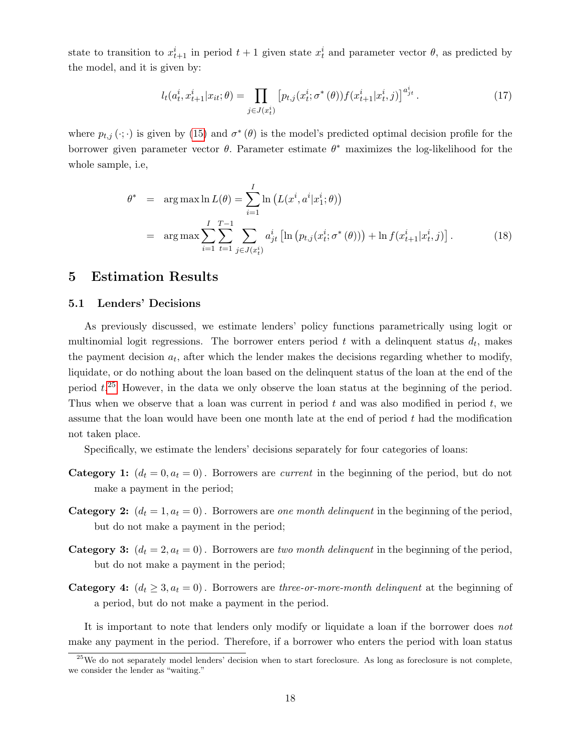state to transition to $x_{t+1}^i$ in period $t+1$ given state $x_t^i$ and parameter vector $\theta$, as predicted by the model, and it is given by:

$$l_t(a_t^i, x_{t+1}^i | x_{it}; \theta) = \prod_{j \in J(x_t^i)} \left[ p_{t,j}(x_t^i; \sigma^*(\theta)) f(x_{t+1}^i | x_t^i, j) \right]^{a_{jt}^i}. \tag{17}$$

where $p_{t,j}(\cdot;\cdot)$ is given by (15) and $\sigma^*(\theta)$ is the model's predicted optimal decision profile for the borrower given parameter vector $\theta$. Parameter estimate $\theta^*$ maximizes the log-likelihood for the whole sample, i.e,

$$\begin{aligned} \theta^* &= \arg\max \ln L(\theta) = \sum_{i=1}^{I} \ln \left( L(x^i, a^i | x_1^i; \theta) \right) \\ &= \arg\max \sum_{i=1}^{I} \sum_{t=1}^{T-1} \sum_{j \in J(x_t^i)} a_{jt}^i \left[ \ln \left( p_{t,j}(x_t^i; \sigma^*(\theta)) \right) + \ln f(x_{t+1}^i | x_t^i, j) \right]. \end{aligned} \tag{18}$$

# 5 Estimation Results

## 5.1 Lenders' Decisions

As previously discussed, we estimate lenders' policy functions parametrically using logit or multinomial logit regressions. The borrower enters period $t$ with a delinquent status $d_t$, makes the payment decision $a_t$, after which the lender makes the decisions regarding whether to modify, liquidate, or do nothing about the loan based on the delinquent status of the loan at the end of the period $t$.[25] However, in the data we only observe the loan status at the beginning of the period. Thus when we observe that a loan was current in period $t$ and was also modified in period $t$, we assume that the loan would have been one month late at the end of period $t$ had the modification not taken place.

Specifically, we estimate the lenders' decisions separately for four categories of loans:

**Category 1:** $(d_t = 0, a_t = 0)$. Borrowers are *current* in the beginning of the period, but do not make a payment in the period;

**Category 2:** $(d_t = 1, a_t = 0)$. Borrowers are *one month delinquent* in the beginning of the period, but do not make a payment in the period;

**Category 3:** $(d_t = 2, a_t = 0)$. Borrowers are *two month delinquent* in the beginning of the period, but do not make a payment in the period;

**Category 4:** $(d_t \geq 3, a_t = 0)$. Borrowers are *three-or-more-month delinquent* at the beginning of a period, but do not make a payment in the period.

It is important to note that lenders only modify or liquidate a loan if the borrower does *not* make any payment in the period. Therefore, if a borrower who enters the period with loan status

[25] We do not separately model lenders' decision when to start foreclosure. As long as foreclosure is not complete, we consider the lender as "waiting."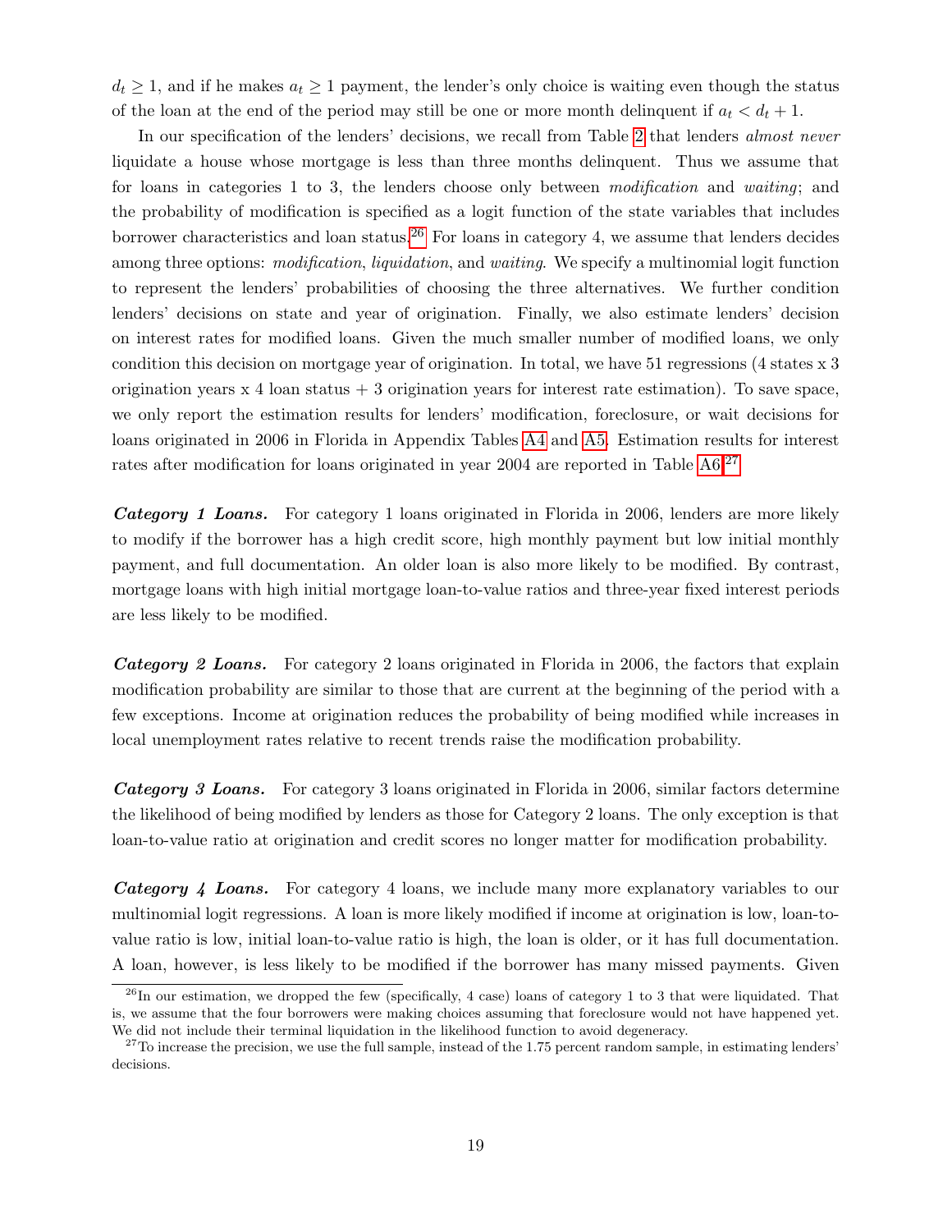$d_t \geq 1$, and if he makes $a_t \geq 1$ payment, the lender's only choice is waiting even though the status of the loan at the end of the period may still be one or more month delinquent if $a_t < d_t + 1$.

In our specification of the lenders' decisions, we recall from Table 2 that lenders *almost never* liquidate a house whose mortgage is less than three months delinquent. Thus we assume that for loans in categories 1 to 3, the lenders choose only between *modification* and *waiting*; and the probability of modification is specified as a logit function of the state variables that includes borrower characteristics and loan status.[26] For loans in category 4, we assume that lenders decides among three options: *modification*, *liquidation*, and *waiting*. We specify a multinomial logit function to represent the lenders' probabilities of choosing the three alternatives. We further condition lenders' decisions on state and year of origination. Finally, we also estimate lenders' decision on interest rates for modified loans. Given the much smaller number of modified loans, we only condition this decision on mortgage year of origination. In total, we have 51 regressions (4 states x 3 origination years x 4 loan status + 3 origination years for interest rate estimation). To save space, we only report the estimation results for lenders' modification, foreclosure, or wait decisions for loans originated in 2006 in Florida in Appendix Tables A4 and A5. Estimation results for interest rates after modification for loans originated in year 2004 are reported in Table A6.[27]

***Category 1 Loans.*** For category 1 loans originated in Florida in 2006, lenders are more likely to modify if the borrower has a high credit score, high monthly payment but low initial monthly payment, and full documentation. An older loan is also more likely to be modified. By contrast, mortgage loans with high initial mortgage loan-to-value ratios and three-year fixed interest periods are less likely to be modified.

***Category 2 Loans.*** For category 2 loans originated in Florida in 2006, the factors that explain modification probability are similar to those that are current at the beginning of the period with a few exceptions. Income at origination reduces the probability of being modified while increases in local unemployment rates relative to recent trends raise the modification probability.

***Category 3 Loans.*** For category 3 loans originated in Florida in 2006, similar factors determine the likelihood of being modified by lenders as those for Category 2 loans. The only exception is that loan-to-value ratio at origination and credit scores no longer matter for modification probability.

***Category 4 Loans.*** For category 4 loans, we include many more explanatory variables to our multinomial logit regressions. A loan is more likely modified if income at origination is low, loan-to-value ratio is low, initial loan-to-value ratio is high, the loan is older, or it has full documentation. A loan, however, is less likely to be modified if the borrower has many missed payments. Given

[26] In our estimation, we dropped the few (specifically, 4 case) loans of category 1 to 3 that were liquidated. That is, we assume that the four borrowers were making choices assuming that foreclosure would not have happened yet. We did not include their terminal liquidation in the likelihood function to avoid degeneracy.

[27] To increase the precision, we use the full sample, instead of the 1.75 percent random sample, in estimating lenders' decisions.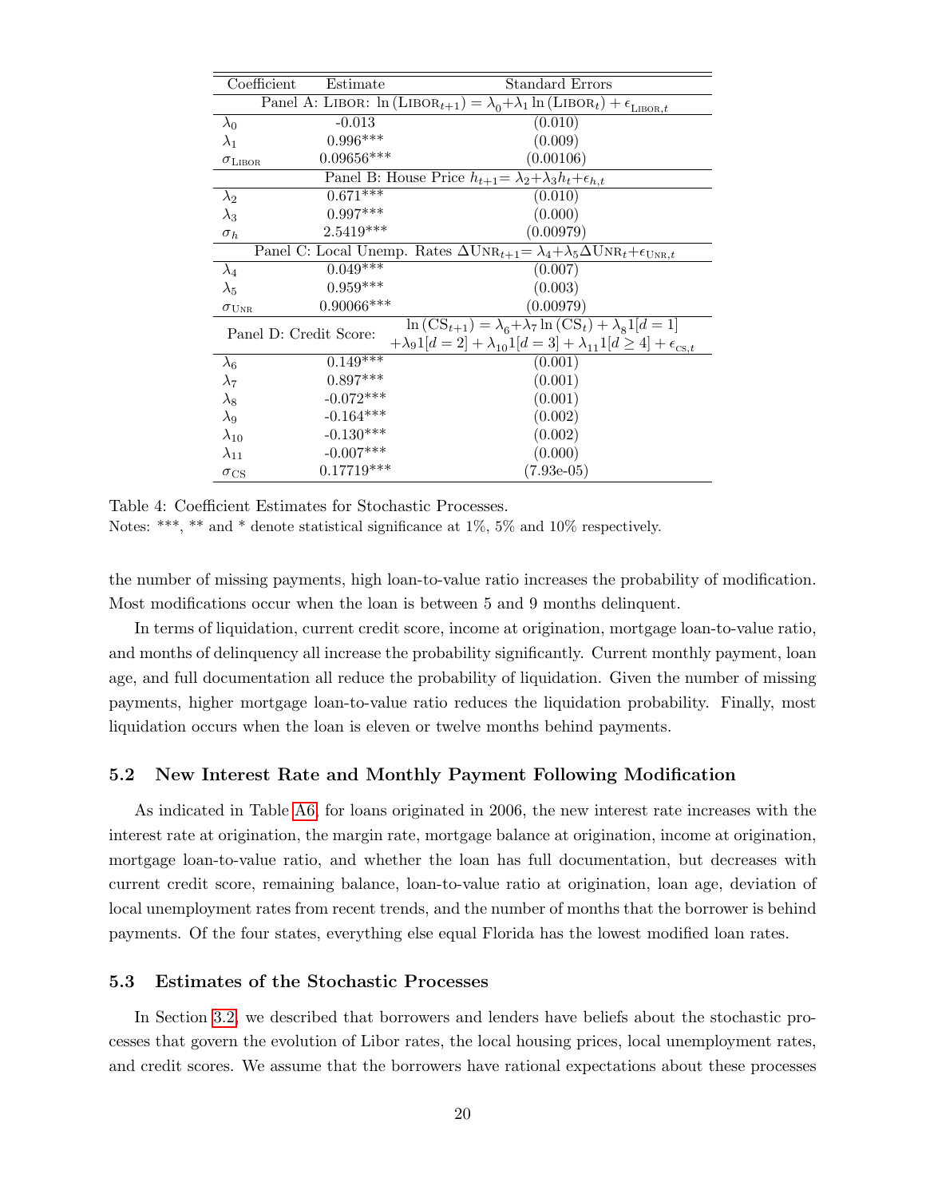| Coefficient | Estimate | Standard Errors |
|---|---|---|
| Panel A: Libor: $\ln(\text{LIBOR}_{t+1}) = \lambda_0 + \lambda_1 \ln(\text{LIBOR}_t) + \epsilon_{\text{LIBOR},t}$ | | |
| $\lambda_0$ | -0.013 | (0.010) |
| $\lambda_1$ | 0.996*** | (0.009) |
| $\sigma_{\text{LIBOR}}$ | 0.09656*** | (0.00106) |
| Panel B: House Price $h_{t+1} = \lambda_2 + \lambda_3 h_t + \epsilon_{h,t}$ | | |
| $\lambda_2$ | 0.671*** | (0.010) |
| $\lambda_3$ | 0.997*** | (0.000) |
| $\sigma_h$ | 2.5419*** | (0.00979) |
| Panel C: Local Unemp. Rates $\Delta\text{UNR}_{t+1} = \lambda_4 + \lambda_5 \Delta\text{UNR}_t + \epsilon_{\text{UNR},t}$ | | |
| $\lambda_4$ | 0.049*** | (0.007) |
| $\lambda_5$ | 0.959*** | (0.003) |
| $\sigma_{\text{UNR}}$ | 0.90066*** | (0.00979) |
| Panel D: Credit Score: $\ln(\text{CS}_{t+1}) = \lambda_6 + \lambda_7 \ln(\text{CS}_t) + \lambda_8 1[d=1] + \lambda_9 1[d=2] + \lambda_{10} 1[d=3] + \lambda_{11} 1[d \geq 4] + \epsilon_{\text{CS},t}$ | | |
| $\lambda_6$ | 0.149*** | (0.001) |
| $\lambda_7$ | 0.897*** | (0.001) |
| $\lambda_8$ | -0.072*** | (0.001) |
| $\lambda_9$ | -0.164*** | (0.002) |
| $\lambda_{10}$ | -0.130*** | (0.002) |
| $\lambda_{11}$ | -0.007*** | (0.000) |
| $\sigma_{\text{CS}}$ | 0.17719*** | (7.93e-05) |

Table 4: Coefficient Estimates for Stochastic Processes.
Notes: ***, ** and * denote statistical significance at 1%, 5% and 10% respectively.

the number of missing payments, high loan-to-value ratio increases the probability of modification. Most modifications occur when the loan is between 5 and 9 months delinquent.

In terms of liquidation, current credit score, income at origination, mortgage loan-to-value ratio, and months of delinquency all increase the probability significantly. Current monthly payment, loan age, and full documentation all reduce the probability of liquidation. Given the number of missing payments, higher mortgage loan-to-value ratio reduces the liquidation probability. Finally, most liquidation occurs when the loan is eleven or twelve months behind payments.

### 5.2 New Interest Rate and Monthly Payment Following Modification

As indicated in Table A6, for loans originated in 2006, the new interest rate increases with the interest rate at origination, the margin rate, mortgage balance at origination, income at origination, mortgage loan-to-value ratio, and whether the loan has full documentation, but decreases with current credit score, remaining balance, loan-to-value ratio at origination, loan age, deviation of local unemployment rates from recent trends, and the number of months that the borrower is behind payments. Of the four states, everything else equal Florida has the lowest modified loan rates.

### 5.3 Estimates of the Stochastic Processes

In Section 3.2, we described that borrowers and lenders have beliefs about the stochastic processes that govern the evolution of Libor rates, the local housing prices, local unemployment rates, and credit scores. We assume that the borrowers have rational expectations about these processes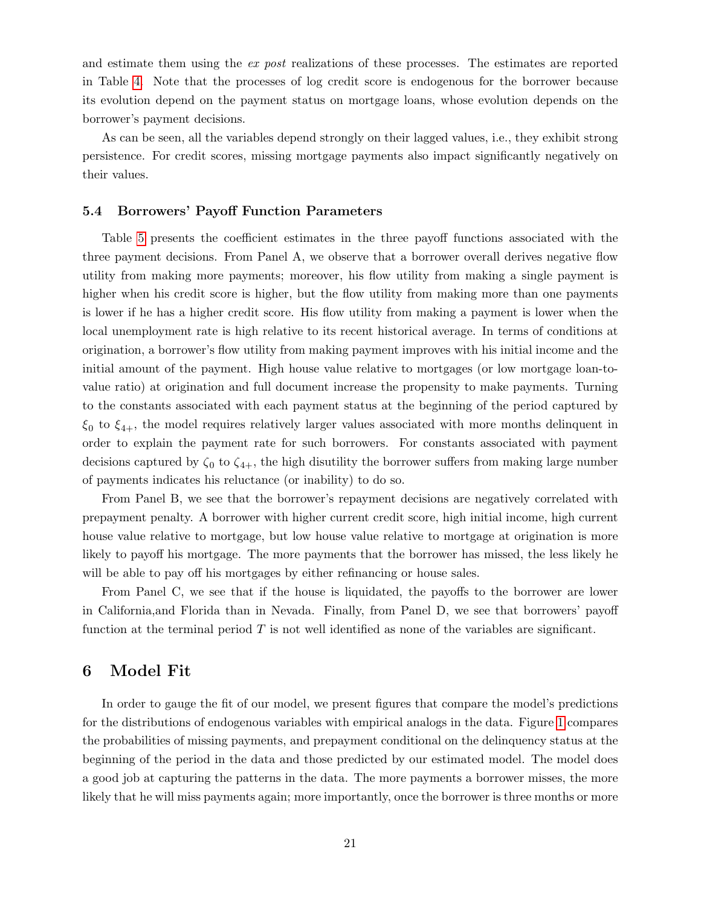and estimate them using the *ex post* realizations of these processes. The estimates are reported in Table 4. Note that the processes of log credit score is endogenous for the borrower because its evolution depend on the payment status on mortgage loans, whose evolution depends on the borrower's payment decisions.

As can be seen, all the variables depend strongly on their lagged values, i.e., they exhibit strong persistence. For credit scores, missing mortgage payments also impact significantly negatively on their values.

### 5.4 Borrowers' Payoff Function Parameters

Table 5 presents the coefficient estimates in the three payoff functions associated with the three payment decisions. From Panel A, we observe that a borrower overall derives negative flow utility from making more payments; moreover, his flow utility from making a single payment is higher when his credit score is higher, but the flow utility from making more than one payments is lower if he has a higher credit score. His flow utility from making a payment is lower when the local unemployment rate is high relative to its recent historical average. In terms of conditions at origination, a borrower's flow utility from making payment improves with his initial income and the initial amount of the payment. High house value relative to mortgages (or low mortgage loan-to-value ratio) at origination and full document increase the propensity to make payments. Turning to the constants associated with each payment status at the beginning of the period captured by $\xi_0$ to $\xi_{4+}$, the model requires relatively larger values associated with more months delinquent in order to explain the payment rate for such borrowers. For constants associated with payment decisions captured by $\zeta_0$ to $\zeta_{4+}$, the high disutility the borrower suffers from making large number of payments indicates his reluctance (or inability) to do so.

From Panel B, we see that the borrower's repayment decisions are negatively correlated with prepayment penalty. A borrower with higher current credit score, high initial income, high current house value relative to mortgage, but low house value relative to mortgage at origination is more likely to payoff his mortgage. The more payments that the borrower has missed, the less likely he will be able to pay off his mortgages by either refinancing or house sales.

From Panel C, we see that if the house is liquidated, the payoffs to the borrower are lower in California,and Florida than in Nevada. Finally, from Panel D, we see that borrowers' payoff function at the terminal period $T$ is not well identified as none of the variables are significant.

## 6 Model Fit

In order to gauge the fit of our model, we present figures that compare the model's predictions for the distributions of endogenous variables with empirical analogs in the data. Figure 1 compares the probabilities of missing payments, and prepayment conditional on the delinquency status at the beginning of the period in the data and those predicted by our estimated model. The model does a good job at capturing the patterns in the data. The more payments a borrower misses, the more likely that he will miss payments again; more importantly, once the borrower is three months or more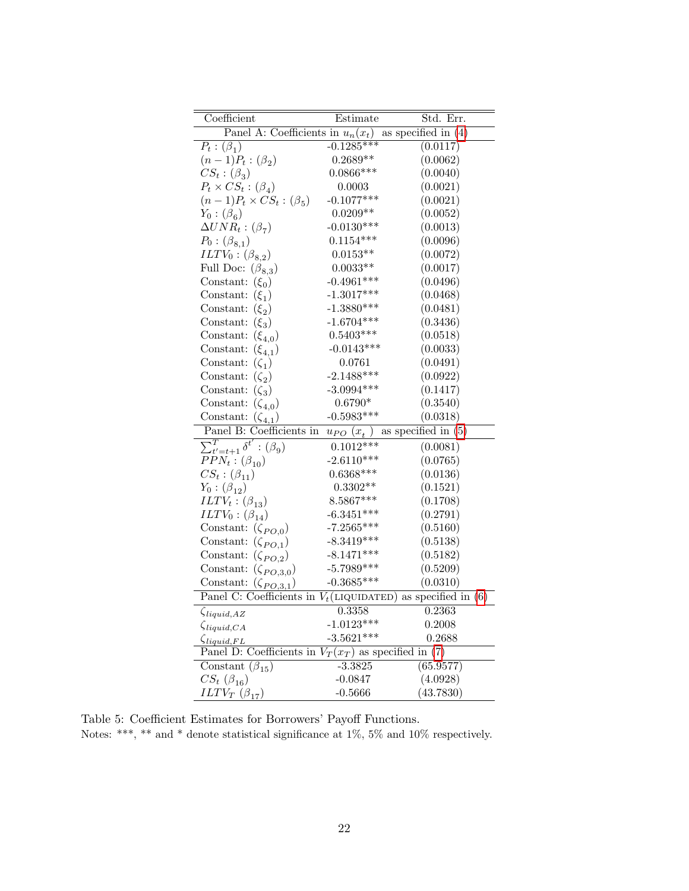| Coefficient | Estimate | Std. Err. |
|---|---|---|
| Panel A: Coefficients in $u_n(x_t)$ as specified in (4) | | |
| $P_t : (\beta_1)$ | -0.1285*** | (0.0117) |
| $(n-1)P_t : (\beta_2)$ | 0.2689** | (0.0062) |
| $CS_t : (\beta_3)$ | 0.0866*** | (0.0040) |
| $P_t \times CS_t : (\beta_4)$ | 0.0003 | (0.0021) |
| $(n-1)P_t \times CS_t : (\beta_5)$ | -0.1077*** | (0.0021) |
| $Y_0 : (\beta_6)$ | 0.0209** | (0.0052) |
| $\Delta UNR_t : (\beta_7)$ | -0.0130*** | (0.0013) |
| $P_0 : (\beta_{8,1})$ | 0.1154*** | (0.0096) |
| $ILTV_0 : (\beta_{8,2})$ | 0.0153** | (0.0072) |
| Full Doc: $(\beta_{8,3})$ | 0.0033** | (0.0017) |
| Constant: $(\xi_0)$ | -0.4961*** | (0.0496) |
| Constant: $(\xi_1)$ | -1.3017*** | (0.0468) |
| Constant: $(\xi_2)$ | -1.3880*** | (0.0481) |
| Constant: $(\xi_3)$ | -1.6704*** | (0.3436) |
| Constant: $(\xi_{4,0})$ | 0.5403*** | (0.0518) |
| Constant: $(\xi_{4,1})$ | -0.0143*** | (0.0033) |
| Constant: $(\zeta_1)$ | 0.0761 | (0.0491) |
| Constant: $(\zeta_2)$ | -2.1488*** | (0.0922) |
| Constant: $(\zeta_3)$ | -3.0994*** | (0.1417) |
| Constant: $(\zeta_{4,0})$ | 0.6790* | (0.3540) |
| Constant: $(\zeta_{4,1})$ | -0.5983*** | (0.0318) |
| Panel B: Coefficients in $u_{PO}(x_t)$ as specified in (5) | | |
| $\sum_{t'=t+1}^{T} \delta^{t'} : (\beta_9)$ | 0.1012*** | (0.0081) |
| $PPN_t : (\beta_{10})$ | -2.6110*** | (0.0765) |
| $CS_t : (\beta_{11})$ | 0.6368*** | (0.0136) |
| $Y_0 : (\beta_{12})$ | 0.3302** | (0.1521) |
| $ILTV_t : (\beta_{13})$ | 8.5867*** | (0.1708) |
| $ILTV_0 : (\beta_{14})$ | -6.3451*** | (0.2791) |
| Constant: $(\zeta_{PO,0})$ | -7.2565*** | (0.5160) |
| Constant: $(\zeta_{PO,1})$ | -8.3419*** | (0.5138) |
| Constant: $(\zeta_{PO,2})$ | -8.1471*** | (0.5182) |
| Constant: $(\zeta_{PO,3,0})$ | -5.7989*** | (0.5209) |
| Constant: $(\zeta_{PO,3,1})$ | -0.3685*** | (0.0310) |
| Panel C: Coefficients in $V_t$(LIQUIDATED) as specified in (6) | | |
| $\zeta_{liquid,AZ}$ | 0.3358 | 0.2363 |
| $\zeta_{liquid,CA}$ | -1.0123*** | 0.2008 |
| $\zeta_{liquid,FL}$ | -3.5621*** | 0.2688 |
| Panel D: Coefficients in $V_T(x_T)$ as specified in (7) | | |
| Constant $(\beta_{15})$ | -3.3825 | (65.9577) |
| $CS_t$ $(\beta_{16})$ | -0.0847 | (4.0928) |
| $ILTV_T$ $(\beta_{17})$ | -0.5666 | (43.7830) |

Table 5: Coefficient Estimates for Borrowers' Payoff Functions.
Notes: ***, ** and * denote statistical significance at 1%, 5% and 10% respectively.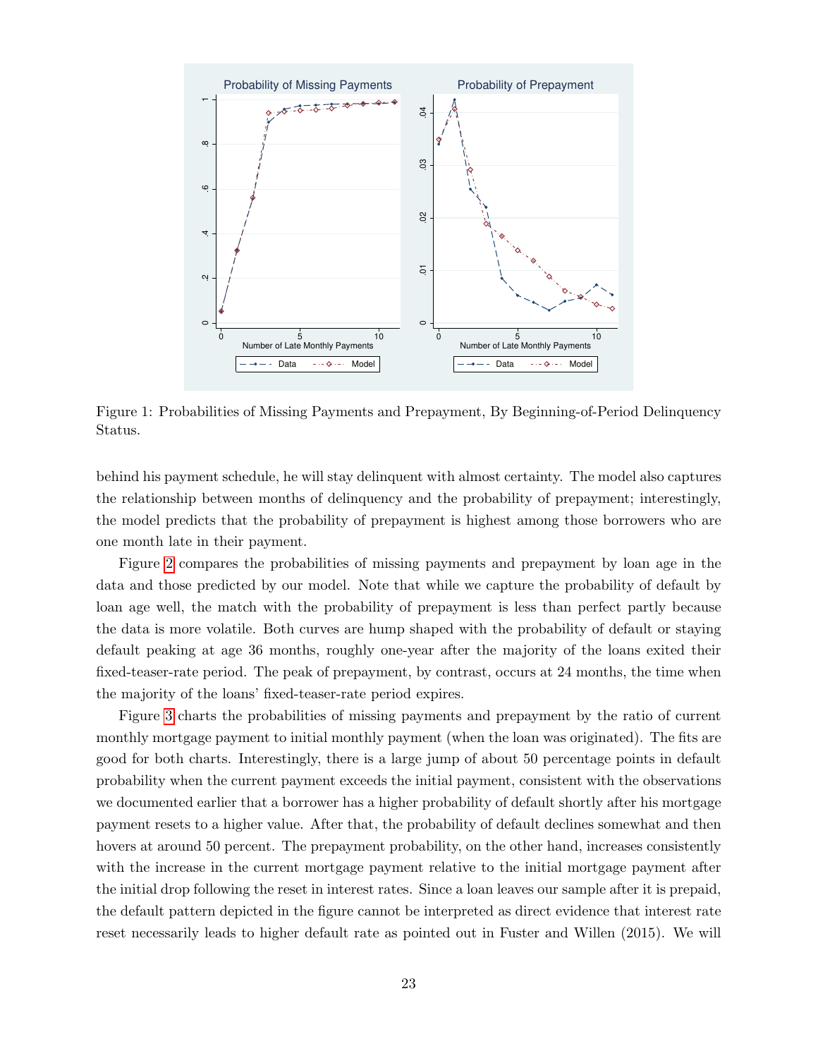Figure 1: Probabilities of Missing Payments and Prepayment, By Beginning-of-Period Delinquency Status.

behind his payment schedule, he will stay delinquent with almost certainty. The model also captures the relationship between months of delinquency and the probability of prepayment; interestingly, the model predicts that the probability of prepayment is highest among those borrowers who are one month late in their payment.

Figure 2 compares the probabilities of missing payments and prepayment by loan age in the data and those predicted by our model. Note that while we capture the probability of default by loan age well, the match with the probability of prepayment is less than perfect partly because the data is more volatile. Both curves are hump shaped with the probability of default or staying default peaking at age 36 months, roughly one-year after the majority of the loans exited their fixed-teaser-rate period. The peak of prepayment, by contrast, occurs at 24 months, the time when the majority of the loans' fixed-teaser-rate period expires.

Figure 3 charts the probabilities of missing payments and prepayment by the ratio of current monthly mortgage payment to initial monthly payment (when the loan was originated). The fits are good for both charts. Interestingly, there is a large jump of about 50 percentage points in default probability when the current payment exceeds the initial payment, consistent with the observations we documented earlier that a borrower has a higher probability of default shortly after his mortgage payment resets to a higher value. After that, the probability of default declines somewhat and then hovers at around 50 percent. The prepayment probability, on the other hand, increases consistently with the increase in the current mortgage payment relative to the initial mortgage payment after the initial drop following the reset in interest rates. Since a loan leaves our sample after it is prepaid, the default pattern depicted in the figure cannot be interpreted as direct evidence that interest rate reset necessarily leads to higher default rate as pointed out in Fuster and Willen (2015). We will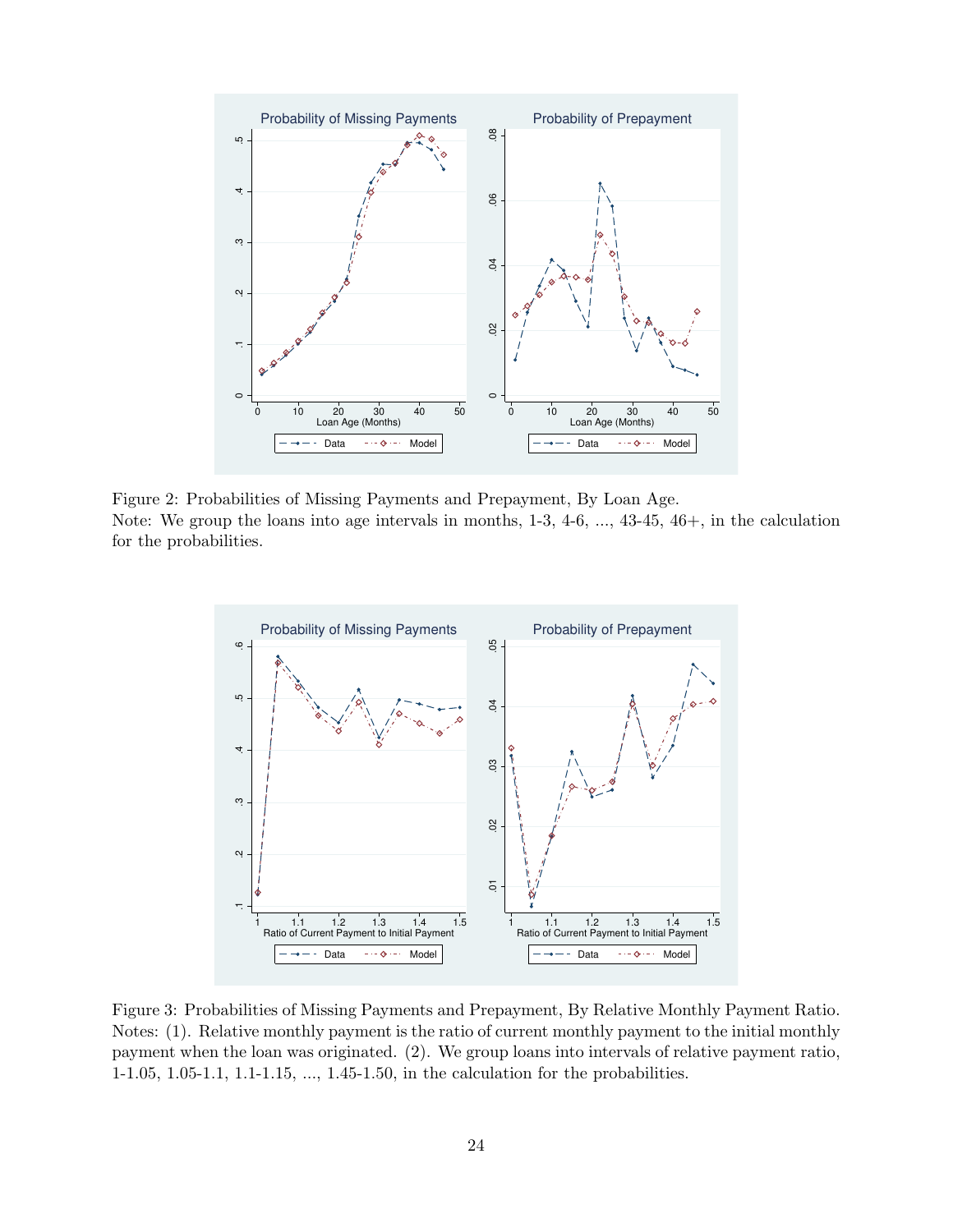Figure 2: Probabilities of Missing Payments and Prepayment, By Loan Age.
Note: We group the loans into age intervals in months, 1-3, 4-6, ..., 43-45, 46+, in the calculation for the probabilities.

Figure 3: Probabilities of Missing Payments and Prepayment, By Relative Monthly Payment Ratio.
Notes: (1). Relative monthly payment is the ratio of current monthly payment to the initial monthly payment when the loan was originated. (2). We group loans into intervals of relative payment ratio, 1-1.05, 1.05-1.1, 1.1-1.15, ..., 1.45-1.50, in the calculation for the probabilities.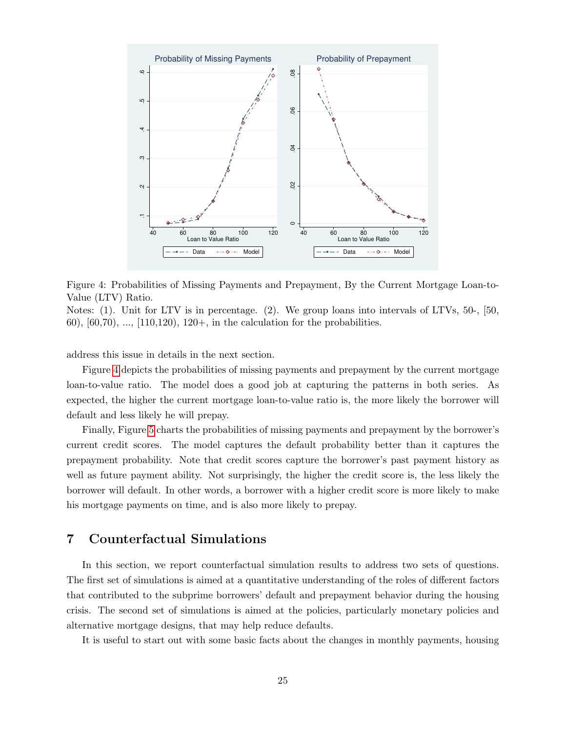Figure 4: Probabilities of Missing Payments and Prepayment, By the Current Mortgage Loan-to-Value (LTV) Ratio.
Notes: (1). Unit for LTV is in percentage. (2). We group loans into intervals of LTVs, 50-, [50, 60), [60,70), ..., [110,120), 120+, in the calculation for the probabilities.

address this issue in details in the next section.

Figure 4 depicts the probabilities of missing payments and prepayment by the current mortgage loan-to-value ratio. The model does a good job at capturing the patterns in both series. As expected, the higher the current mortgage loan-to-value ratio is, the more likely the borrower will default and less likely he will prepay.

Finally, Figure 5 charts the probabilities of missing payments and prepayment by the borrower's current credit scores. The model captures the default probability better than it captures the prepayment probability. Note that credit scores capture the borrower's past payment history as well as future payment ability. Not surprisingly, the higher the credit score is, the less likely the borrower will default. In other words, a borrower with a higher credit score is more likely to make his mortgage payments on time, and is also more likely to prepay.

## 7 Counterfactual Simulations

In this section, we report counterfactual simulation results to address two sets of questions. The first set of simulations is aimed at a quantitative understanding of the roles of different factors that contributed to the subprime borrowers' default and prepayment behavior during the housing crisis. The second set of simulations is aimed at the policies, particularly monetary policies and alternative mortgage designs, that may help reduce defaults.

It is useful to start out with some basic facts about the changes in monthly payments, housing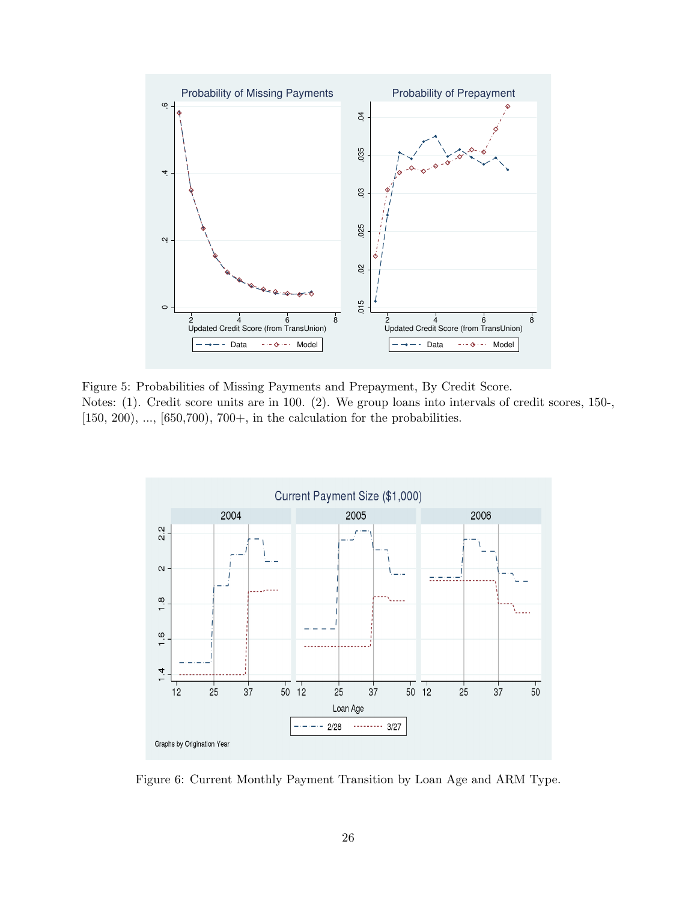Figure 5: Probabilities of Missing Payments and Prepayment, By Credit Score.
Notes: (1). Credit score units are in 100. (2). We group loans into intervals of credit scores, 150-, [150, 200), ..., [650,700), 700+, in the calculation for the probabilities.

Figure 6: Current Monthly Payment Transition by Loan Age and ARM Type.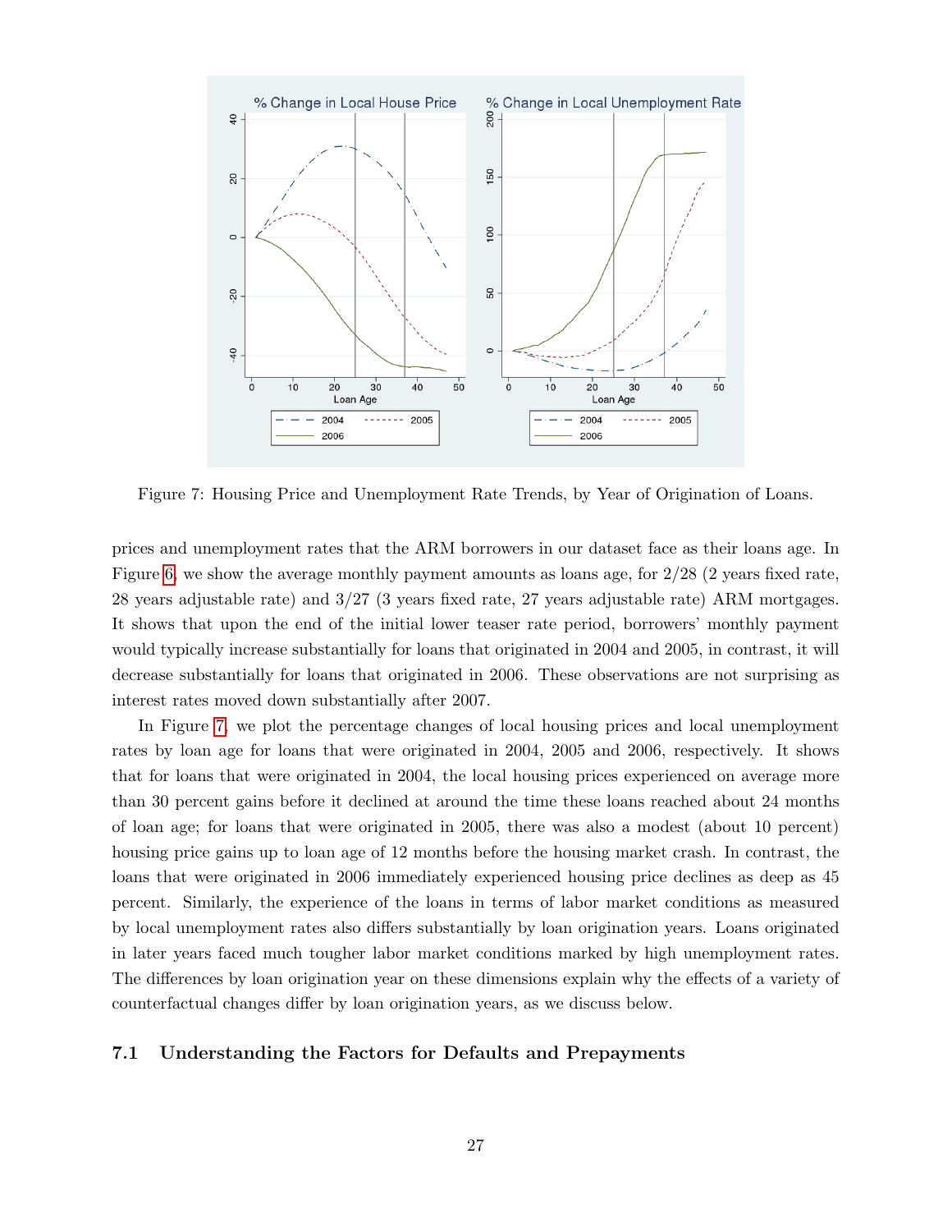Figure 7: Housing Price and Unemployment Rate Trends, by Year of Origination of Loans.

prices and unemployment rates that the ARM borrowers in our dataset face as their loans age. In Figure 6, we show the average monthly payment amounts as loans age, for 2/28 (2 years fixed rate, 28 years adjustable rate) and 3/27 (3 years fixed rate, 27 years adjustable rate) ARM mortgages. It shows that upon the end of the initial lower teaser rate period, borrowers' monthly payment would typically increase substantially for loans that originated in 2004 and 2005, in contrast, it will decrease substantially for loans that originated in 2006. These observations are not surprising as interest rates moved down substantially after 2007.

In Figure 7, we plot the percentage changes of local housing prices and local unemployment rates by loan age for loans that were originated in 2004, 2005 and 2006, respectively. It shows that for loans that were originated in 2004, the local housing prices experienced on average more than 30 percent gains before it declined at around the time these loans reached about 24 months of loan age; for loans that were originated in 2005, there was also a modest (about 10 percent) housing price gains up to loan age of 12 months before the housing market crash. In contrast, the loans that were originated in 2006 immediately experienced housing price declines as deep as 45 percent. Similarly, the experience of the loans in terms of labor market conditions as measured by local unemployment rates also differs substantially by loan origination years. Loans originated in later years faced much tougher labor market conditions marked by high unemployment rates. The differences by loan origination year on these dimensions explain why the effects of a variety of counterfactual changes differ by loan origination years, as we discuss below.

### 7.1 Understanding the Factors for Defaults and Prepayments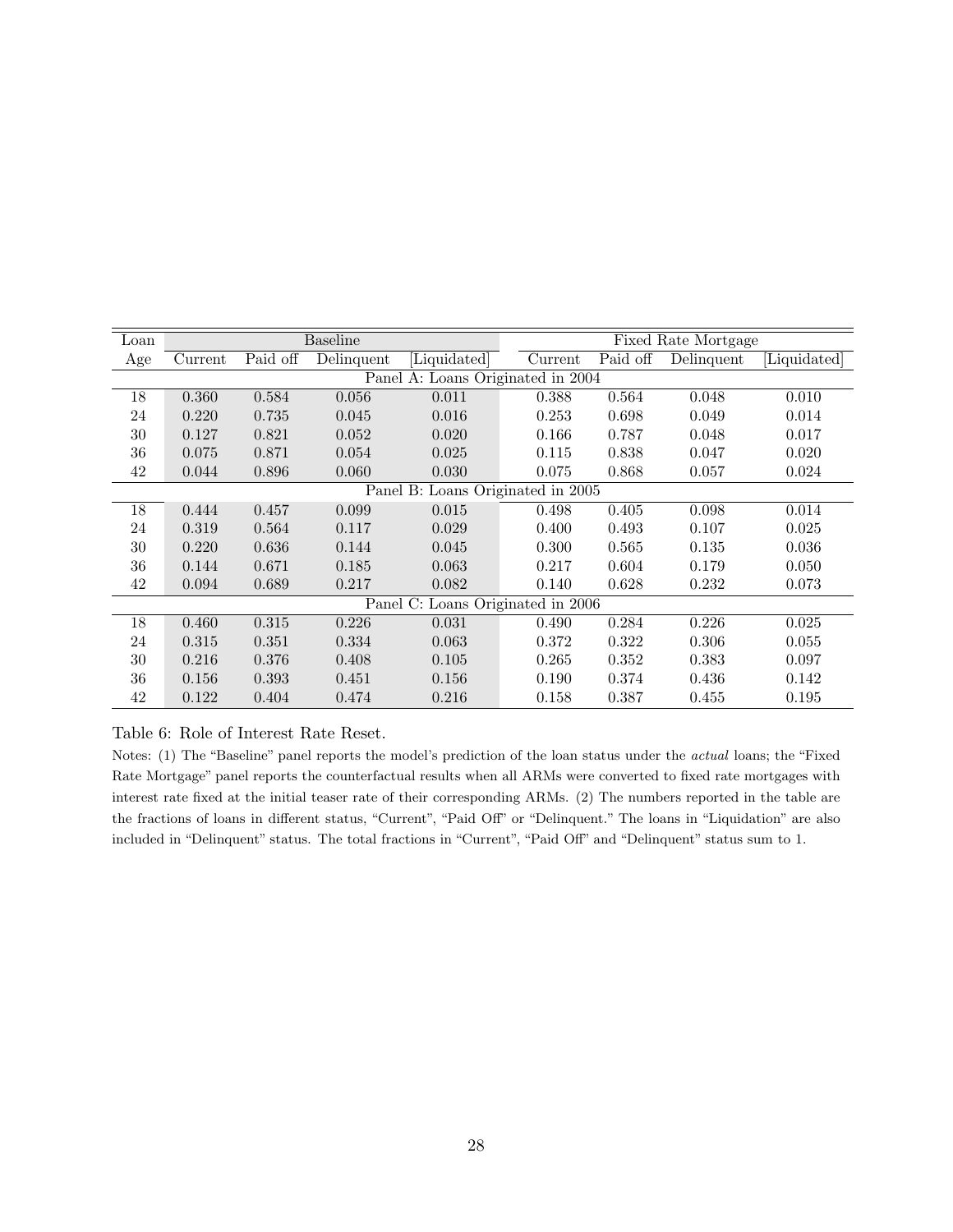| Loan | Baseline | | | | Fixed Rate Mortgage | | | |
|---|---|---|---|---|---|---|---|---|
| Age | Current | Paid off | Delinquent | [Liquidated] | Current | Paid off | Delinquent | [Liquidated] |
| | | | | Panel A: Loans Originated in 2004 | | | | |
| 18 | 0.360 | 0.584 | 0.056 | 0.011 | 0.388 | 0.564 | 0.048 | 0.010 |
| 24 | 0.220 | 0.735 | 0.045 | 0.016 | 0.253 | 0.698 | 0.049 | 0.014 |
| 30 | 0.127 | 0.821 | 0.052 | 0.020 | 0.166 | 0.787 | 0.048 | 0.017 |
| 36 | 0.075 | 0.871 | 0.054 | 0.025 | 0.115 | 0.838 | 0.047 | 0.020 |
| 42 | 0.044 | 0.896 | 0.060 | 0.030 | 0.075 | 0.868 | 0.057 | 0.024 |
| | | | | Panel B: Loans Originated in 2005 | | | | |
| 18 | 0.444 | 0.457 | 0.099 | 0.015 | 0.498 | 0.405 | 0.098 | 0.014 |
| 24 | 0.319 | 0.564 | 0.117 | 0.029 | 0.400 | 0.493 | 0.107 | 0.025 |
| 30 | 0.220 | 0.636 | 0.144 | 0.045 | 0.300 | 0.565 | 0.135 | 0.036 |
| 36 | 0.144 | 0.671 | 0.185 | 0.063 | 0.217 | 0.604 | 0.179 | 0.050 |
| 42 | 0.094 | 0.689 | 0.217 | 0.082 | 0.140 | 0.628 | 0.232 | 0.073 |
| | | | | Panel C: Loans Originated in 2006 | | | | |
| 18 | 0.460 | 0.315 | 0.226 | 0.031 | 0.490 | 0.284 | 0.226 | 0.025 |
| 24 | 0.315 | 0.351 | 0.334 | 0.063 | 0.372 | 0.322 | 0.306 | 0.055 |
| 30 | 0.216 | 0.376 | 0.408 | 0.105 | 0.265 | 0.352 | 0.383 | 0.097 |
| 36 | 0.156 | 0.393 | 0.451 | 0.156 | 0.190 | 0.374 | 0.436 | 0.142 |
| 42 | 0.122 | 0.404 | 0.474 | 0.216 | 0.158 | 0.387 | 0.455 | 0.195 |

Table 6: Role of Interest Rate Reset.

Notes: (1) The "Baseline" panel reports the model's prediction of the loan status under the *actual* loans; the "Fixed Rate Mortgage" panel reports the counterfactual results when all ARMs were converted to fixed rate mortgages with interest rate fixed at the initial teaser rate of their corresponding ARMs. (2) The numbers reported in the table are the fractions of loans in different status, "Current", "Paid Off" or "Delinquent." The loans in "Liquidation" are also included in "Delinquent" status. The total fractions in "Current", "Paid Off" and "Delinquent" status sum to 1.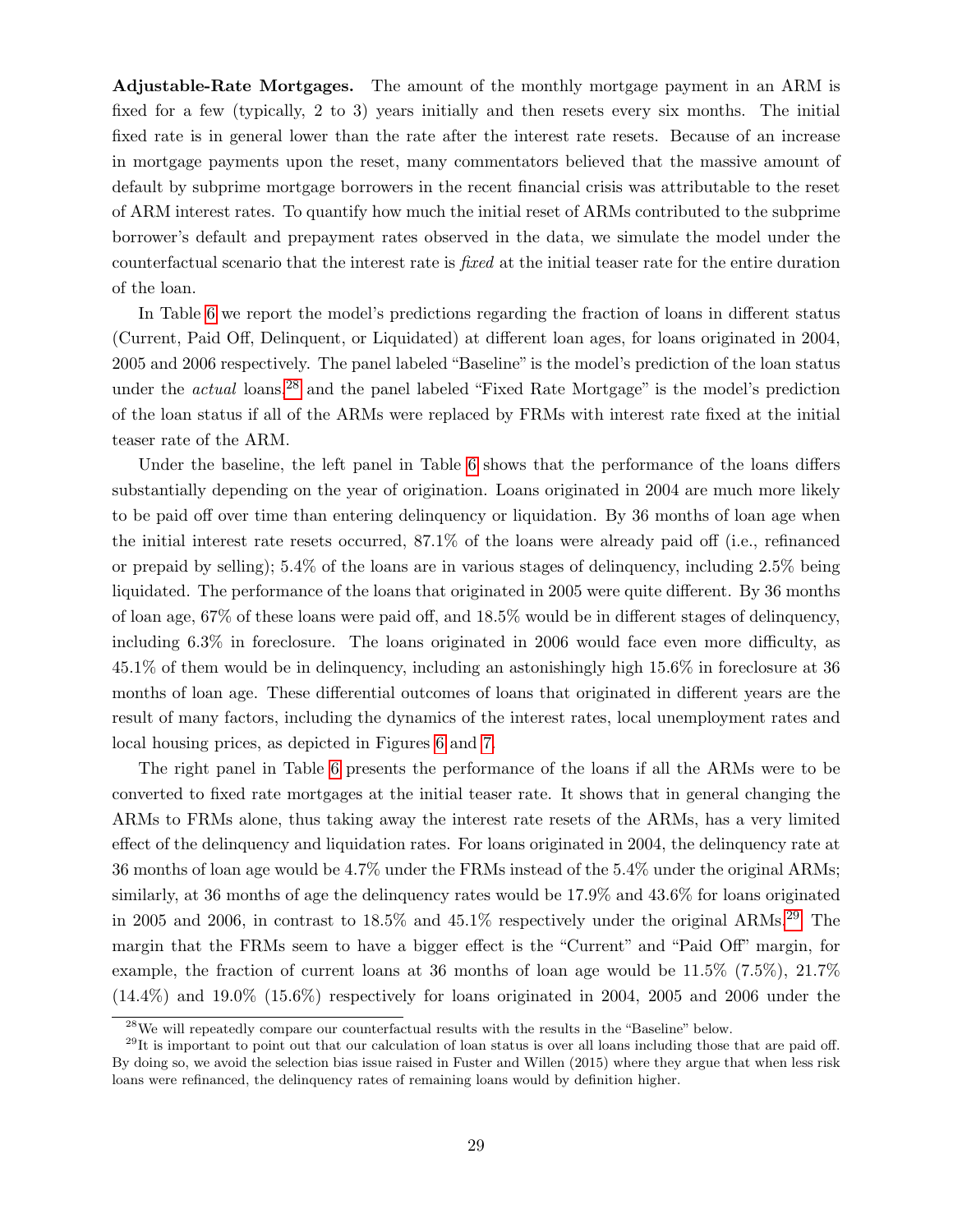**Adjustable-Rate Mortgages.** The amount of the monthly mortgage payment in an ARM is fixed for a few (typically, 2 to 3) years initially and then resets every six months. The initial fixed rate is in general lower than the rate after the interest rate resets. Because of an increase in mortgage payments upon the reset, many commentators believed that the massive amount of default by subprime mortgage borrowers in the recent financial crisis was attributable to the reset of ARM interest rates. To quantify how much the initial reset of ARMs contributed to the subprime borrower's default and prepayment rates observed in the data, we simulate the model under the counterfactual scenario that the interest rate is *fixed* at the initial teaser rate for the entire duration of the loan.

In Table 6 we report the model's predictions regarding the fraction of loans in different status (Current, Paid Off, Delinquent, or Liquidated) at different loan ages, for loans originated in 2004, 2005 and 2006 respectively. The panel labeled "Baseline" is the model's prediction of the loan status under the *actual* loans,[28] and the panel labeled "Fixed Rate Mortgage" is the model's prediction of the loan status if all of the ARMs were replaced by FRMs with interest rate fixed at the initial teaser rate of the ARM.

Under the baseline, the left panel in Table 6 shows that the performance of the loans differs substantially depending on the year of origination. Loans originated in 2004 are much more likely to be paid off over time than entering delinquency or liquidation. By 36 months of loan age when the initial interest rate resets occurred, 87.1% of the loans were already paid off (i.e., refinanced or prepaid by selling); 5.4% of the loans are in various stages of delinquency, including 2.5% being liquidated. The performance of the loans that originated in 2005 were quite different. By 36 months of loan age, 67% of these loans were paid off, and 18.5% would be in different stages of delinquency, including 6.3% in foreclosure. The loans originated in 2006 would face even more difficulty, as 45.1% of them would be in delinquency, including an astonishingly high 15.6% in foreclosure at 36 months of loan age. These differential outcomes of loans that originated in different years are the result of many factors, including the dynamics of the interest rates, local unemployment rates and local housing prices, as depicted in Figures 6 and 7.

The right panel in Table 6 presents the performance of the loans if all the ARMs were to be converted to fixed rate mortgages at the initial teaser rate. It shows that in general changing the ARMs to FRMs alone, thus taking away the interest rate resets of the ARMs, has a very limited effect of the delinquency and liquidation rates. For loans originated in 2004, the delinquency rate at 36 months of loan age would be 4.7% under the FRMs instead of the 5.4% under the original ARMs; similarly, at 36 months of age the delinquency rates would be 17.9% and 43.6% for loans originated in 2005 and 2006, in contrast to 18.5% and 45.1% respectively under the original ARMs.[29] The margin that the FRMs seem to have a bigger effect is the "Current" and "Paid Off" margin, for example, the fraction of current loans at 36 months of loan age would be 11.5% (7.5%), 21.7% (14.4%) and 19.0% (15.6%) respectively for loans originated in 2004, 2005 and 2006 under the

[28] We will repeatedly compare our counterfactual results with the results in the "Baseline" below.

[29] It is important to point out that our calculation of loan status is over all loans including those that are paid off. By doing so, we avoid the selection bias issue raised in Fuster and Willen (2015) where they argue that when less risk loans were refinanced, the delinquency rates of remaining loans would by definition higher.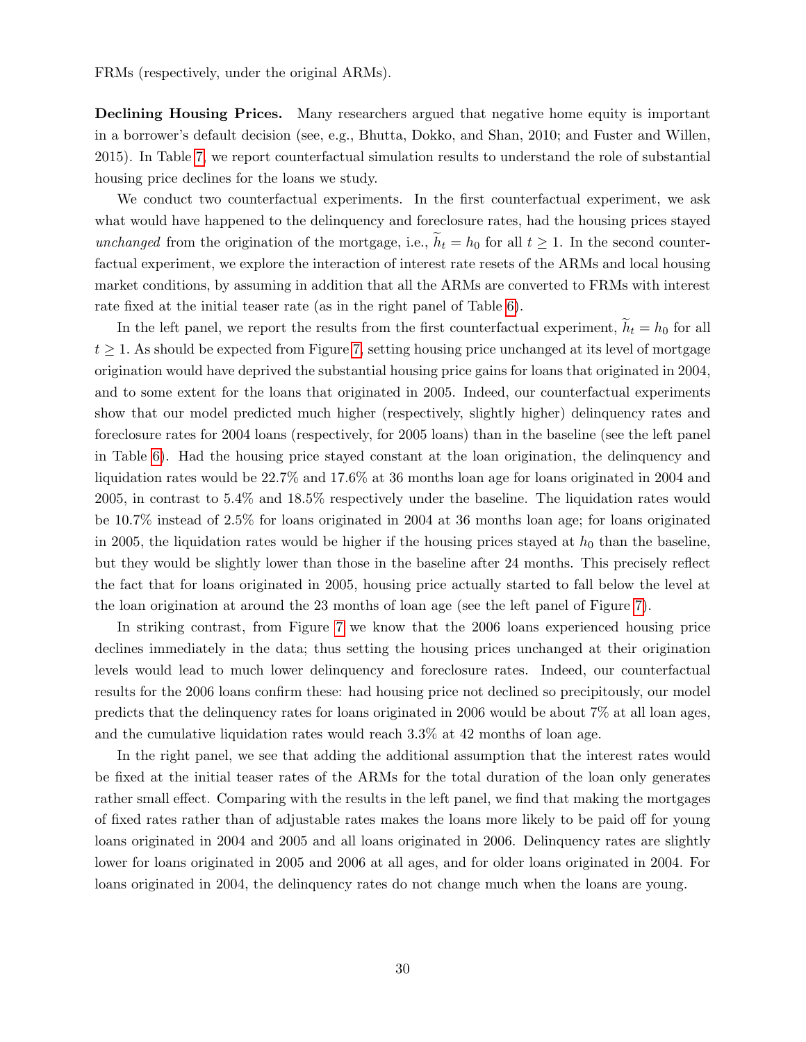FRMs (respectively, under the original ARMs).

**Declining Housing Prices.** Many researchers argued that negative home equity is important in a borrower's default decision (see, e.g., Bhutta, Dokko, and Shan, 2010; and Fuster and Willen, 2015). In Table 7, we report counterfactual simulation results to understand the role of substantial housing price declines for the loans we study.

We conduct two counterfactual experiments. In the first counterfactual experiment, we ask what would have happened to the delinquency and foreclosure rates, had the housing prices stayed *unchanged* from the origination of the mortgage, i.e., $\widetilde{h}_t = h_0$ for all $t \geq 1$. In the second counterfactual experiment, we explore the interaction of interest rate resets of the ARMs and local housing market conditions, by assuming in addition that all the ARMs are converted to FRMs with interest rate fixed at the initial teaser rate (as in the right panel of Table 6).

In the left panel, we report the results from the first counterfactual experiment, $\widetilde{h}_t = h_0$ for all $t \geq 1$. As should be expected from Figure 7, setting housing price unchanged at its level of mortgage origination would have deprived the substantial housing price gains for loans that originated in 2004, and to some extent for the loans that originated in 2005. Indeed, our counterfactual experiments show that our model predicted much higher (respectively, slightly higher) delinquency rates and foreclosure rates for 2004 loans (respectively, for 2005 loans) than in the baseline (see the left panel in Table 6). Had the housing price stayed constant at the loan origination, the delinquency and liquidation rates would be 22.7% and 17.6% at 36 months loan age for loans originated in 2004 and 2005, in contrast to 5.4% and 18.5% respectively under the baseline. The liquidation rates would be 10.7% instead of 2.5% for loans originated in 2004 at 36 months loan age; for loans originated in 2005, the liquidation rates would be higher if the housing prices stayed at $h_0$ than the baseline, but they would be slightly lower than those in the baseline after 24 months. This precisely reflect the fact that for loans originated in 2005, housing price actually started to fall below the level at the loan origination at around the 23 months of loan age (see the left panel of Figure 7).

In striking contrast, from Figure 7 we know that the 2006 loans experienced housing price declines immediately in the data; thus setting the housing prices unchanged at their origination levels would lead to much lower delinquency and foreclosure rates. Indeed, our counterfactual results for the 2006 loans confirm these: had housing price not declined so precipitously, our model predicts that the delinquency rates for loans originated in 2006 would be about 7% at all loan ages, and the cumulative liquidation rates would reach 3.3% at 42 months of loan age.

In the right panel, we see that adding the additional assumption that the interest rates would be fixed at the initial teaser rates of the ARMs for the total duration of the loan only generates rather small effect. Comparing with the results in the left panel, we find that making the mortgages of fixed rates rather than of adjustable rates makes the loans more likely to be paid off for young loans originated in 2004 and 2005 and all loans originated in 2006. Delinquency rates are slightly lower for loans originated in 2005 and 2006 at all ages, and for older loans originated in 2004. For loans originated in 2004, the delinquency rates do not change much when the loans are young.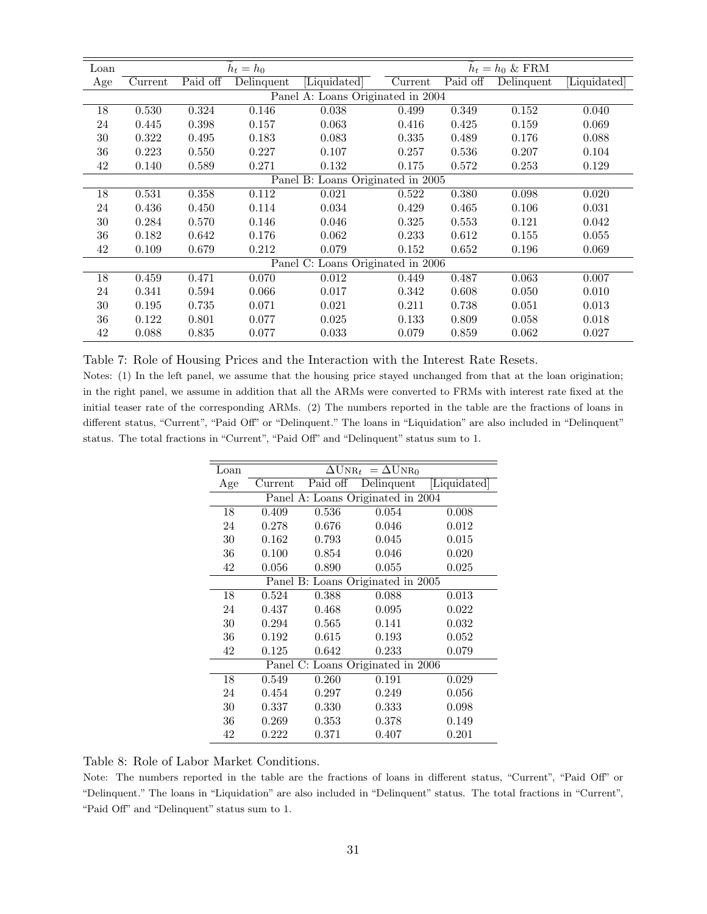| Loan | $\tilde{h}_t = h_0$ | | | | $\tilde{h}_t = h_0$ & FRM | | | |
|---|---|---|---|---|---|---|---|---|
| Age | Current | Paid off | Delinquent | [Liquidated] | Current | Paid off | Delinquent | [Liquidated] |
| | | | | Panel A: Loans Originated in 2004 | | | | |
| 18 | 0.530 | 0.324 | 0.146 | 0.038 | 0.499 | 0.349 | 0.152 | 0.040 |
| 24 | 0.445 | 0.398 | 0.157 | 0.063 | 0.416 | 0.425 | 0.159 | 0.069 |
| 30 | 0.322 | 0.495 | 0.183 | 0.083 | 0.335 | 0.489 | 0.176 | 0.088 |
| 36 | 0.223 | 0.550 | 0.227 | 0.107 | 0.257 | 0.536 | 0.207 | 0.104 |
| 42 | 0.140 | 0.589 | 0.271 | 0.132 | 0.175 | 0.572 | 0.253 | 0.129 |
| | | | | Panel B: Loans Originated in 2005 | | | | |
| 18 | 0.531 | 0.358 | 0.112 | 0.021 | 0.522 | 0.380 | 0.098 | 0.020 |
| 24 | 0.436 | 0.450 | 0.114 | 0.034 | 0.429 | 0.465 | 0.106 | 0.031 |
| 30 | 0.284 | 0.570 | 0.146 | 0.046 | 0.325 | 0.553 | 0.121 | 0.042 |
| 36 | 0.182 | 0.642 | 0.176 | 0.062 | 0.233 | 0.612 | 0.155 | 0.055 |
| 42 | 0.109 | 0.679 | 0.212 | 0.079 | 0.152 | 0.652 | 0.196 | 0.069 |
| | | | | Panel C: Loans Originated in 2006 | | | | |
| 18 | 0.459 | 0.471 | 0.070 | 0.012 | 0.449 | 0.487 | 0.063 | 0.007 |
| 24 | 0.341 | 0.594 | 0.066 | 0.017 | 0.342 | 0.608 | 0.050 | 0.010 |
| 30 | 0.195 | 0.735 | 0.071 | 0.021 | 0.211 | 0.738 | 0.051 | 0.013 |
| 36 | 0.122 | 0.801 | 0.077 | 0.025 | 0.133 | 0.809 | 0.058 | 0.018 |
| 42 | 0.088 | 0.835 | 0.077 | 0.033 | 0.079 | 0.859 | 0.062 | 0.027 |

Table 7: Role of Housing Prices and the Interaction with the Interest Rate Resets.

Notes: (1) In the left panel, we assume that the housing price stayed unchanged from that at the loan origination; in the right panel, we assume in addition that all the ARMs were converted to FRMs with interest rate fixed at the initial teaser rate of the corresponding ARMs. (2) The numbers reported in the table are the fractions of loans in different status, "Current", "Paid Off" or "Delinquent." The loans in "Liquidation" are also included in "Delinquent" status. The total fractions in "Current", "Paid Off" and "Delinquent" status sum to 1.

| Loan | $\Delta \text{UNR}_t = \Delta \text{UNR}_0$ | | | |
|---|---|---|---|---|
| Age | Current | Paid off | Delinquent | [Liquidated] |
| | Panel A: Loans Originated in 2004 | | | |
| 18 | 0.409 | 0.536 | 0.054 | 0.008 |
| 24 | 0.278 | 0.676 | 0.046 | 0.012 |
| 30 | 0.162 | 0.793 | 0.045 | 0.015 |
| 36 | 0.100 | 0.854 | 0.046 | 0.020 |
| 42 | 0.056 | 0.890 | 0.055 | 0.025 |
| | Panel B: Loans Originated in 2005 | | | |
| 18 | 0.524 | 0.388 | 0.088 | 0.013 |
| 24 | 0.437 | 0.468 | 0.095 | 0.022 |
| 30 | 0.294 | 0.565 | 0.141 | 0.032 |
| 36 | 0.192 | 0.615 | 0.193 | 0.052 |
| 42 | 0.125 | 0.642 | 0.233 | 0.079 |
| | Panel C: Loans Originated in 2006 | | | |
| 18 | 0.549 | 0.260 | 0.191 | 0.029 |
| 24 | 0.454 | 0.297 | 0.249 | 0.056 |
| 30 | 0.337 | 0.330 | 0.333 | 0.098 |
| 36 | 0.269 | 0.353 | 0.378 | 0.149 |
| 42 | 0.222 | 0.371 | 0.407 | 0.201 |

Table 8: Role of Labor Market Conditions.

Note: The numbers reported in the table are the fractions of loans in different status, "Current", "Paid Off" or "Delinquent." The loans in "Liquidation" are also included in "Delinquent" status. The total fractions in "Current", "Paid Off" and "Delinquent" status sum to 1.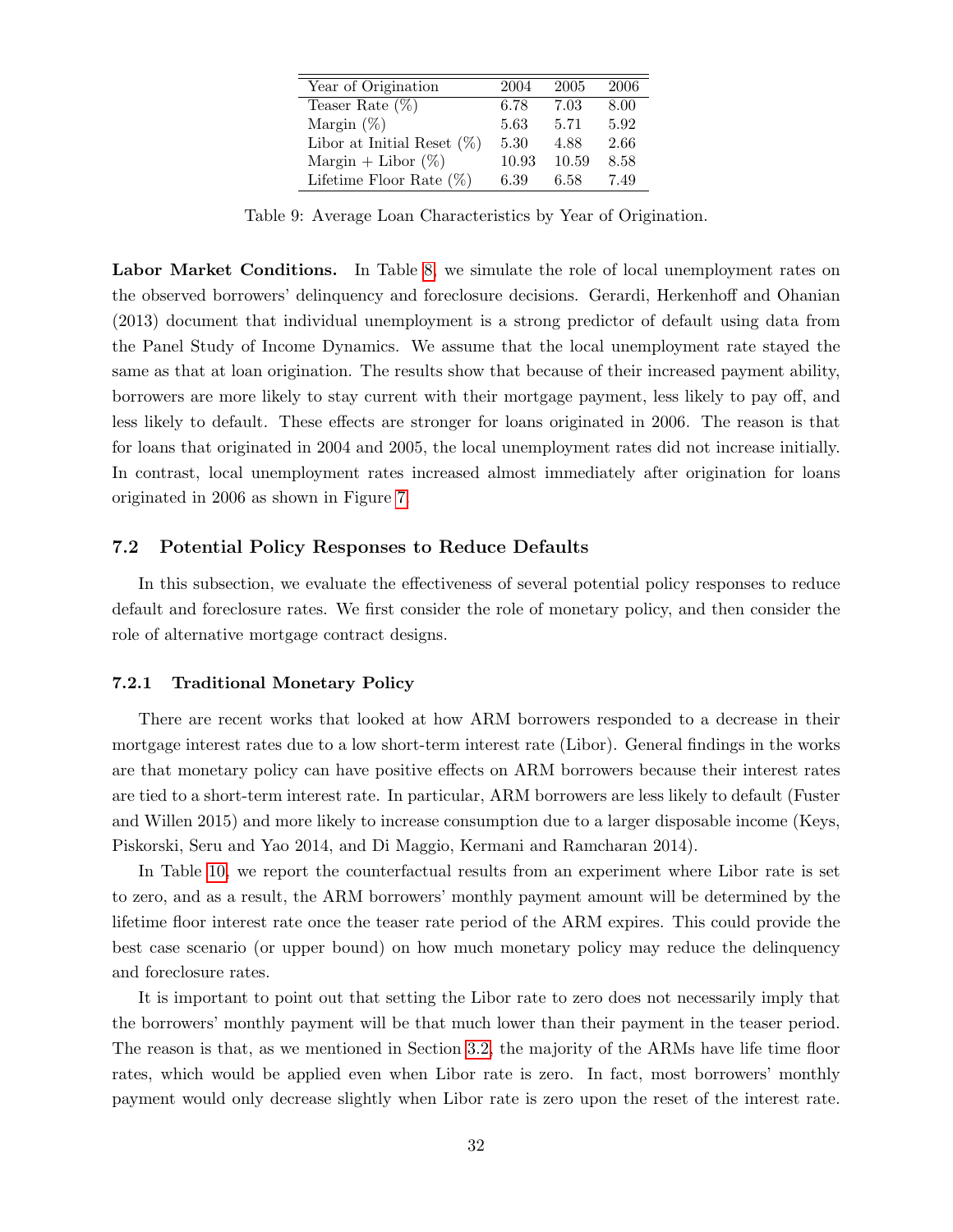| Year of Origination | 2004 | 2005 | 2006 |
|---|---|---|---|
| Teaser Rate (%) | 6.78 | 7.03 | 8.00 |
| Margin (%) | 5.63 | 5.71 | 5.92 |
| Libor at Initial Reset (%) | 5.30 | 4.88 | 2.66 |
| Margin + Libor (%) | 10.93 | 10.59 | 8.58 |
| Lifetime Floor Rate (%) | 6.39 | 6.58 | 7.49 |

Table 9: Average Loan Characteristics by Year of Origination.

**Labor Market Conditions.** In Table 8, we simulate the role of local unemployment rates on the observed borrowers' delinquency and foreclosure decisions. Gerardi, Herkenhoff and Ohanian (2013) document that individual unemployment is a strong predictor of default using data from the Panel Study of Income Dynamics. We assume that the local unemployment rate stayed the same as that at loan origination. The results show that because of their increased payment ability, borrowers are more likely to stay current with their mortgage payment, less likely to pay off, and less likely to default. These effects are stronger for loans originated in 2006. The reason is that for loans that originated in 2004 and 2005, the local unemployment rates did not increase initially. In contrast, local unemployment rates increased almost immediately after origination for loans originated in 2006 as shown in Figure 7.

### 7.2 Potential Policy Responses to Reduce Defaults

In this subsection, we evaluate the effectiveness of several potential policy responses to reduce default and foreclosure rates. We first consider the role of monetary policy, and then consider the role of alternative mortgage contract designs.

#### 7.2.1 Traditional Monetary Policy

There are recent works that looked at how ARM borrowers responded to a decrease in their mortgage interest rates due to a low short-term interest rate (Libor). General findings in the works are that monetary policy can have positive effects on ARM borrowers because their interest rates are tied to a short-term interest rate. In particular, ARM borrowers are less likely to default (Fuster and Willen 2015) and more likely to increase consumption due to a larger disposable income (Keys, Piskorski, Seru and Yao 2014, and Di Maggio, Kermani and Ramcharan 2014).

In Table 10, we report the counterfactual results from an experiment where Libor rate is set to zero, and as a result, the ARM borrowers' monthly payment amount will be determined by the lifetime floor interest rate once the teaser rate period of the ARM expires. This could provide the best case scenario (or upper bound) on how much monetary policy may reduce the delinquency and foreclosure rates.

It is important to point out that setting the Libor rate to zero does not necessarily imply that the borrowers' monthly payment will be that much lower than their payment in the teaser period. The reason is that, as we mentioned in Section 3.2, the majority of the ARMs have life time floor rates, which would be applied even when Libor rate is zero. In fact, most borrowers' monthly payment would only decrease slightly when Libor rate is zero upon the reset of the interest rate.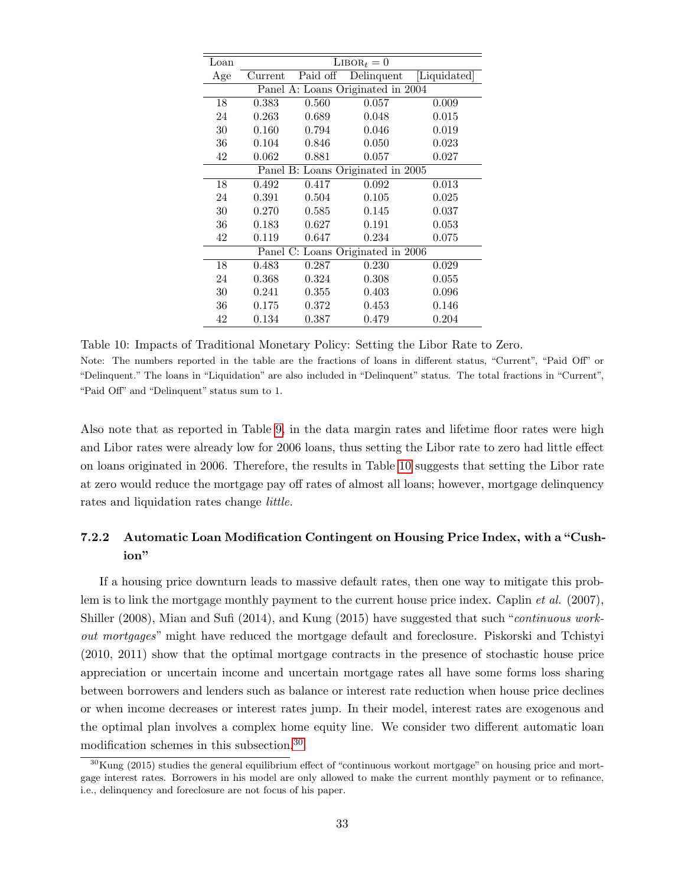| Loan Age | $\text{Libor}_t = 0$ | | | |
|---|---|---|---|---|
| | Current | Paid off | Delinquent | [Liquidated] |
| Panel A: Loans Originated in 2004 | | | | |
| 18 | 0.383 | 0.560 | 0.057 | 0.009 |
| 24 | 0.263 | 0.689 | 0.048 | 0.015 |
| 30 | 0.160 | 0.794 | 0.046 | 0.019 |
| 36 | 0.104 | 0.846 | 0.050 | 0.023 |
| 42 | 0.062 | 0.881 | 0.057 | 0.027 |
| Panel B: Loans Originated in 2005 | | | | |
| 18 | 0.492 | 0.417 | 0.092 | 0.013 |
| 24 | 0.391 | 0.504 | 0.105 | 0.025 |
| 30 | 0.270 | 0.585 | 0.145 | 0.037 |
| 36 | 0.183 | 0.627 | 0.191 | 0.053 |
| 42 | 0.119 | 0.647 | 0.234 | 0.075 |
| Panel C: Loans Originated in 2006 | | | | |
| 18 | 0.483 | 0.287 | 0.230 | 0.029 |
| 24 | 0.368 | 0.324 | 0.308 | 0.055 |
| 30 | 0.241 | 0.355 | 0.403 | 0.096 |
| 36 | 0.175 | 0.372 | 0.453 | 0.146 |
| 42 | 0.134 | 0.387 | 0.479 | 0.204 |

Table 10: Impacts of Traditional Monetary Policy: Setting the Libor Rate to Zero.

Note: The numbers reported in the table are the fractions of loans in different status, "Current", "Paid Off" or "Delinquent." The loans in "Liquidation" are also included in "Delinquent" status. The total fractions in "Current", "Paid Off" and "Delinquent" status sum to 1.

Also note that as reported in Table 9, in the data margin rates and lifetime floor rates were high and Libor rates were already low for 2006 loans, thus setting the Libor rate to zero had little effect on loans originated in 2006. Therefore, the results in Table 10 suggests that setting the Libor rate at zero would reduce the mortgage pay off rates of almost all loans; however, mortgage delinquency rates and liquidation rates change *little*.

### 7.2.2 Automatic Loan Modification Contingent on Housing Price Index, with a "Cushion"

If a housing price downturn leads to massive default rates, then one way to mitigate this problem is to link the mortgage monthly payment to the current house price index. Caplin *et al.* (2007), Shiller (2008), Mian and Sufi (2014), and Kung (2015) have suggested that such "*continuous workout mortgages*" might have reduced the mortgage default and foreclosure. Piskorski and Tchistyi (2010, 2011) show that the optimal mortgage contracts in the presence of stochastic house price appreciation or uncertain income and uncertain mortgage rates all have some forms loss sharing between borrowers and lenders such as balance or interest rate reduction when house price declines or when income decreases or interest rates jump. In their model, interest rates are exogenous and the optimal plan involves a complex home equity line. We consider two different automatic loan modification schemes in this subsection.[30]

[30] Kung (2015) studies the general equilibrium effect of "continuous workout mortgage" on housing price and mortgage interest rates. Borrowers in his model are only allowed to make the current monthly payment or to refinance, i.e., delinquency and foreclosure are not focus of his paper.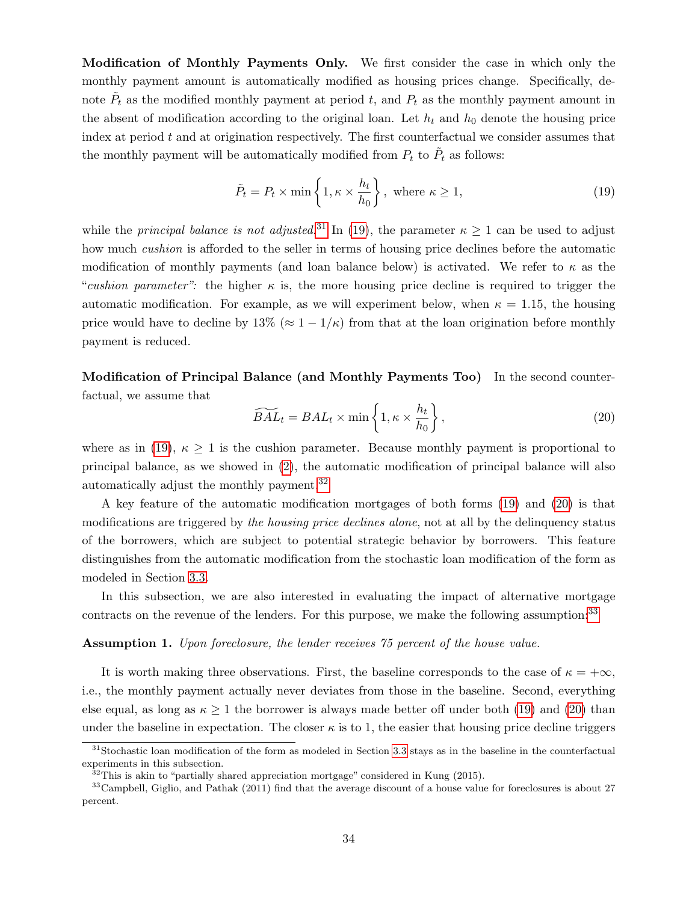**Modification of Monthly Payments Only.** We first consider the case in which only the monthly payment amount is automatically modified as housing prices change. Specifically, denote $\tilde{P}_t$ as the modified monthly payment at period $t$, and $P_t$ as the monthly payment amount in the absent of modification according to the original loan. Let $h_t$ and $h_0$ denote the housing price index at period $t$ and at origination respectively. The first counterfactual we consider assumes that the monthly payment will be automatically modified from $P_t$ to $\tilde{P}_t$ as follows:

$$\tilde{P}_t = P_t \times \min\left\{1, \kappa \times \frac{h_t}{h_0}\right\}, \text{ where } \kappa \geq 1, \tag{19}$$

while the *principal balance is not adjusted*.[31] In (19), the parameter $\kappa \geq 1$ can be used to adjust how much *cushion* is afforded to the seller in terms of housing price declines before the automatic modification of monthly payments (and loan balance below) is activated. We refer to $\kappa$ as the "*cushion parameter*": the higher $\kappa$ is, the more housing price decline is required to trigger the automatic modification. For example, as we will experiment below, when $\kappa = 1.15$, the housing price would have to decline by 13% ($\approx 1 - 1/\kappa$) from that at the loan origination before monthly payment is reduced.

**Modification of Principal Balance (and Monthly Payments Too)** In the second counterfactual, we assume that

$$\widetilde{BAL}_t = BAL_t \times \min\left\{1, \kappa \times \frac{h_t}{h_0}\right\}, \tag{20}$$

where as in (19), $\kappa \geq 1$ is the cushion parameter. Because monthly payment is proportional to principal balance, as we showed in (2), the automatic modification of principal balance will also automatically adjust the monthly payment.[32]

A key feature of the automatic modification mortgages of both forms (19) and (20) is that modifications are triggered by *the housing price declines alone*, not at all by the delinquency status of the borrowers, which are subject to potential strategic behavior by borrowers. This feature distinguishes from the automatic modification from the stochastic loan modification of the form as modeled in Section 3.3.

In this subsection, we are also interested in evaluating the impact of alternative mortgage contracts on the revenue of the lenders. For this purpose, we make the following assumption:[33]

**Assumption 1.** *Upon foreclosure, the lender receives 75 percent of the house value.*

It is worth making three observations. First, the baseline corresponds to the case of $\kappa = +\infty$, i.e., the monthly payment actually never deviates from those in the baseline. Second, everything else equal, as long as $\kappa \geq 1$ the borrower is always made better off under both (19) and (20) than under the baseline in expectation. The closer $\kappa$ is to 1, the easier that housing price decline triggers

---

[31] Stochastic loan modification of the form as modeled in Section 3.3 stays as in the baseline in the counterfactual experiments in this subsection.

[32] This is akin to "partially shared appreciation mortgage" considered in Kung (2015).

[33] Campbell, Giglio, and Pathak (2011) find that the average discount of a house value for foreclosures is about 27 percent.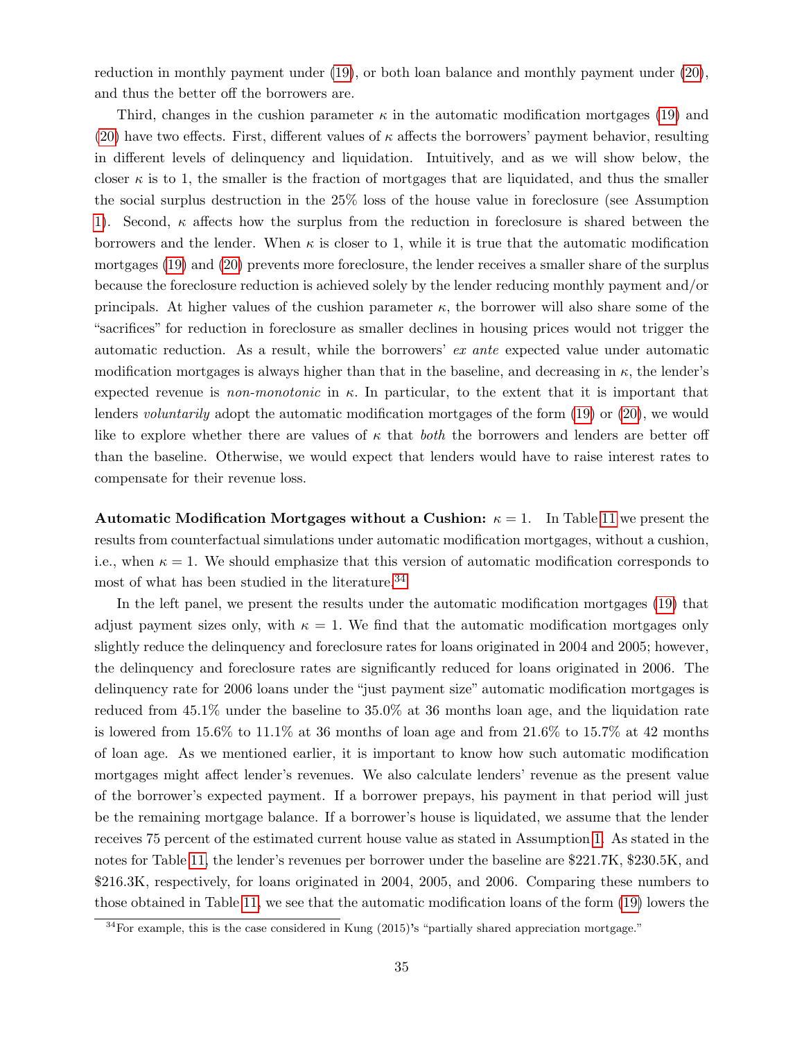reduction in monthly payment under (19), or both loan balance and monthly payment under (20), and thus the better off the borrowers are.

Third, changes in the cushion parameter $\kappa$ in the automatic modification mortgages (19) and (20) have two effects. First, different values of $\kappa$ affects the borrowers' payment behavior, resulting in different levels of delinquency and liquidation. Intuitively, and as we will show below, the closer $\kappa$ is to 1, the smaller is the fraction of mortgages that are liquidated, and thus the smaller the social surplus destruction in the 25% loss of the house value in foreclosure (see Assumption 1). Second, $\kappa$ affects how the surplus from the reduction in foreclosure is shared between the borrowers and the lender. When $\kappa$ is closer to 1, while it is true that the automatic modification mortgages (19) and (20) prevents more foreclosure, the lender receives a smaller share of the surplus because the foreclosure reduction is achieved solely by the lender reducing monthly payment and/or principals. At higher values of the cushion parameter $\kappa$, the borrower will also share some of the "sacrifices" for reduction in foreclosure as smaller declines in housing prices would not trigger the automatic reduction. As a result, while the borrowers' *ex ante* expected value under automatic modification mortgages is always higher than that in the baseline, and decreasing in $\kappa$, the lender's expected revenue is *non-monotonic* in $\kappa$. In particular, to the extent that it is important that lenders *voluntarily* adopt the automatic modification mortgages of the form (19) or (20), we would like to explore whether there are values of $\kappa$ that *both* the borrowers and lenders are better off than the baseline. Otherwise, we would expect that lenders would have to raise interest rates to compensate for their revenue loss.

**Automatic Modification Mortgages without a Cushion:** $\kappa = 1$. In Table 11 we present the results from counterfactual simulations under automatic modification mortgages, without a cushion, i.e., when $\kappa = 1$. We should emphasize that this version of automatic modification corresponds to most of what has been studied in the literature.[34]

In the left panel, we present the results under the automatic modification mortgages (19) that adjust payment sizes only, with $\kappa = 1$. We find that the automatic modification mortgages only slightly reduce the delinquency and foreclosure rates for loans originated in 2004 and 2005; however, the delinquency and foreclosure rates are significantly reduced for loans originated in 2006. The delinquency rate for 2006 loans under the "just payment size" automatic modification mortgages is reduced from 45.1% under the baseline to 35.0% at 36 months loan age, and the liquidation rate is lowered from 15.6% to 11.1% at 36 months of loan age and from 21.6% to 15.7% at 42 months of loan age. As we mentioned earlier, it is important to know how such automatic modification mortgages might affect lender's revenues. We also calculate lenders' revenue as the present value of the borrower's expected payment. If a borrower prepays, his payment in that period will just be the remaining mortgage balance. If a borrower's house is liquidated, we assume that the lender receives 75 percent of the estimated current house value as stated in Assumption 1. As stated in the notes for Table 11, the lender's revenues per borrower under the baseline are \$221.7K, \$230.5K, and \$216.3K, respectively, for loans originated in 2004, 2005, and 2006. Comparing these numbers to those obtained in Table 11, we see that the automatic modification loans of the form (19) lowers the

[34] For example, this is the case considered in Kung (2015)'s "partially shared appreciation mortgage."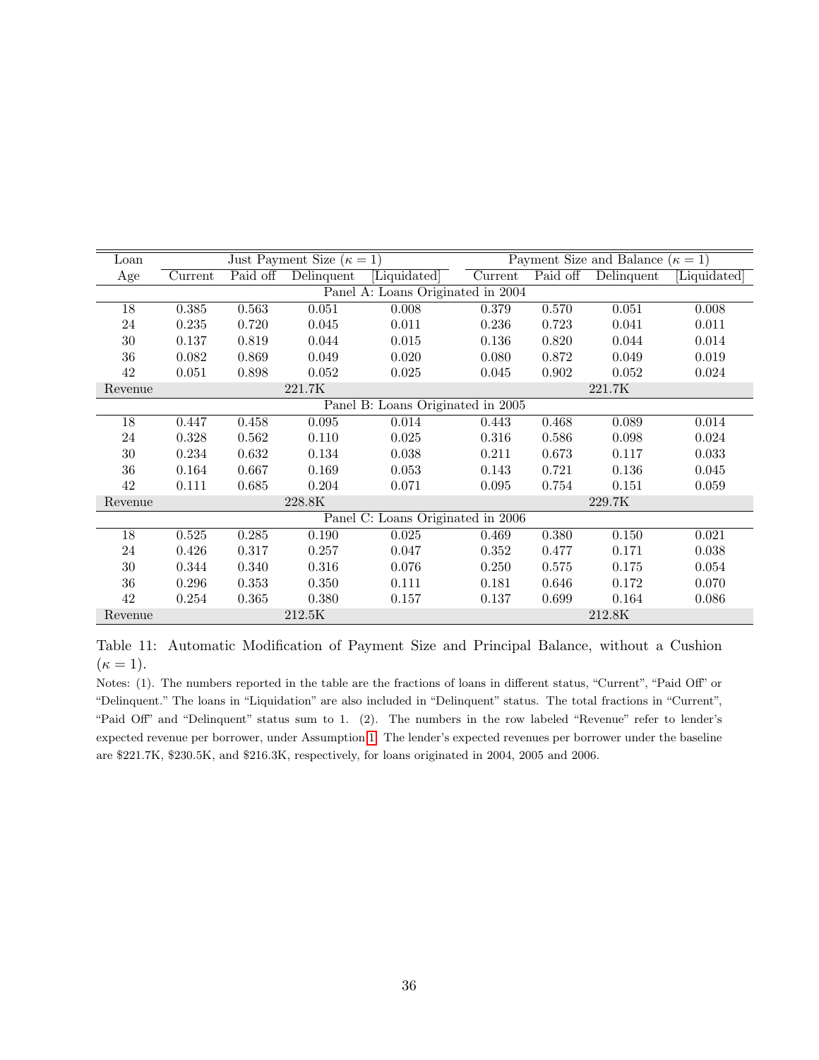| Loan Age | Just Payment Size ($\kappa = 1$) | | | | Payment Size and Balance ($\kappa = 1$) | | | |
|---|---|---|---|---|---|---|---|---|
| | Current | Paid off | Delinquent | [Liquidated] | Current | Paid off | Delinquent | [Liquidated] |
| | | | | Panel A: Loans Originated in 2004 | | | | |
| 18 | 0.385 | 0.563 | 0.051 | 0.008 | 0.379 | 0.570 | 0.051 | 0.008 |
| 24 | 0.235 | 0.720 | 0.045 | 0.011 | 0.236 | 0.723 | 0.041 | 0.011 |
| 30 | 0.137 | 0.819 | 0.044 | 0.015 | 0.136 | 0.820 | 0.044 | 0.014 |
| 36 | 0.082 | 0.869 | 0.049 | 0.020 | 0.080 | 0.872 | 0.049 | 0.019 |
| 42 | 0.051 | 0.898 | 0.052 | 0.025 | 0.045 | 0.902 | 0.052 | 0.024 |
| Revenue | | | 221.7K | | | | 221.7K | |
| | | | | Panel B: Loans Originated in 2005 | | | | |
| 18 | 0.447 | 0.458 | 0.095 | 0.014 | 0.443 | 0.468 | 0.089 | 0.014 |
| 24 | 0.328 | 0.562 | 0.110 | 0.025 | 0.316 | 0.586 | 0.098 | 0.024 |
| 30 | 0.234 | 0.632 | 0.134 | 0.038 | 0.211 | 0.673 | 0.117 | 0.033 |
| 36 | 0.164 | 0.667 | 0.169 | 0.053 | 0.143 | 0.721 | 0.136 | 0.045 |
| 42 | 0.111 | 0.685 | 0.204 | 0.071 | 0.095 | 0.754 | 0.151 | 0.059 |
| Revenue | | | 228.8K | | | | 229.7K | |
| | | | | Panel C: Loans Originated in 2006 | | | | |
| 18 | 0.525 | 0.285 | 0.190 | 0.025 | 0.469 | 0.380 | 0.150 | 0.021 |
| 24 | 0.426 | 0.317 | 0.257 | 0.047 | 0.352 | 0.477 | 0.171 | 0.038 |
| 30 | 0.344 | 0.340 | 0.316 | 0.076 | 0.250 | 0.575 | 0.175 | 0.054 |
| 36 | 0.296 | 0.353 | 0.350 | 0.111 | 0.181 | 0.646 | 0.172 | 0.070 |
| 42 | 0.254 | 0.365 | 0.380 | 0.157 | 0.137 | 0.699 | 0.164 | 0.086 |
| Revenue | | | 212.5K | | | | 212.8K | |

Table 11: Automatic Modification of Payment Size and Principal Balance, without a Cushion ($\kappa = 1$).

Notes: (1). The numbers reported in the table are the fractions of loans in different status, "Current", "Paid Off" or "Delinquent." The loans in "Liquidation" are also included in "Delinquent" status. The total fractions in "Current", "Paid Off" and "Delinquent" status sum to 1. (2). The numbers in the row labeled "Revenue" refer to lender's expected revenue per borrower, under Assumption 1. The lender's expected revenues per borrower under the baseline are \$221.7K, \$230.5K, and \$216.3K, respectively, for loans originated in 2004, 2005 and 2006.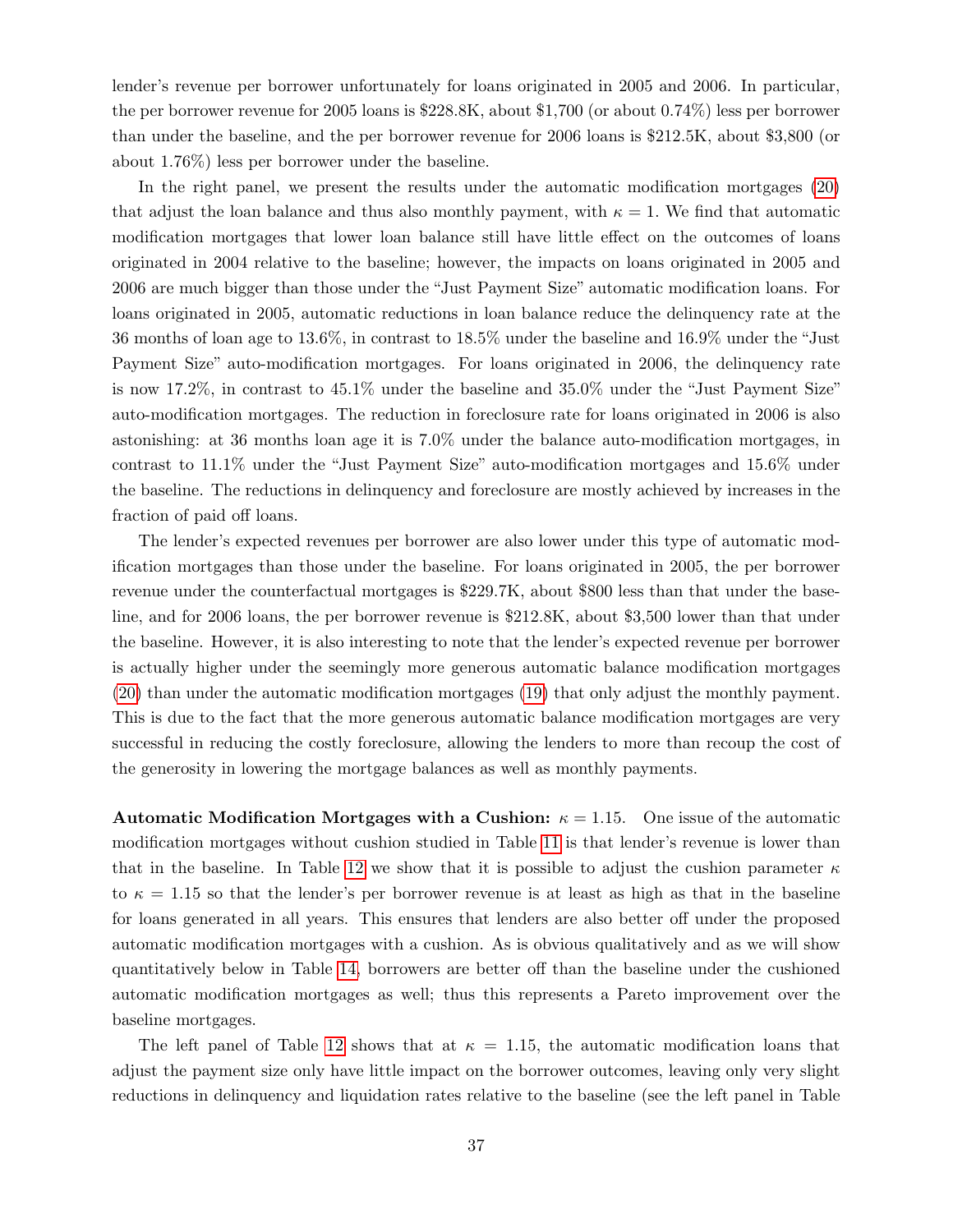lender's revenue per borrower unfortunately for loans originated in 2005 and 2006. In particular, the per borrower revenue for 2005 loans is \$228.8K, about \$1,700 (or about 0.74%) less per borrower than under the baseline, and the per borrower revenue for 2006 loans is \$212.5K, about \$3,800 (or about 1.76%) less per borrower under the baseline.

In the right panel, we present the results under the automatic modification mortgages (20) that adjust the loan balance and thus also monthly payment, with $\kappa = 1$. We find that automatic modification mortgages that lower loan balance still have little effect on the outcomes of loans originated in 2004 relative to the baseline; however, the impacts on loans originated in 2005 and 2006 are much bigger than those under the "Just Payment Size" automatic modification loans. For loans originated in 2005, automatic reductions in loan balance reduce the delinquency rate at the 36 months of loan age to 13.6%, in contrast to 18.5% under the baseline and 16.9% under the "Just Payment Size" auto-modification mortgages. For loans originated in 2006, the delinquency rate is now 17.2%, in contrast to 45.1% under the baseline and 35.0% under the "Just Payment Size" auto-modification mortgages. The reduction in foreclosure rate for loans originated in 2006 is also astonishing: at 36 months loan age it is 7.0% under the balance auto-modification mortgages, in contrast to 11.1% under the "Just Payment Size" auto-modification mortgages and 15.6% under the baseline. The reductions in delinquency and foreclosure are mostly achieved by increases in the fraction of paid off loans.

The lender's expected revenues per borrower are also lower under this type of automatic modification mortgages than those under the baseline. For loans originated in 2005, the per borrower revenue under the counterfactual mortgages is \$229.7K, about \$800 less than that under the baseline, and for 2006 loans, the per borrower revenue is \$212.8K, about \$3,500 lower than that under the baseline. However, it is also interesting to note that the lender's expected revenue per borrower is actually higher under the seemingly more generous automatic balance modification mortgages (20) than under the automatic modification mortgages (19) that only adjust the monthly payment. This is due to the fact that the more generous automatic balance modification mortgages are very successful in reducing the costly foreclosure, allowing the lenders to more than recoup the cost of the generosity in lowering the mortgage balances as well as monthly payments.

**Automatic Modification Mortgages with a Cushion:** $\kappa = 1.15$. One issue of the automatic modification mortgages without cushion studied in Table 11 is that lender's revenue is lower than that in the baseline. In Table 12 we show that it is possible to adjust the cushion parameter $\kappa$ to $\kappa = 1.15$ so that the lender's per borrower revenue is at least as high as that in the baseline for loans generated in all years. This ensures that lenders are also better off under the proposed automatic modification mortgages with a cushion. As is obvious qualitatively and as we will show quantitatively below in Table 14, borrowers are better off than the baseline under the cushioned automatic modification mortgages as well; thus this represents a Pareto improvement over the baseline mortgages.

The left panel of Table 12 shows that at $\kappa = 1.15$, the automatic modification loans that adjust the payment size only have little impact on the borrower outcomes, leaving only very slight reductions in delinquency and liquidation rates relative to the baseline (see the left panel in Table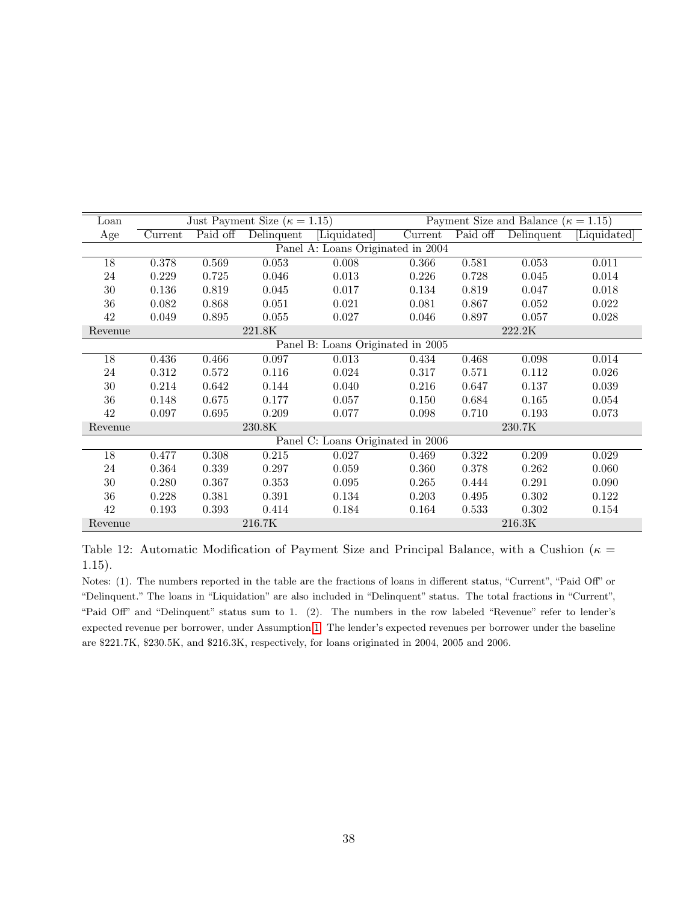| Loan | Just Payment Size ($\kappa = 1.15$) | | | | Payment Size and Balance ($\kappa = 1.15$) | | | |
|---|---|---|---|---|---|---|---|---|
| Age | Current | Paid off | Delinquent | [Liquidated] | Current | Paid off | Delinquent | [Liquidated] |
| Panel A: Loans Originated in 2004 | | | | | | | | |
| 18 | 0.378 | 0.569 | 0.053 | 0.008 | 0.366 | 0.581 | 0.053 | 0.011 |
| 24 | 0.229 | 0.725 | 0.046 | 0.013 | 0.226 | 0.728 | 0.045 | 0.014 |
| 30 | 0.136 | 0.819 | 0.045 | 0.017 | 0.134 | 0.819 | 0.047 | 0.018 |
| 36 | 0.082 | 0.868 | 0.051 | 0.021 | 0.081 | 0.867 | 0.052 | 0.022 |
| 42 | 0.049 | 0.895 | 0.055 | 0.027 | 0.046 | 0.897 | 0.057 | 0.028 |
| Revenue | | | 221.8K | | | | 222.2K | |
| Panel B: Loans Originated in 2005 | | | | | | | | |
| 18 | 0.436 | 0.466 | 0.097 | 0.013 | 0.434 | 0.468 | 0.098 | 0.014 |
| 24 | 0.312 | 0.572 | 0.116 | 0.024 | 0.317 | 0.571 | 0.112 | 0.026 |
| 30 | 0.214 | 0.642 | 0.144 | 0.040 | 0.216 | 0.647 | 0.137 | 0.039 |
| 36 | 0.148 | 0.675 | 0.177 | 0.057 | 0.150 | 0.684 | 0.165 | 0.054 |
| 42 | 0.097 | 0.695 | 0.209 | 0.077 | 0.098 | 0.710 | 0.193 | 0.073 |
| Revenue | | | 230.8K | | | | 230.7K | |
| Panel C: Loans Originated in 2006 | | | | | | | | |
| 18 | 0.477 | 0.308 | 0.215 | 0.027 | 0.469 | 0.322 | 0.209 | 0.029 |
| 24 | 0.364 | 0.339 | 0.297 | 0.059 | 0.360 | 0.378 | 0.262 | 0.060 |
| 30 | 0.280 | 0.367 | 0.353 | 0.095 | 0.265 | 0.444 | 0.291 | 0.090 |
| 36 | 0.228 | 0.381 | 0.391 | 0.134 | 0.203 | 0.495 | 0.302 | 0.122 |
| 42 | 0.193 | 0.393 | 0.414 | 0.184 | 0.164 | 0.533 | 0.302 | 0.154 |
| Revenue | | | 216.7K | | | | 216.3K | |

Table 12: Automatic Modification of Payment Size and Principal Balance, with a Cushion ($\kappa = 1.15$).

Notes: (1). The numbers reported in the table are the fractions of loans in different status, "Current", "Paid Off" or "Delinquent." The loans in "Liquidation" are also included in "Delinquent" status. The total fractions in "Current", "Paid Off" and "Delinquent" status sum to 1. (2). The numbers in the row labeled "Revenue" refer to lender's expected revenue per borrower, under Assumption 1. The lender's expected revenues per borrower under the baseline are \$221.7K, \$230.5K, and \$216.3K, respectively, for loans originated in 2004, 2005 and 2006.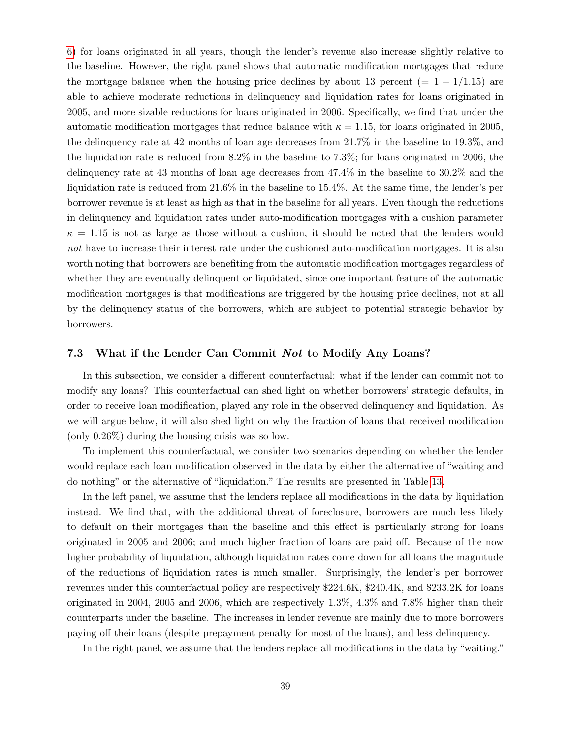6) for loans originated in all years, though the lender's revenue also increase slightly relative to the baseline. However, the right panel shows that automatic modification mortgages that reduce the mortgage balance when the housing price declines by about 13 percent ($= 1 - 1/1.15$) are able to achieve moderate reductions in delinquency and liquidation rates for loans originated in 2005, and more sizable reductions for loans originated in 2006. Specifically, we find that under the automatic modification mortgages that reduce balance with $\kappa = 1.15$, for loans originated in 2005, the delinquency rate at 42 months of loan age decreases from 21.7% in the baseline to 19.3%, and the liquidation rate is reduced from 8.2% in the baseline to 7.3%; for loans originated in 2006, the delinquency rate at 43 months of loan age decreases from 47.4% in the baseline to 30.2% and the liquidation rate is reduced from 21.6% in the baseline to 15.4%. At the same time, the lender's per borrower revenue is at least as high as that in the baseline for all years. Even though the reductions in delinquency and liquidation rates under auto-modification mortgages with a cushion parameter $\kappa = 1.15$ is not as large as those without a cushion, it should be noted that the lenders would *not* have to increase their interest rate under the cushioned auto-modification mortgages. It is also worth noting that borrowers are benefiting from the automatic modification mortgages regardless of whether they are eventually delinquent or liquidated, since one important feature of the automatic modification mortgages is that modifications are triggered by the housing price declines, not at all by the delinquency status of the borrowers, which are subject to potential strategic behavior by borrowers.

### 7.3 What if the Lender Can Commit *Not* to Modify Any Loans?

In this subsection, we consider a different counterfactual: what if the lender can commit not to modify any loans? This counterfactual can shed light on whether borrowers' strategic defaults, in order to receive loan modification, played any role in the observed delinquency and liquidation. As we will argue below, it will also shed light on why the fraction of loans that received modification (only 0.26%) during the housing crisis was so low.

To implement this counterfactual, we consider two scenarios depending on whether the lender would replace each loan modification observed in the data by either the alternative of "waiting and do nothing" or the alternative of "liquidation." The results are presented in Table 13.

In the left panel, we assume that the lenders replace all modifications in the data by liquidation instead. We find that, with the additional threat of foreclosure, borrowers are much less likely to default on their mortgages than the baseline and this effect is particularly strong for loans originated in 2005 and 2006; and much higher fraction of loans are paid off. Because of the now higher probability of liquidation, although liquidation rates come down for all loans the magnitude of the reductions of liquidation rates is much smaller. Surprisingly, the lender's per borrower revenues under this counterfactual policy are respectively \$224.6K, \$240.4K, and \$233.2K for loans originated in 2004, 2005 and 2006, which are respectively 1.3%, 4.3% and 7.8% higher than their counterparts under the baseline. The increases in lender revenue are mainly due to more borrowers paying off their loans (despite prepayment penalty for most of the loans), and less delinquency.

In the right panel, we assume that the lenders replace all modifications in the data by "waiting."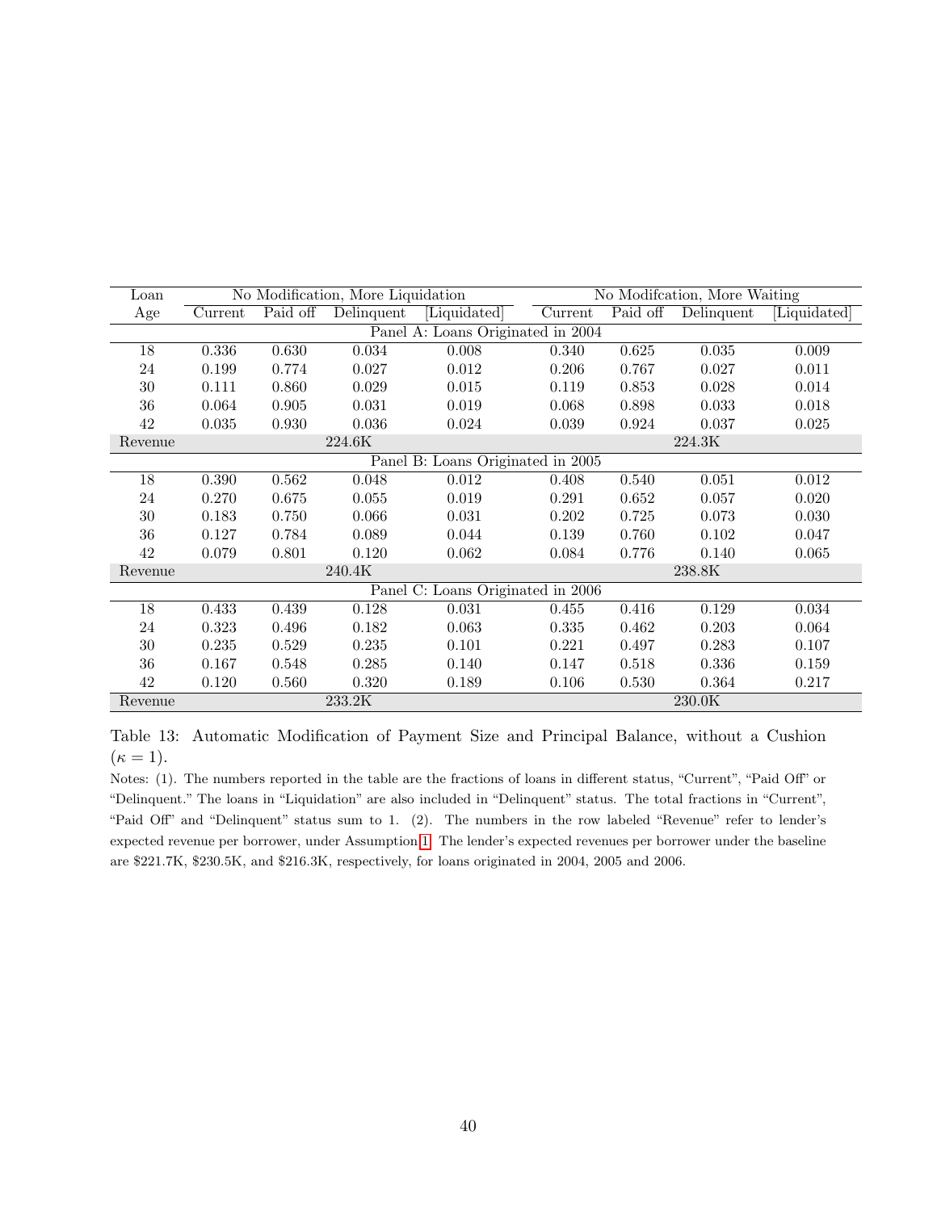| Loan | No Modification, More Liquidation | | | | No Modifcation, More Waiting | | | |
|---|---|---|---|---|---|---|---|---|
| Age | Current | Paid off | Delinquent | [Liquidated] | Current | Paid off | Delinquent | [Liquidated] |
| Panel A: Loans Originated in 2004 | | | | | | | | |
| 18 | 0.336 | 0.630 | 0.034 | 0.008 | 0.340 | 0.625 | 0.035 | 0.009 |
| 24 | 0.199 | 0.774 | 0.027 | 0.012 | 0.206 | 0.767 | 0.027 | 0.011 |
| 30 | 0.111 | 0.860 | 0.029 | 0.015 | 0.119 | 0.853 | 0.028 | 0.014 |
| 36 | 0.064 | 0.905 | 0.031 | 0.019 | 0.068 | 0.898 | 0.033 | 0.018 |
| 42 | 0.035 | 0.930 | 0.036 | 0.024 | 0.039 | 0.924 | 0.037 | 0.025 |
| Revenue | | | 224.6K | | | | 224.3K | |
| Panel B: Loans Originated in 2005 | | | | | | | | |
| 18 | 0.390 | 0.562 | 0.048 | 0.012 | 0.408 | 0.540 | 0.051 | 0.012 |
| 24 | 0.270 | 0.675 | 0.055 | 0.019 | 0.291 | 0.652 | 0.057 | 0.020 |
| 30 | 0.183 | 0.750 | 0.066 | 0.031 | 0.202 | 0.725 | 0.073 | 0.030 |
| 36 | 0.127 | 0.784 | 0.089 | 0.044 | 0.139 | 0.760 | 0.102 | 0.047 |
| 42 | 0.079 | 0.801 | 0.120 | 0.062 | 0.084 | 0.776 | 0.140 | 0.065 |
| Revenue | | | 240.4K | | | | 238.8K | |
| Panel C: Loans Originated in 2006 | | | | | | | | |
| 18 | 0.433 | 0.439 | 0.128 | 0.031 | 0.455 | 0.416 | 0.129 | 0.034 |
| 24 | 0.323 | 0.496 | 0.182 | 0.063 | 0.335 | 0.462 | 0.203 | 0.064 |
| 30 | 0.235 | 0.529 | 0.235 | 0.101 | 0.221 | 0.497 | 0.283 | 0.107 |
| 36 | 0.167 | 0.548 | 0.285 | 0.140 | 0.147 | 0.518 | 0.336 | 0.159 |
| 42 | 0.120 | 0.560 | 0.320 | 0.189 | 0.106 | 0.530 | 0.364 | 0.217 |
| Revenue | | | 233.2K | | | | 230.0K | |

Table 13: Automatic Modification of Payment Size and Principal Balance, without a Cushion ($\kappa = 1$).

Notes: (1). The numbers reported in the table are the fractions of loans in different status, "Current", "Paid Off" or "Delinquent." The loans in "Liquidation" are also included in "Delinquent" status. The total fractions in "Current", "Paid Off" and "Delinquent" status sum to 1. (2). The numbers in the row labeled "Revenue" refer to lender's expected revenue per borrower, under Assumption 1. The lender's expected revenues per borrower under the baseline are \$221.7K, \$230.5K, and \$216.3K, respectively, for loans originated in 2004, 2005 and 2006.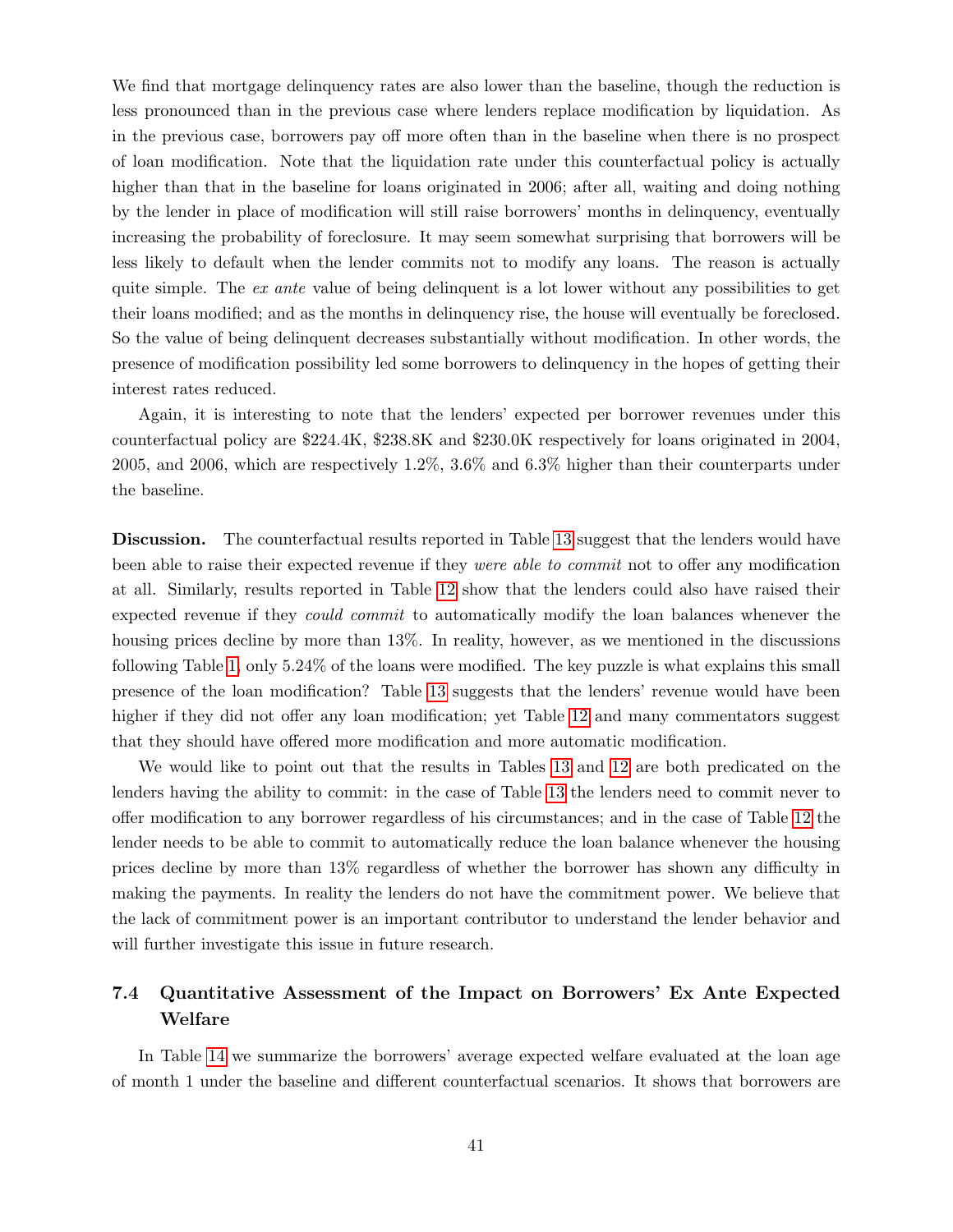We find that mortgage delinquency rates are also lower than the baseline, though the reduction is less pronounced than in the previous case where lenders replace modification by liquidation. As in the previous case, borrowers pay off more often than in the baseline when there is no prospect of loan modification. Note that the liquidation rate under this counterfactual policy is actually higher than that in the baseline for loans originated in 2006; after all, waiting and doing nothing by the lender in place of modification will still raise borrowers' months in delinquency, eventually increasing the probability of foreclosure. It may seem somewhat surprising that borrowers will be less likely to default when the lender commits not to modify any loans. The reason is actually quite simple. The *ex ante* value of being delinquent is a lot lower without any possibilities to get their loans modified; and as the months in delinquency rise, the house will eventually be foreclosed. So the value of being delinquent decreases substantially without modification. In other words, the presence of modification possibility led some borrowers to delinquency in the hopes of getting their interest rates reduced.

Again, it is interesting to note that the lenders' expected per borrower revenues under this counterfactual policy are \$224.4K, \$238.8K and \$230.0K respectively for loans originated in 2004, 2005, and 2006, which are respectively 1.2%, 3.6% and 6.3% higher than their counterparts under the baseline.

**Discussion.** The counterfactual results reported in Table 13 suggest that the lenders would have been able to raise their expected revenue if they *were able to commit* not to offer any modification at all. Similarly, results reported in Table 12 show that the lenders could also have raised their expected revenue if they *could commit* to automatically modify the loan balances whenever the housing prices decline by more than 13%. In reality, however, as we mentioned in the discussions following Table 1, only 5.24% of the loans were modified. The key puzzle is what explains this small presence of the loan modification? Table 13 suggests that the lenders' revenue would have been higher if they did not offer any loan modification; yet Table 12 and many commentators suggest that they should have offered more modification and more automatic modification.

We would like to point out that the results in Tables 13 and 12 are both predicated on the lenders having the ability to commit: in the case of Table 13 the lenders need to commit never to offer modification to any borrower regardless of his circumstances; and in the case of Table 12 the lender needs to be able to commit to automatically reduce the loan balance whenever the housing prices decline by more than 13% regardless of whether the borrower has shown any difficulty in making the payments. In reality the lenders do not have the commitment power. We believe that the lack of commitment power is an important contributor to understand the lender behavior and will further investigate this issue in future research.

## 7.4 Quantitative Assessment of the Impact on Borrowers' Ex Ante Expected Welfare

In Table 14 we summarize the borrowers' average expected welfare evaluated at the loan age of month 1 under the baseline and different counterfactual scenarios. It shows that borrowers are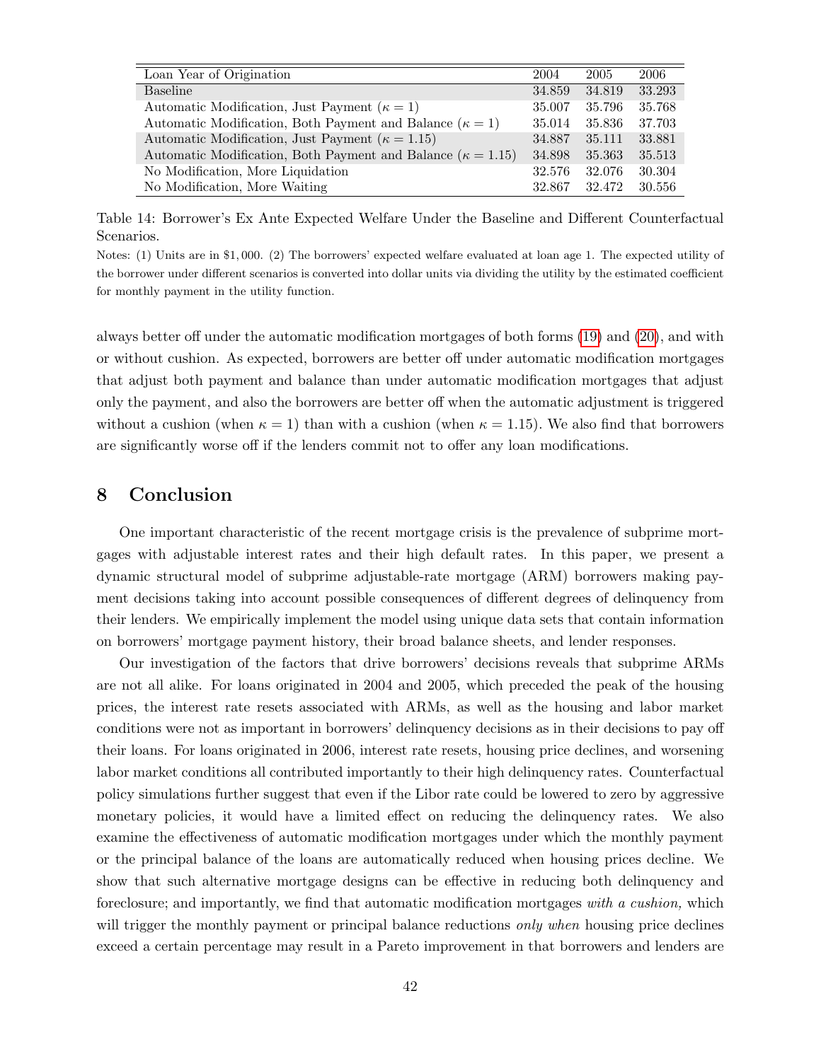| Loan Year of Origination | 2004 | 2005 | 2006 |
|---|---|---|---|
| Baseline | 34.859 | 34.819 | 33.293 |
| Automatic Modification, Just Payment ($\kappa = 1$) | 35.007 | 35.796 | 35.768 |
| Automatic Modification, Both Payment and Balance ($\kappa = 1$) | 35.014 | 35.836 | 37.703 |
| Automatic Modification, Just Payment ($\kappa = 1.15$) | 34.887 | 35.111 | 33.881 |
| Automatic Modification, Both Payment and Balance ($\kappa = 1.15$) | 34.898 | 35.363 | 35.513 |
| No Modification, More Liquidation | 32.576 | 32.076 | 30.304 |
| No Modification, More Waiting | 32.867 | 32.472 | 30.556 |

Table 14: Borrower's Ex Ante Expected Welfare Under the Baseline and Different Counterfactual Scenarios.

Notes: (1) Units are in \$1,000. (2) The borrowers' expected welfare evaluated at loan age 1. The expected utility of the borrower under different scenarios is converted into dollar units via dividing the utility by the estimated coefficient for monthly payment in the utility function.

always better off under the automatic modification mortgages of both forms (19) and (20), and with or without cushion. As expected, borrowers are better off under automatic modification mortgages that adjust both payment and balance than under automatic modification mortgages that adjust only the payment, and also the borrowers are better off when the automatic adjustment is triggered without a cushion (when $\kappa = 1$) than with a cushion (when $\kappa = 1.15$). We also find that borrowers are significantly worse off if the lenders commit not to offer any loan modifications.

# 8 Conclusion

One important characteristic of the recent mortgage crisis is the prevalence of subprime mortgages with adjustable interest rates and their high default rates. In this paper, we present a dynamic structural model of subprime adjustable-rate mortgage (ARM) borrowers making payment decisions taking into account possible consequences of different degrees of delinquency from their lenders. We empirically implement the model using unique data sets that contain information on borrowers' mortgage payment history, their broad balance sheets, and lender responses.

Our investigation of the factors that drive borrowers' decisions reveals that subprime ARMs are not all alike. For loans originated in 2004 and 2005, which preceded the peak of the housing prices, the interest rate resets associated with ARMs, as well as the housing and labor market conditions were not as important in borrowers' delinquency decisions as in their decisions to pay off their loans. For loans originated in 2006, interest rate resets, housing price declines, and worsening labor market conditions all contributed importantly to their high delinquency rates. Counterfactual policy simulations further suggest that even if the Libor rate could be lowered to zero by aggressive monetary policies, it would have a limited effect on reducing the delinquency rates. We also examine the effectiveness of automatic modification mortgages under which the monthly payment or the principal balance of the loans are automatically reduced when housing prices decline. We show that such alternative mortgage designs can be effective in reducing both delinquency and foreclosure; and importantly, we find that automatic modification mortgages *with a cushion,* which will trigger the monthly payment or principal balance reductions *only when* housing price declines exceed a certain percentage may result in a Pareto improvement in that borrowers and lenders are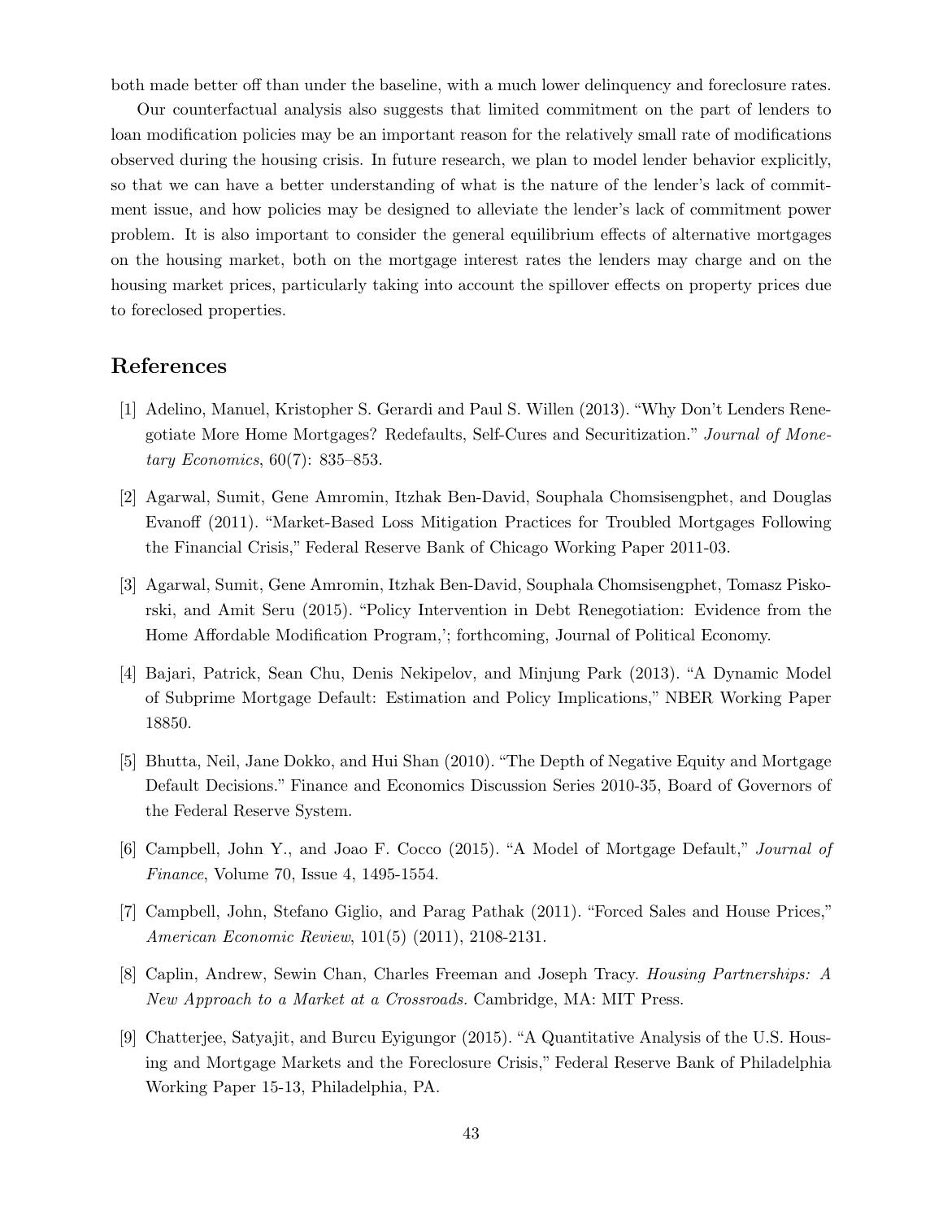both made better off than under the baseline, with a much lower delinquency and foreclosure rates.

Our counterfactual analysis also suggests that limited commitment on the part of lenders to loan modification policies may be an important reason for the relatively small rate of modifications observed during the housing crisis. In future research, we plan to model lender behavior explicitly, so that we can have a better understanding of what is the nature of the lender's lack of commitment issue, and how policies may be designed to alleviate the lender's lack of commitment power problem. It is also important to consider the general equilibrium effects of alternative mortgages on the housing market, both on the mortgage interest rates the lenders may charge and on the housing market prices, particularly taking into account the spillover effects on property prices due to foreclosed properties.

## References

[1] Adelino, Manuel, Kristopher S. Gerardi and Paul S. Willen (2013). "Why Don't Lenders Renegotiate More Home Mortgages? Redefaults, Self-Cures and Securitization." *Journal of Monetary Economics*, 60(7): 835–853.

[2] Agarwal, Sumit, Gene Amromin, Itzhak Ben-David, Souphala Chomsisengphet, and Douglas Evanoff (2011). "Market-Based Loss Mitigation Practices for Troubled Mortgages Following the Financial Crisis," Federal Reserve Bank of Chicago Working Paper 2011-03.

[3] Agarwal, Sumit, Gene Amromin, Itzhak Ben-David, Souphala Chomsisengphet, Tomasz Piskorski, and Amit Seru (2015). "Policy Intervention in Debt Renegotiation: Evidence from the Home Affordable Modification Program,'; forthcoming, Journal of Political Economy.

[4] Bajari, Patrick, Sean Chu, Denis Nekipelov, and Minjung Park (2013). "A Dynamic Model of Subprime Mortgage Default: Estimation and Policy Implications," NBER Working Paper 18850.

[5] Bhutta, Neil, Jane Dokko, and Hui Shan (2010). "The Depth of Negative Equity and Mortgage Default Decisions." Finance and Economics Discussion Series 2010-35, Board of Governors of the Federal Reserve System.

[6] Campbell, John Y., and Joao F. Cocco (2015). "A Model of Mortgage Default," *Journal of Finance*, Volume 70, Issue 4, 1495-1554.

[7] Campbell, John, Stefano Giglio, and Parag Pathak (2011). "Forced Sales and House Prices," *American Economic Review*, 101(5) (2011), 2108-2131.

[8] Caplin, Andrew, Sewin Chan, Charles Freeman and Joseph Tracy. *Housing Partnerships: A New Approach to a Market at a Crossroads.* Cambridge, MA: MIT Press.

[9] Chatterjee, Satyajit, and Burcu Eyigungor (2015). "A Quantitative Analysis of the U.S. Housing and Mortgage Markets and the Foreclosure Crisis," Federal Reserve Bank of Philadelphia Working Paper 15-13, Philadelphia, PA.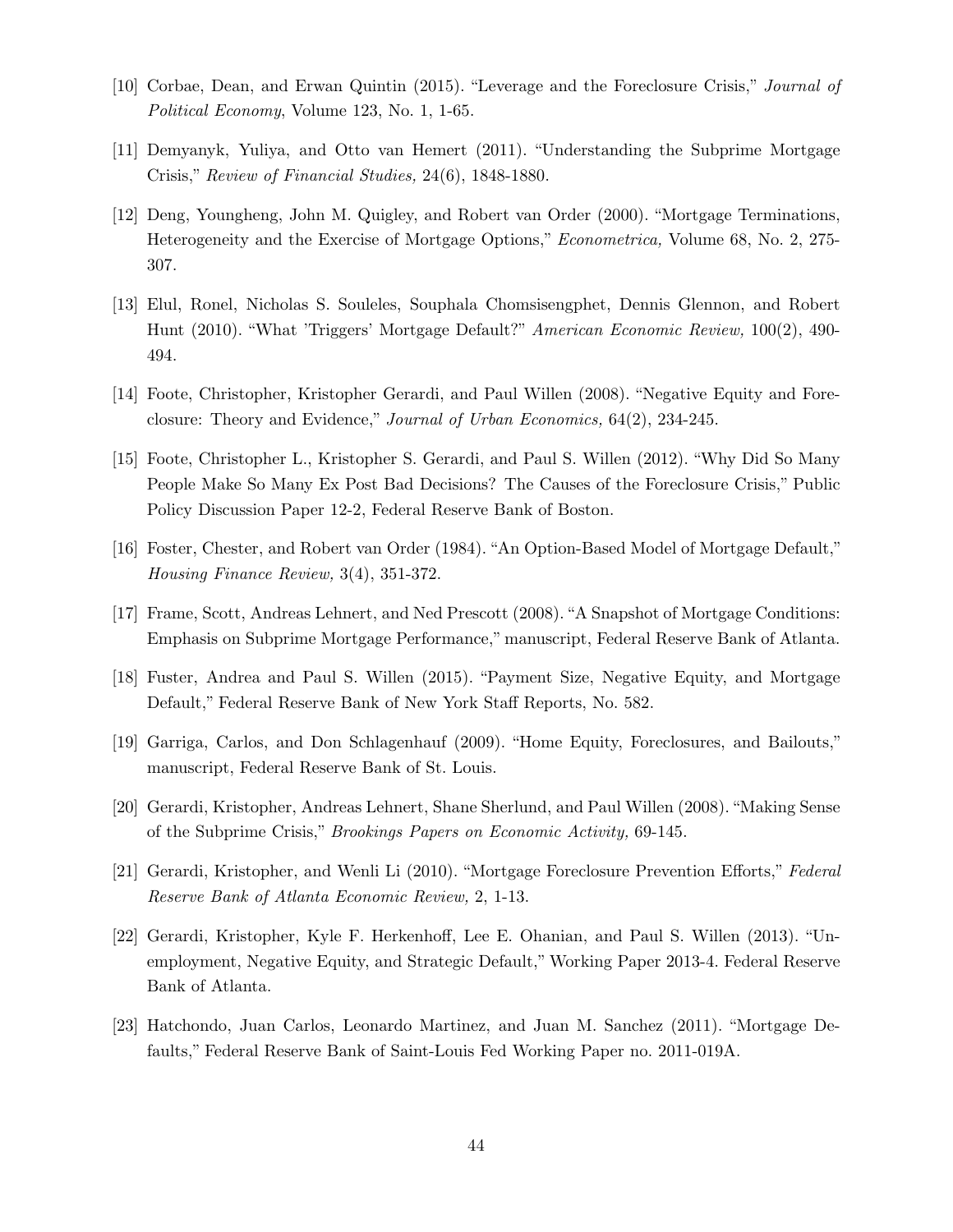[10] Corbae, Dean, and Erwan Quintin (2015). "Leverage and the Foreclosure Crisis," *Journal of Political Economy*, Volume 123, No. 1, 1-65.

[11] Demyanyk, Yuliya, and Otto van Hemert (2011). "Understanding the Subprime Mortgage Crisis," *Review of Financial Studies,* 24(6), 1848-1880.

[12] Deng, Youngheng, John M. Quigley, and Robert van Order (2000). "Mortgage Terminations, Heterogeneity and the Exercise of Mortgage Options," *Econometrica,* Volume 68, No. 2, 275-307.

[13] Elul, Ronel, Nicholas S. Souleles, Souphala Chomsisengphet, Dennis Glennon, and Robert Hunt (2010). "What 'Triggers' Mortgage Default?" *American Economic Review,* 100(2), 490-494.

[14] Foote, Christopher, Kristopher Gerardi, and Paul Willen (2008). "Negative Equity and Foreclosure: Theory and Evidence," *Journal of Urban Economics,* 64(2), 234-245.

[15] Foote, Christopher L., Kristopher S. Gerardi, and Paul S. Willen (2012). "Why Did So Many People Make So Many Ex Post Bad Decisions? The Causes of the Foreclosure Crisis," Public Policy Discussion Paper 12-2, Federal Reserve Bank of Boston.

[16] Foster, Chester, and Robert van Order (1984). "An Option-Based Model of Mortgage Default," *Housing Finance Review,* 3(4), 351-372.

[17] Frame, Scott, Andreas Lehnert, and Ned Prescott (2008). "A Snapshot of Mortgage Conditions: Emphasis on Subprime Mortgage Performance," manuscript, Federal Reserve Bank of Atlanta.

[18] Fuster, Andrea and Paul S. Willen (2015). "Payment Size, Negative Equity, and Mortgage Default," Federal Reserve Bank of New York Staff Reports, No. 582.

[19] Garriga, Carlos, and Don Schlagenhauf (2009). "Home Equity, Foreclosures, and Bailouts," manuscript, Federal Reserve Bank of St. Louis.

[20] Gerardi, Kristopher, Andreas Lehnert, Shane Sherlund, and Paul Willen (2008). "Making Sense of the Subprime Crisis," *Brookings Papers on Economic Activity,* 69-145.

[21] Gerardi, Kristopher, and Wenli Li (2010). "Mortgage Foreclosure Prevention Efforts," *Federal Reserve Bank of Atlanta Economic Review,* 2, 1-13.

[22] Gerardi, Kristopher, Kyle F. Herkenhoff, Lee E. Ohanian, and Paul S. Willen (2013). "Unemployment, Negative Equity, and Strategic Default," Working Paper 2013-4. Federal Reserve Bank of Atlanta.

[23] Hatchondo, Juan Carlos, Leonardo Martinez, and Juan M. Sanchez (2011). "Mortgage Defaults," Federal Reserve Bank of Saint-Louis Fed Working Paper no. 2011-019A.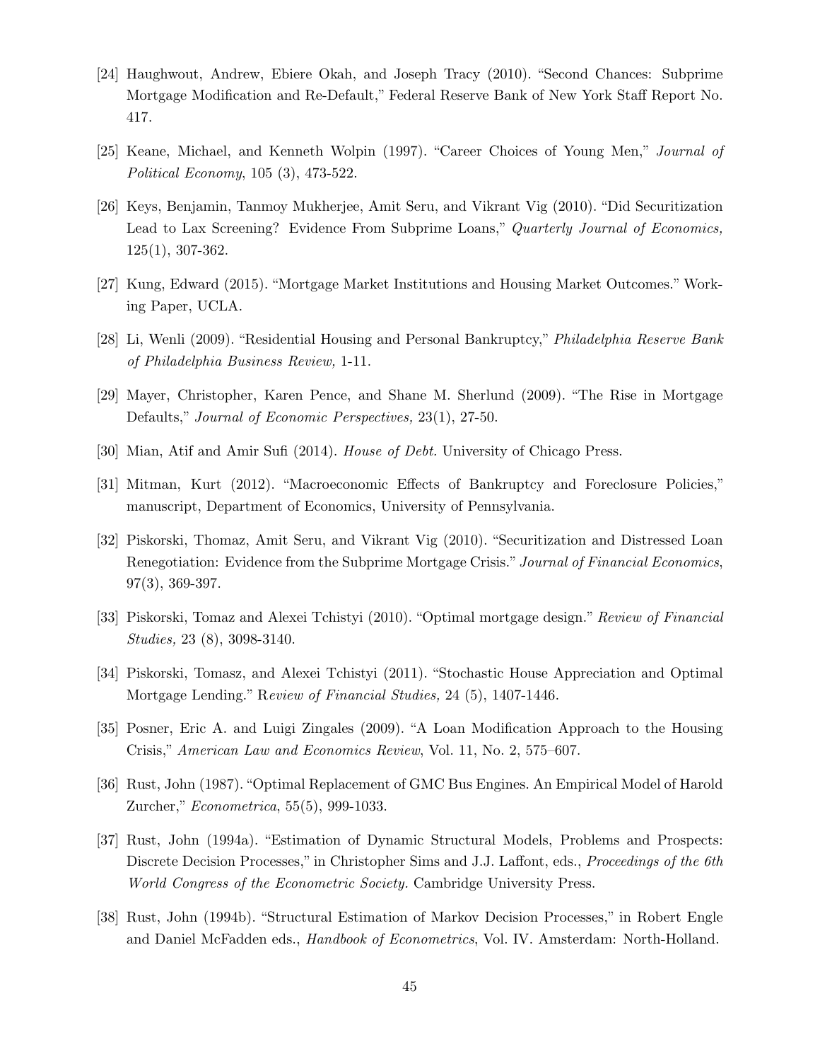[24] Haughwout, Andrew, Ebiere Okah, and Joseph Tracy (2010). "Second Chances: Subprime Mortgage Modification and Re-Default," Federal Reserve Bank of New York Staff Report No. 417.

[25] Keane, Michael, and Kenneth Wolpin (1997). "Career Choices of Young Men," *Journal of Political Economy*, 105 (3), 473-522.

[26] Keys, Benjamin, Tanmoy Mukherjee, Amit Seru, and Vikrant Vig (2010). "Did Securitization Lead to Lax Screening? Evidence From Subprime Loans," *Quarterly Journal of Economics,* 125(1), 307-362.

[27] Kung, Edward (2015). "Mortgage Market Institutions and Housing Market Outcomes." Working Paper, UCLA.

[28] Li, Wenli (2009). "Residential Housing and Personal Bankruptcy," *Philadelphia Reserve Bank of Philadelphia Business Review,* 1-11.

[29] Mayer, Christopher, Karen Pence, and Shane M. Sherlund (2009). "The Rise in Mortgage Defaults," *Journal of Economic Perspectives,* 23(1), 27-50.

[30] Mian, Atif and Amir Sufi (2014). *House of Debt.* University of Chicago Press.

[31] Mitman, Kurt (2012). "Macroeconomic Effects of Bankruptcy and Foreclosure Policies," manuscript, Department of Economics, University of Pennsylvania.

[32] Piskorski, Thomaz, Amit Seru, and Vikrant Vig (2010). "Securitization and Distressed Loan Renegotiation: Evidence from the Subprime Mortgage Crisis." *Journal of Financial Economics*, 97(3), 369-397.

[33] Piskorski, Tomaz and Alexei Tchistyi (2010). "Optimal mortgage design." *Review of Financial Studies,* 23 (8), 3098-3140.

[34] Piskorski, Tomasz, and Alexei Tchistyi (2011). "Stochastic House Appreciation and Optimal Mortgage Lending." R*eview of Financial Studies,* 24 (5), 1407-1446.

[35] Posner, Eric A. and Luigi Zingales (2009). "A Loan Modification Approach to the Housing Crisis," *American Law and Economics Review*, Vol. 11, No. 2, 575–607.

[36] Rust, John (1987). "Optimal Replacement of GMC Bus Engines. An Empirical Model of Harold Zurcher," *Econometrica*, 55(5), 999-1033.

[37] Rust, John (1994a). "Estimation of Dynamic Structural Models, Problems and Prospects: Discrete Decision Processes," in Christopher Sims and J.J. Laffont, eds., *Proceedings of the 6th World Congress of the Econometric Society.* Cambridge University Press.

[38] Rust, John (1994b). "Structural Estimation of Markov Decision Processes," in Robert Engle and Daniel McFadden eds., *Handbook of Econometrics*, Vol. IV. Amsterdam: North-Holland.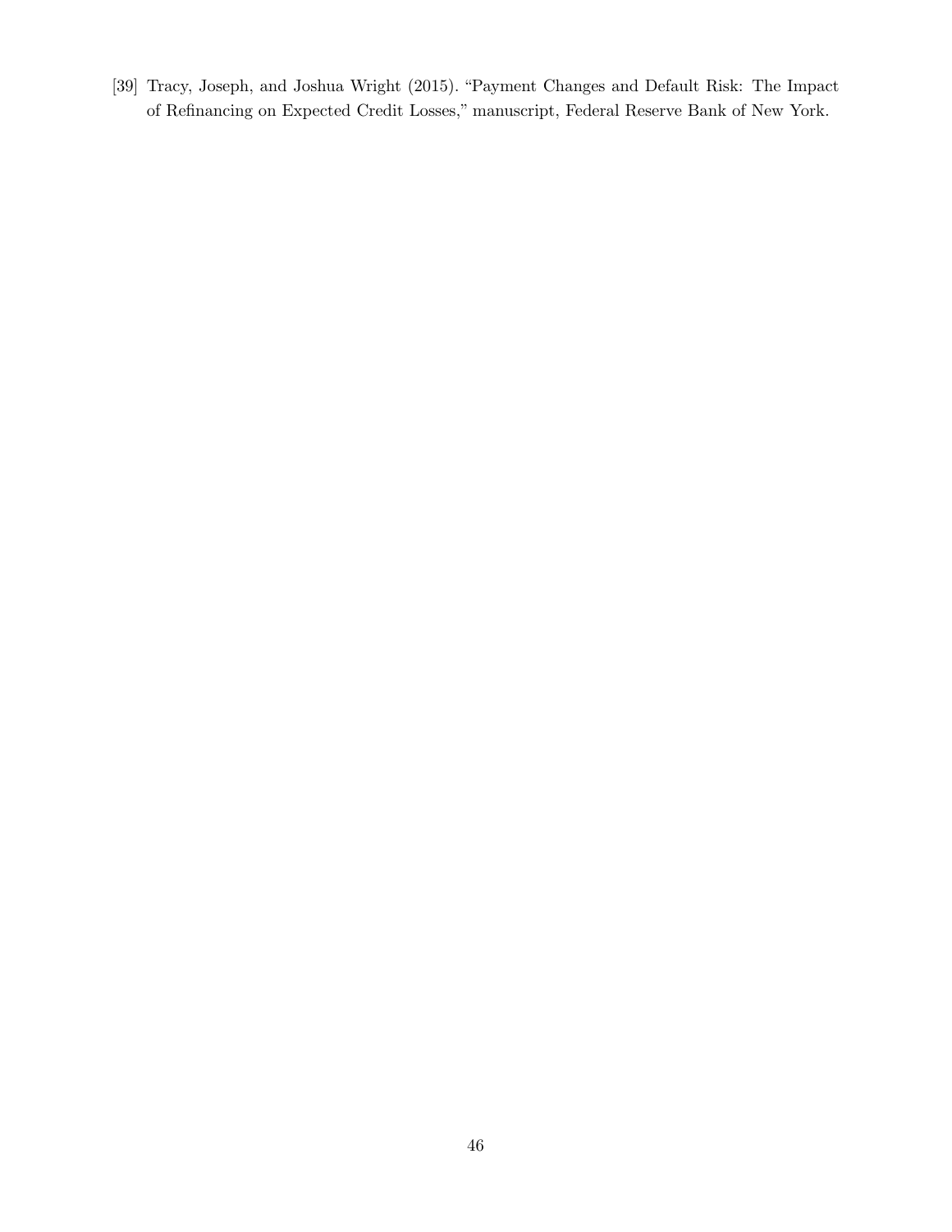[39] Tracy, Joseph, and Joshua Wright (2015). "Payment Changes and Default Risk: The Impact of Refinancing on Expected Credit Losses," manuscript, Federal Reserve Bank of New York.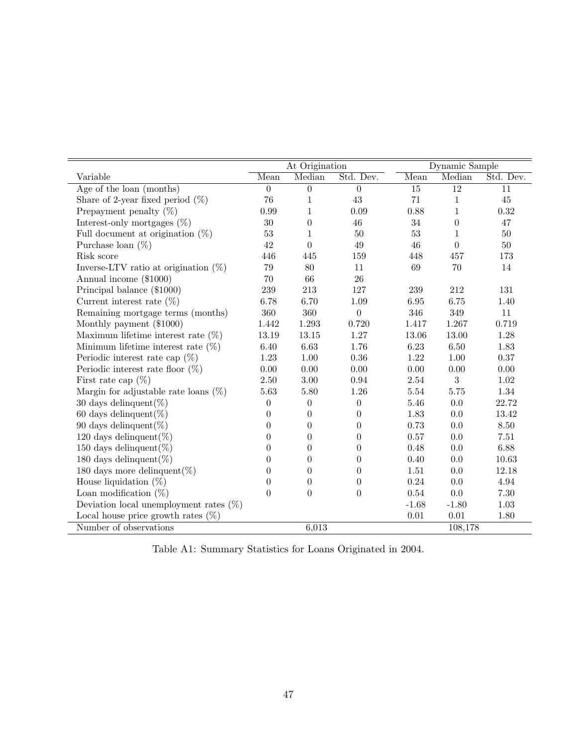| | At Origination | | | Dynamic Sample | | |
|---|---|---|---|---|---|---|
| Variable | Mean | Median | Std. Dev. | Mean | Median | Std. Dev. |
| Age of the loan (months) | 0 | 0 | 0 | 15 | 12 | 11 |
| Share of 2-year fixed period (%) | 76 | 1 | 43 | 71 | 1 | 45 |
| Prepayment penalty (%) | 0.99 | 1 | 0.09 | 0.88 | 1 | 0.32 |
| Interest-only mortgages (%) | 30 | 0 | 46 | 34 | 0 | 47 |
| Full document at origination (%) | 53 | 1 | 50 | 53 | 1 | 50 |
| Purchase loan (%) | 42 | 0 | 49 | 46 | 0 | 50 |
| Risk score | 446 | 445 | 159 | 448 | 457 | 173 |
| Inverse-LTV ratio at origination (%) | 79 | 80 | 11 | 69 | 70 | 14 |
| Annual income ($1000) | 70 | 66 | 26 | | | |
| Principal balance ($1000) | 239 | 213 | 127 | 239 | 212 | 131 |
| Current interest rate (%) | 6.78 | 6.70 | 1.09 | 6.95 | 6.75 | 1.40 |
| Remaining mortgage terms (months) | 360 | 360 | 0 | 346 | 349 | 11 |
| Monthly payment ($1000) | 1.442 | 1.293 | 0.720 | 1.417 | 1.267 | 0.719 |
| Maximum lifetime interest rate (%) | 13.19 | 13.15 | 1.27 | 13.06 | 13.00 | 1.28 |
| Minimum lifetime interest rate (%) | 6.40 | 6.63 | 1.76 | 6.23 | 6.50 | 1.83 |
| Periodic interest rate cap (%) | 1.23 | 1.00 | 0.36 | 1.22 | 1.00 | 0.37 |
| Periodic interest rate floor (%) | 0.00 | 0.00 | 0.00 | 0.00 | 0.00 | 0.00 |
| First rate cap (%) | 2.50 | 3.00 | 0.94 | 2.54 | 3 | 1.02 |
| Margin for adjustable rate loans (%) | 5.63 | 5.80 | 1.26 | 5.54 | 5.75 | 1.34 |
| 30 days delinquent(%) | 0 | 0 | 0 | 5.46 | 0.0 | 22.72 |
| 60 days delinquent(%) | 0 | 0 | 0 | 1.83 | 0.0 | 13.42 |
| 90 days delinquent(%) | 0 | 0 | 0 | 0.73 | 0.0 | 8.50 |
| 120 days delinquent(%) | 0 | 0 | 0 | 0.57 | 0.0 | 7.51 |
| 150 days delinquent(%) | 0 | 0 | 0 | 0.48 | 0.0 | 6.88 |
| 180 days delinquent(%) | 0 | 0 | 0 | 0.40 | 0.0 | 10.63 |
| 180 days more delinquent(%) | 0 | 0 | 0 | 1.51 | 0.0 | 12.18 |
| House liquidation (%) | 0 | 0 | 0 | 0.24 | 0.0 | 4.94 |
| Loan modification (%) | 0 | 0 | 0 | 0.54 | 0.0 | 7.30 |
| Deviation local unemployment rates (%) | | | | -1.68 | -1.80 | 1.03 |
| Local house price growth rates (%) | | | | 0.01 | 0.01 | 1.80 |
| Number of observations | | 6,013 | | | 108,178 | |

Table A1: Summary Statistics for Loans Originated in 2004.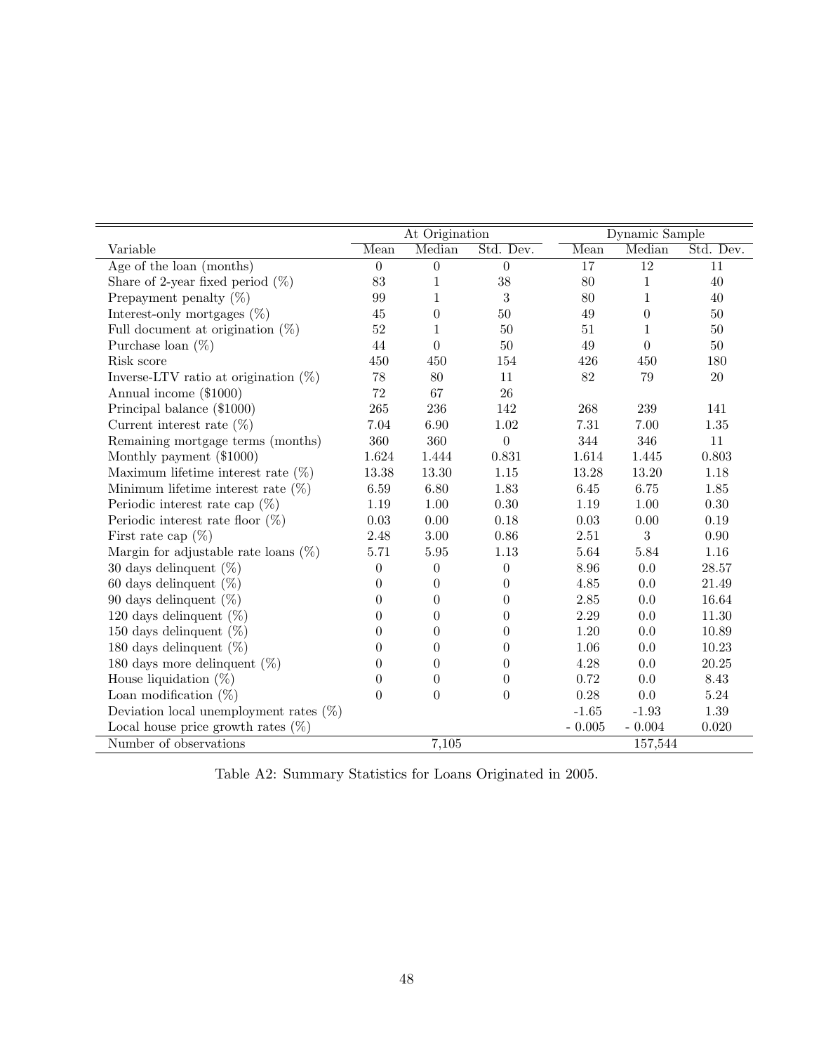| Variable | At Origination | | | Dynamic Sample | | |
|---|---|---|---|---|---|---|
| | Mean | Median | Std. Dev. | Mean | Median | Std. Dev. |
| Age of the loan (months) | 0 | 0 | 0 | 17 | 12 | 11 |
| Share of 2-year fixed period (%) | 83 | 1 | 38 | 80 | 1 | 40 |
| Prepayment penalty (%) | 99 | 1 | 3 | 80 | 1 | 40 |
| Interest-only mortgages (%) | 45 | 0 | 50 | 49 | 0 | 50 |
| Full document at origination (%) | 52 | 1 | 50 | 51 | 1 | 50 |
| Purchase loan (%) | 44 | 0 | 50 | 49 | 0 | 50 |
| Risk score | 450 | 450 | 154 | 426 | 450 | 180 |
| Inverse-LTV ratio at origination (%) | 78 | 80 | 11 | 82 | 79 | 20 |
| Annual income ($1000) | 72 | 67 | 26 | | | |
| Principal balance ($1000) | 265 | 236 | 142 | 268 | 239 | 141 |
| Current interest rate (%) | 7.04 | 6.90 | 1.02 | 7.31 | 7.00 | 1.35 |
| Remaining mortgage terms (months) | 360 | 360 | 0 | 344 | 346 | 11 |
| Monthly payment ($1000) | 1.624 | 1.444 | 0.831 | 1.614 | 1.445 | 0.803 |
| Maximum lifetime interest rate (%) | 13.38 | 13.30 | 1.15 | 13.28 | 13.20 | 1.18 |
| Minimum lifetime interest rate (%) | 6.59 | 6.80 | 1.83 | 6.45 | 6.75 | 1.85 |
| Periodic interest rate cap (%) | 1.19 | 1.00 | 0.30 | 1.19 | 1.00 | 0.30 |
| Periodic interest rate floor (%) | 0.03 | 0.00 | 0.18 | 0.03 | 0.00 | 0.19 |
| First rate cap (%) | 2.48 | 3.00 | 0.86 | 2.51 | 3 | 0.90 |
| Margin for adjustable rate loans (%) | 5.71 | 5.95 | 1.13 | 5.64 | 5.84 | 1.16 |
| 30 days delinquent (%) | 0 | 0 | 0 | 8.96 | 0.0 | 28.57 |
| 60 days delinquent (%) | 0 | 0 | 0 | 4.85 | 0.0 | 21.49 |
| 90 days delinquent (%) | 0 | 0 | 0 | 2.85 | 0.0 | 16.64 |
| 120 days delinquent (%) | 0 | 0 | 0 | 2.29 | 0.0 | 11.30 |
| 150 days delinquent (%) | 0 | 0 | 0 | 1.20 | 0.0 | 10.89 |
| 180 days delinquent (%) | 0 | 0 | 0 | 1.06 | 0.0 | 10.23 |
| 180 days more delinquent (%) | 0 | 0 | 0 | 4.28 | 0.0 | 20.25 |
| House liquidation (%) | 0 | 0 | 0 | 0.72 | 0.0 | 8.43 |
| Loan modification (%) | 0 | 0 | 0 | 0.28 | 0.0 | 5.24 |
| Deviation local unemployment rates (%) | | | | -1.65 | -1.93 | 1.39 |
| Local house price growth rates (%) | | | | - 0.005 | - 0.004 | 0.020 |
| Number of observations | | 7,105 | | | 157,544 | |

Table A2: Summary Statistics for Loans Originated in 2005.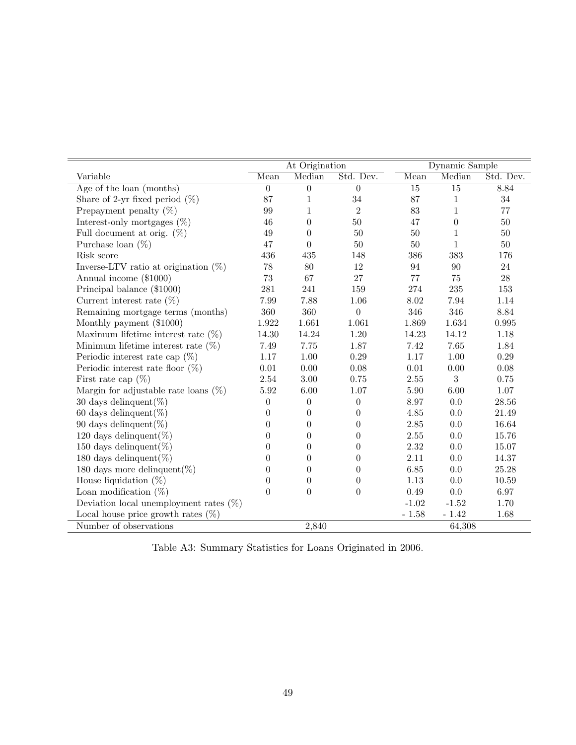| | At Origination | | | Dynamic Sample | | |
|---|---|---|---|---|---|---|
| Variable | Mean | Median | Std. Dev. | Mean | Median | Std. Dev. |
| Age of the loan (months) | 0 | 0 | 0 | 15 | 15 | 8.84 |
| Share of 2-yr fixed period (%) | 87 | 1 | 34 | 87 | 1 | 34 |
| Prepayment penalty (%) | 99 | 1 | 2 | 83 | 1 | 77 |
| Interest-only mortgages (%) | 46 | 0 | 50 | 47 | 0 | 50 |
| Full document at orig. (%) | 49 | 0 | 50 | 50 | 1 | 50 |
| Purchase loan (%) | 47 | 0 | 50 | 50 | 1 | 50 |
| Risk score | 436 | 435 | 148 | 386 | 383 | 176 |
| Inverse-LTV ratio at origination (%) | 78 | 80 | 12 | 94 | 90 | 24 |
| Annual income ($1000) | 73 | 67 | 27 | 77 | 75 | 28 |
| Principal balance ($1000) | 281 | 241 | 159 | 274 | 235 | 153 |
| Current interest rate (%) | 7.99 | 7.88 | 1.06 | 8.02 | 7.94 | 1.14 |
| Remaining mortgage terms (months) | 360 | 360 | 0 | 346 | 346 | 8.84 |
| Monthly payment ($1000) | 1.922 | 1.661 | 1.061 | 1.869 | 1.634 | 0.995 |
| Maximum lifetime interest rate (%) | 14.30 | 14.24 | 1.20 | 14.23 | 14.12 | 1.18 |
| Minimum lifetime interest rate (%) | 7.49 | 7.75 | 1.87 | 7.42 | 7.65 | 1.84 |
| Periodic interest rate cap (%) | 1.17 | 1.00 | 0.29 | 1.17 | 1.00 | 0.29 |
| Periodic interest rate floor (%) | 0.01 | 0.00 | 0.08 | 0.01 | 0.00 | 0.08 |
| First rate cap (%) | 2.54 | 3.00 | 0.75 | 2.55 | 3 | 0.75 |
| Margin for adjustable rate loans (%) | 5.92 | 6.00 | 1.07 | 5.90 | 6.00 | 1.07 |
| 30 days delinquent(%) | 0 | 0 | 0 | 8.97 | 0.0 | 28.56 |
| 60 days delinquent(%) | 0 | 0 | 0 | 4.85 | 0.0 | 21.49 |
| 90 days delinquent(%) | 0 | 0 | 0 | 2.85 | 0.0 | 16.64 |
| 120 days delinquent(%) | 0 | 0 | 0 | 2.55 | 0.0 | 15.76 |
| 150 days delinquent(%) | 0 | 0 | 0 | 2.32 | 0.0 | 15.07 |
| 180 days delinquent(%) | 0 | 0 | 0 | 2.11 | 0.0 | 14.37 |
| 180 days more delinquent(%) | 0 | 0 | 0 | 6.85 | 0.0 | 25.28 |
| House liquidation (%) | 0 | 0 | 0 | 1.13 | 0.0 | 10.59 |
| Loan modification (%) | 0 | 0 | 0 | 0.49 | 0.0 | 6.97 |
| Deviation local unemployment rates (%) | | | | -1.02 | -1.52 | 1.70 |
| Local house price growth rates (%) | | | | - 1.58 | - 1.42 | 1.68 |
| Number of observations | | 2,840 | | | 64,308 | |

Table A3: Summary Statistics for Loans Originated in 2006.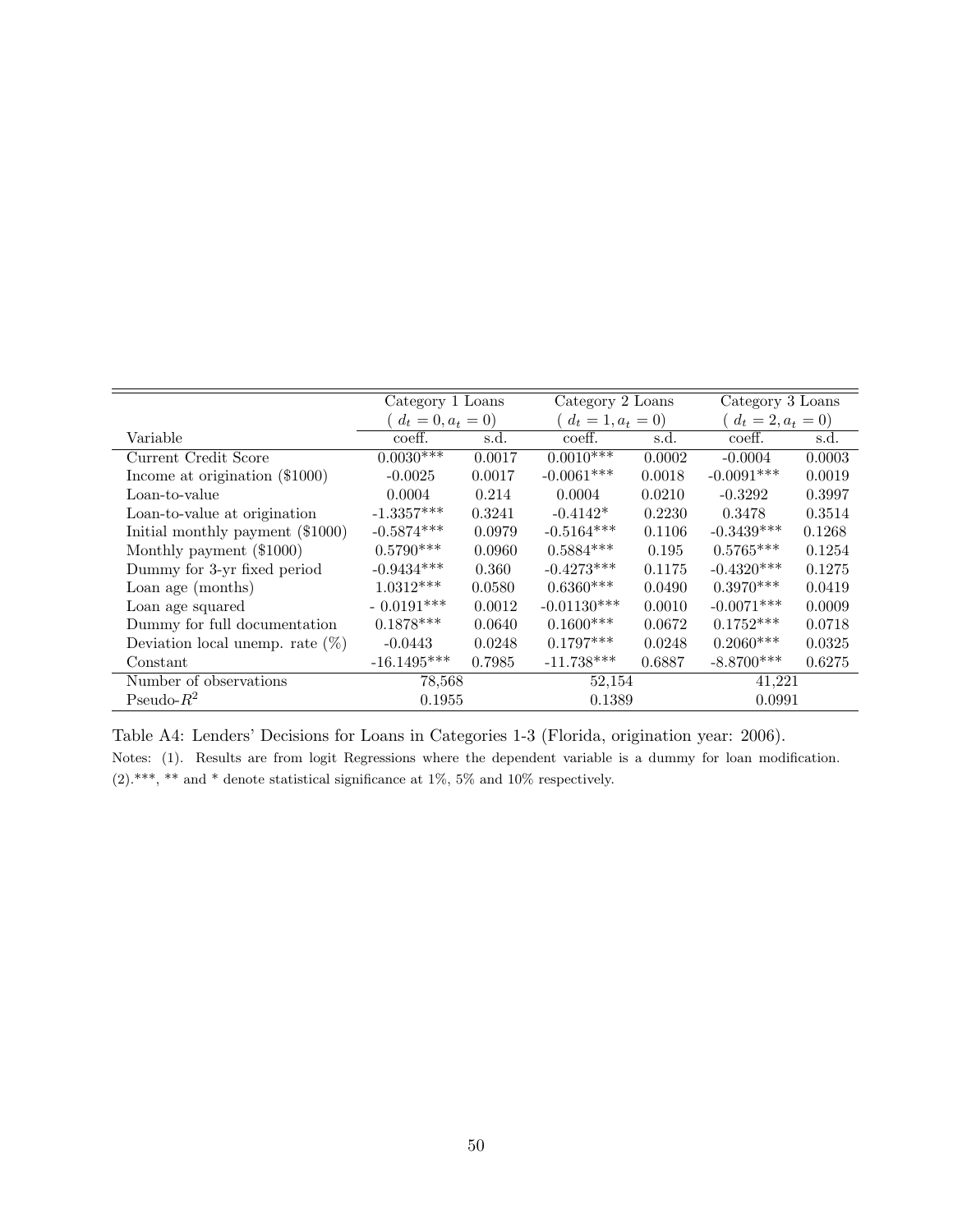| | Category 1 Loans ( $d_t = 0, a_t = 0$) | | Category 2 Loans ( $d_t = 1, a_t = 0$) | | Category 3 Loans ( $d_t = 2, a_t = 0$) | |
|---|---|---|---|---|---|---|
| Variable | coeff. | s.d. | coeff. | s.d. | coeff. | s.d. |
| Current Credit Score | 0.0030*** | 0.0017 | 0.0010*** | 0.0002 | -0.0004 | 0.0003 |
| Income at origination (\$1000) | -0.0025 | 0.0017 | -0.0061*** | 0.0018 | -0.0091*** | 0.0019 |
| Loan-to-value | 0.0004 | 0.214 | 0.0004 | 0.0210 | -0.3292 | 0.3997 |
| Loan-to-value at origination | -1.3357*** | 0.3241 | -0.4142* | 0.2230 | 0.3478 | 0.3514 |
| Initial monthly payment (\$1000) | -0.5874*** | 0.0979 | -0.5164*** | 0.1106 | -0.3439*** | 0.1268 |
| Monthly payment (\$1000) | 0.5790*** | 0.0960 | 0.5884*** | 0.195 | 0.5765*** | 0.1254 |
| Dummy for 3-yr fixed period | -0.9434*** | 0.360 | -0.4273*** | 0.1175 | -0.4320*** | 0.1275 |
| Loan age (months) | 1.0312*** | 0.0580 | 0.6360*** | 0.0490 | 0.3970*** | 0.0419 |
| Loan age squared | - 0.0191*** | 0.0012 | -0.01130*** | 0.0010 | -0.0071*** | 0.0009 |
| Dummy for full documentation | 0.1878*** | 0.0640 | 0.1600*** | 0.0672 | 0.1752*** | 0.0718 |
| Deviation local unemp. rate (%) | -0.0443 | 0.0248 | 0.1797*** | 0.0248 | 0.2060*** | 0.0325 |
| Constant | -16.1495*** | 0.7985 | -11.738*** | 0.6887 | -8.8700*** | 0.6275 |
| Number of observations | 78,568 | | 52,154 | | 41,221 | |
| Pseudo-$R^2$ | 0.1955 | | 0.1389 | | 0.0991 | |

Table A4: Lenders' Decisions for Loans in Categories 1-3 (Florida, origination year: 2006).

Notes: (1). Results are from logit Regressions where the dependent variable is a dummy for loan modification. (2).***, ** and * denote statistical significance at 1%, 5% and 10% respectively.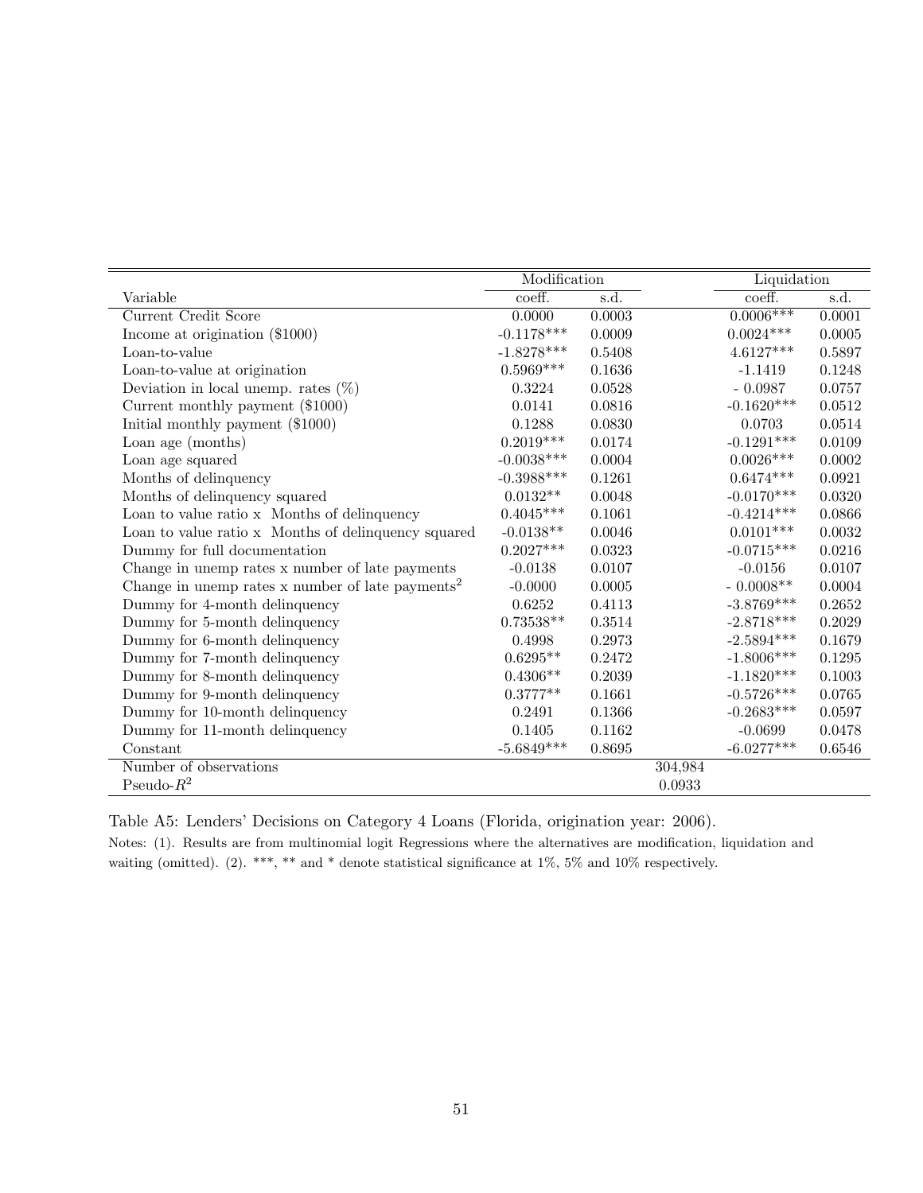| | Modification | | Liquidation | |
|---|---|---|---|---|
| Variable | coeff. | s.d. | coeff. | s.d. |
| Current Credit Score | 0.0000 | 0.0003 | 0.0006*** | 0.0001 |
| Income at origination ($1000) | -0.1178*** | 0.0009 | 0.0024*** | 0.0005 |
| Loan-to-value | -1.8278*** | 0.5408 | 4.6127*** | 0.5897 |
| Loan-to-value at origination | 0.5969*** | 0.1636 | -1.1419 | 0.1248 |
| Deviation in local unemp. rates (%) | 0.3224 | 0.0528 | - 0.0987 | 0.0757 |
| Current monthly payment ($1000) | 0.0141 | 0.0816 | -0.1620*** | 0.0512 |
| Initial monthly payment ($1000) | 0.1288 | 0.0830 | 0.0703 | 0.0514 |
| Loan age (months) | 0.2019*** | 0.0174 | -0.1291*** | 0.0109 |
| Loan age squared | -0.0038*** | 0.0004 | 0.0026*** | 0.0002 |
| Months of delinquency | -0.3988*** | 0.1261 | 0.6474*** | 0.0921 |
| Months of delinquency squared | 0.0132** | 0.0048 | -0.0170*** | 0.0320 |
| Loan to value ratio x Months of delinquency | 0.4045*** | 0.1061 | -0.4214*** | 0.0866 |
| Loan to value ratio x Months of delinquency squared | -0.0138** | 0.0046 | 0.0101*** | 0.0032 |
| Dummy for full documentation | 0.2027*** | 0.0323 | -0.0715*** | 0.0216 |
| Change in unemp rates x number of late payments | -0.0138 | 0.0107 | -0.0156 | 0.0107 |
| Change in unemp rates x number of late payments$^2$ | -0.0000 | 0.0005 | - 0.0008** | 0.0004 |
| Dummy for 4-month delinquency | 0.6252 | 0.4113 | -3.8769*** | 0.2652 |
| Dummy for 5-month delinquency | 0.73538** | 0.3514 | -2.8718*** | 0.2029 |
| Dummy for 6-month delinquency | 0.4998 | 0.2973 | -2.5894*** | 0.1679 |
| Dummy for 7-month delinquency | 0.6295** | 0.2472 | -1.8006*** | 0.1295 |
| Dummy for 8-month delinquency | 0.4306** | 0.2039 | -1.1820*** | 0.1003 |
| Dummy for 9-month delinquency | 0.3777** | 0.1661 | -0.5726*** | 0.0765 |
| Dummy for 10-month delinquency | 0.2491 | 0.1366 | -0.2683*** | 0.0597 |
| Dummy for 11-month delinquency | 0.1405 | 0.1162 | -0.0699 | 0.0478 |
| Constant | -5.6849*** | 0.8695 | -6.0277*** | 0.6546 |
| Number of observations | | 304,984 | | |
| Pseudo-$R^2$ | | 0.0933 | | |

Table A5: Lenders' Decisions on Category 4 Loans (Florida, origination year: 2006).

Notes: (1). Results are from multinomial logit Regressions where the alternatives are modification, liquidation and waiting (omitted). (2). ***, ** and * denote statistical significance at 1%, 5% and 10% respectively.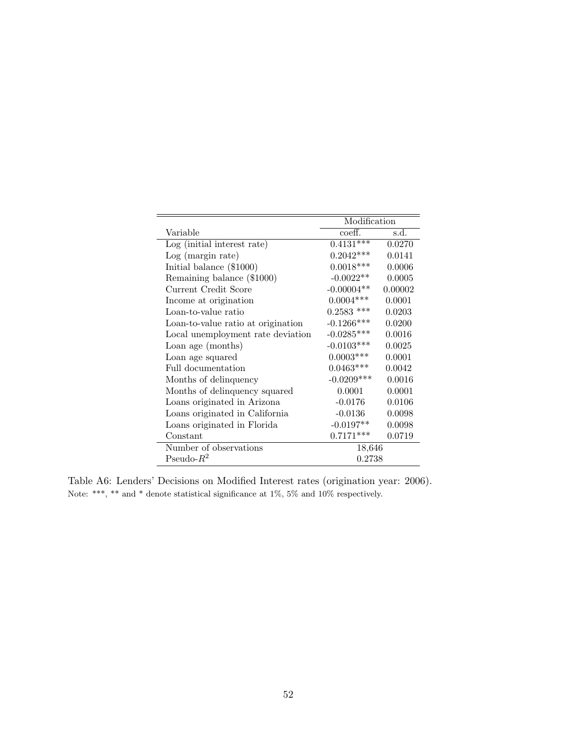| | Modification | |
|---|---|---|
| Variable | coeff. | s.d. |
| Log (initial interest rate) | 0.4131*** | 0.0270 |
| Log (margin rate) | 0.2042*** | 0.0141 |
| Initial balance ($1000) | 0.0018*** | 0.0006 |
| Remaining balance ($1000) | -0.0022** | 0.0005 |
| Current Credit Score | -0.00004** | 0.00002 |
| Income at origination | 0.0004*** | 0.0001 |
| Loan-to-value ratio | 0.2583 *** | 0.0203 |
| Loan-to-value ratio at origination | -0.1266*** | 0.0200 |
| Local unemployment rate deviation | -0.0285*** | 0.0016 |
| Loan age (months) | -0.0103*** | 0.0025 |
| Loan age squared | 0.0003*** | 0.0001 |
| Full documentation | 0.0463*** | 0.0042 |
| Months of delinquency | -0.0209*** | 0.0016 |
| Months of delinquency squared | 0.0001 | 0.0001 |
| Loans originated in Arizona | -0.0176 | 0.0106 |
| Loans originated in California | -0.0136 | 0.0098 |
| Loans originated in Florida | -0.0197** | 0.0098 |
| Constant | 0.7171*** | 0.0719 |
| Number of observations | 18,646 | |
| Pseudo-$R^2$ | 0.2738 | |

Table A6: Lenders' Decisions on Modified Interest rates (origination year: 2006).
Note: ***, ** and * denote statistical significance at 1%, 5% and 10% respectively.